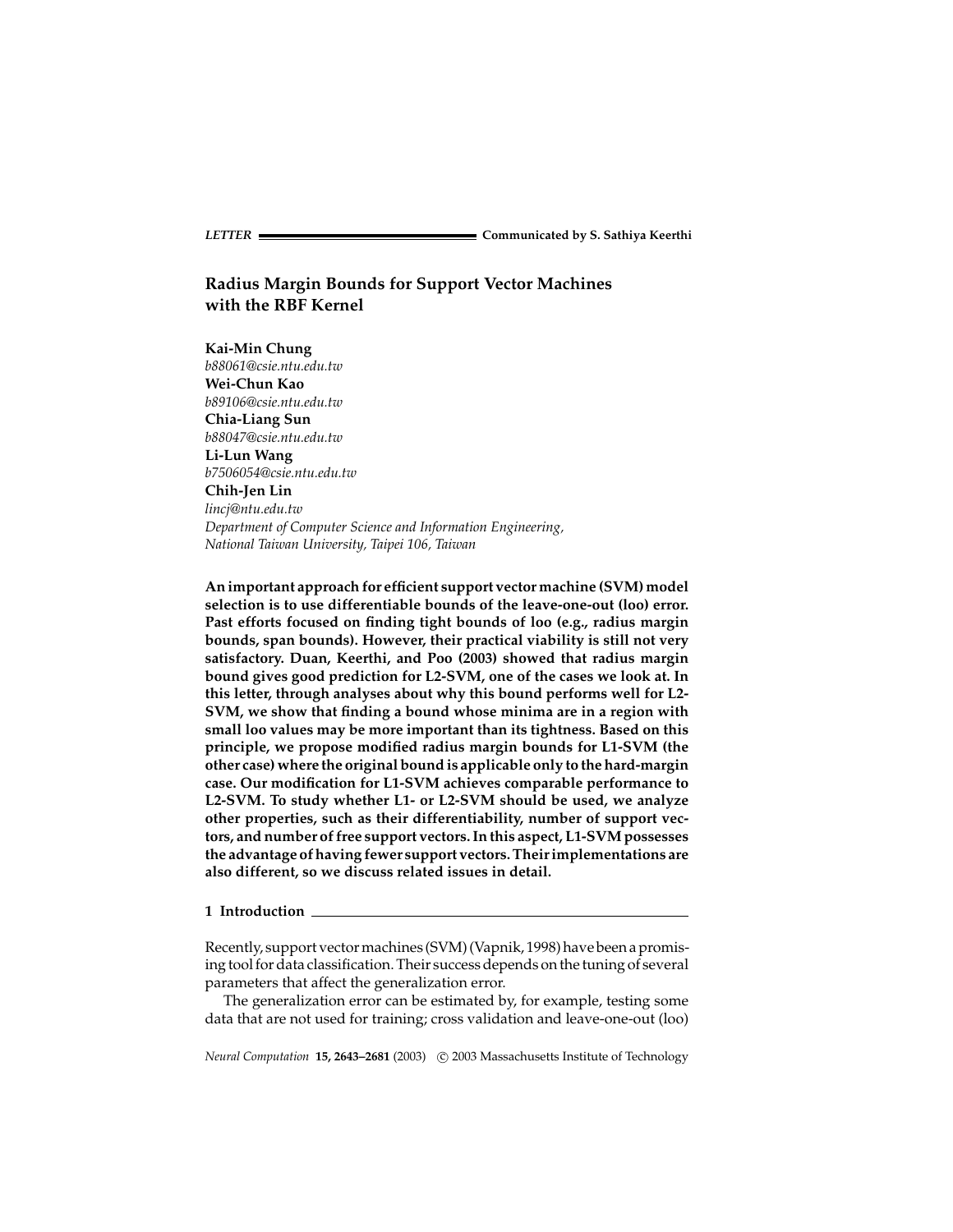**LETTER** — Communicated by S. Sathiya Keerthi

# Radius Margin Bounds for Support Vector Machines with the RBF Kernel

**Kai-Min Chung**
*b88061@csie.ntu.edu.tw*
**Wei-Chun Kao**
*b89106@csie.ntu.edu.tw*
**Chia-Liang Sun**
*b88047@csie.ntu.edu.tw*
**Li-Lun Wang**
*b7506054@csie.ntu.edu.tw*
**Chih-Jen Lin**
*lincj@ntu.edu.tw*
*Department of Computer Science and Information Engineering, National Taiwan University, Taipei 106, Taiwan*

**An important approach for efficient support vector machine (SVM) model selection is to use differentiable bounds of the leave-one-out (loo) error. Past efforts focused on finding tight bounds of loo (e.g., radius margin bounds, span bounds). However, their practical viability is still not very satisfactory. Duan, Keerthi, and Poo (2003) showed that radius margin bound gives good prediction for L2-SVM, one of the cases we look at. In this letter, through analyses about why this bound performs well for L2-SVM, we show that finding a bound whose minima are in a region with small loo values may be more important than its tightness. Based on this principle, we propose modified radius margin bounds for L1-SVM (the other case) where the original bound is applicable only to the hard-margin case. Our modification for L1-SVM achieves comparable performance to L2-SVM. To study whether L1- or L2-SVM should be used, we analyze other properties, such as their differentiability, number of support vectors, and number of free support vectors. In this aspect, L1-SVM possesses the advantage of having fewer support vectors. Their implementations are also different, so we discuss related issues in detail.**

## 1 Introduction

Recently, support vector machines (SVM) (Vapnik, 1998) have been a promising tool for data classification. Their success depends on the tuning of several parameters that affect the generalization error.

The generalization error can be estimated by, for example, testing some data that are not used for training; cross validation and leave-one-out (loo)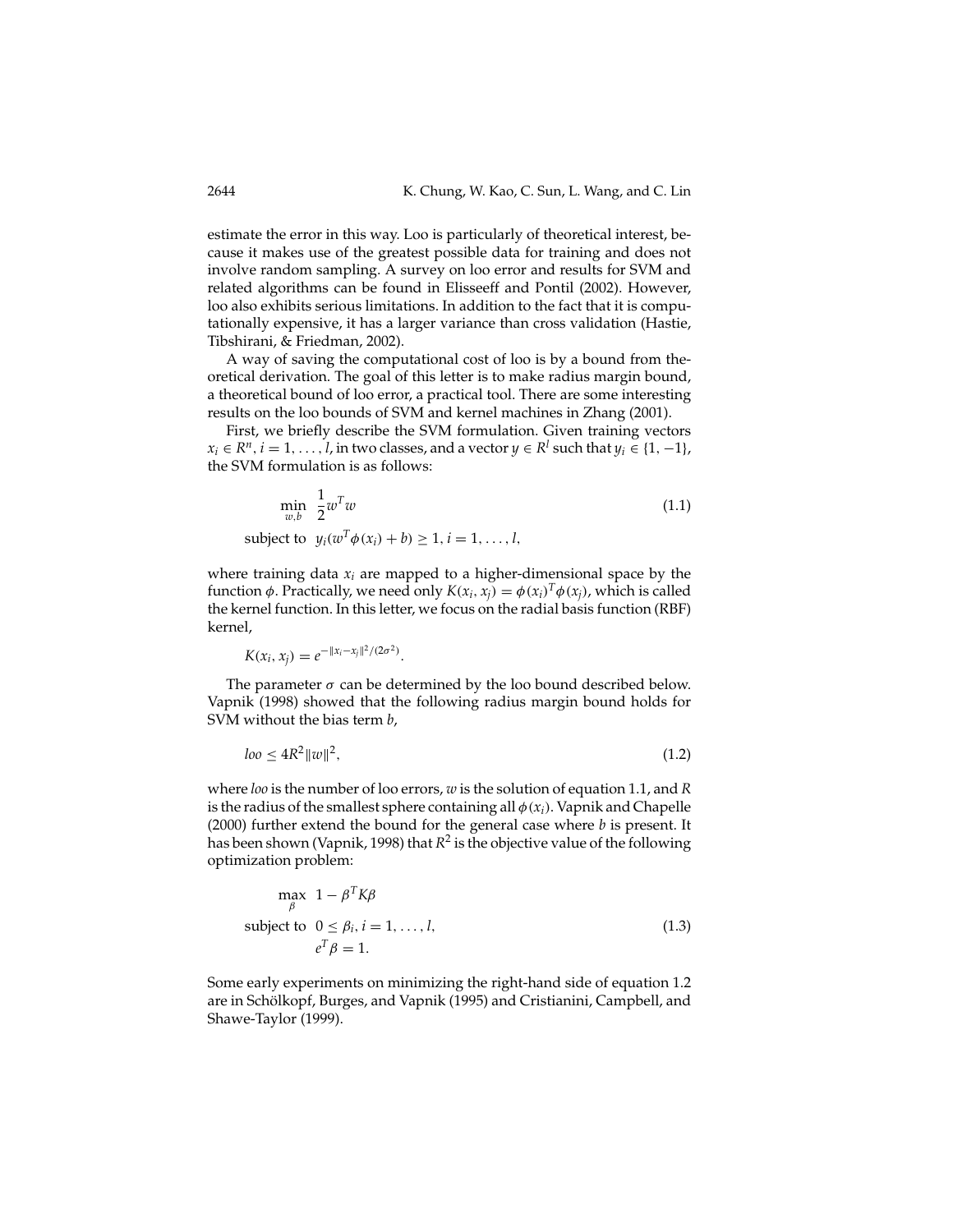estimate the error in this way. Loo is particularly of theoretical interest, because it makes use of the greatest possible data for training and does not involve random sampling. A survey on loo error and results for SVM and related algorithms can be found in Elisseeff and Pontil (2002). However, loo also exhibits serious limitations. In addition to the fact that it is computationally expensive, it has a larger variance than cross validation (Hastie, Tibshirani, & Friedman, 2002).

A way of saving the computational cost of loo is by a bound from theoretical derivation. The goal of this letter is to make radius margin bound, a theoretical bound of loo error, a practical tool. There are some interesting results on the loo bounds of SVM and kernel machines in Zhang (2001).

First, we briefly describe the SVM formulation. Given training vectors $x_i \in R^n$, $i = 1, \ldots, l$, in two classes, and a vector $y \in R^l$ such that $y_i \in \{1, -1\}$, the SVM formulation is as follows:

$$
\begin{aligned}
\min_{w,b} \quad & \frac{1}{2} w^T w \\
\text{subject to} \quad & y_i(w^T \phi(x_i) + b) \geq 1, i = 1, \ldots, l,
\end{aligned}
\tag{1.1}
$$

where training data $x_i$ are mapped to a higher-dimensional space by the function $\phi$. Practically, we need only $K(x_i, x_j) = \phi(x_i)^T \phi(x_j)$, which is called the kernel function. In this letter, we focus on the radial basis function (RBF) kernel,

$$
K(x_i, x_j) = e^{-\|x_i - x_j\|^2/(2\sigma^2)}.
$$

The parameter $\sigma$ can be determined by the loo bound described below. Vapnik (1998) showed that the following radius margin bound holds for SVM without the bias term $b$,

$$
loo \leq 4R^2 \|w\|^2, \tag{1.2}
$$

where *loo* is the number of loo errors, $w$ is the solution of equation 1.1, and $R$ is the radius of the smallest sphere containing all $\phi(x_i)$. Vapnik and Chapelle (2000) further extend the bound for the general case where $b$ is present. It has been shown (Vapnik, 1998) that $R^2$ is the objective value of the following optimization problem:

$$
\begin{aligned}
\max_{\beta} \quad & 1 - \beta^T K \beta \\
\text{subject to} \quad & 0 \leq \beta_i, i = 1, \ldots, l, \\
& e^T \beta = 1.
\end{aligned}
\tag{1.3}
$$

Some early experiments on minimizing the right-hand side of equation 1.2 are in Schölkopf, Burges, and Vapnik (1995) and Cristianini, Campbell, and Shawe-Taylor (1999).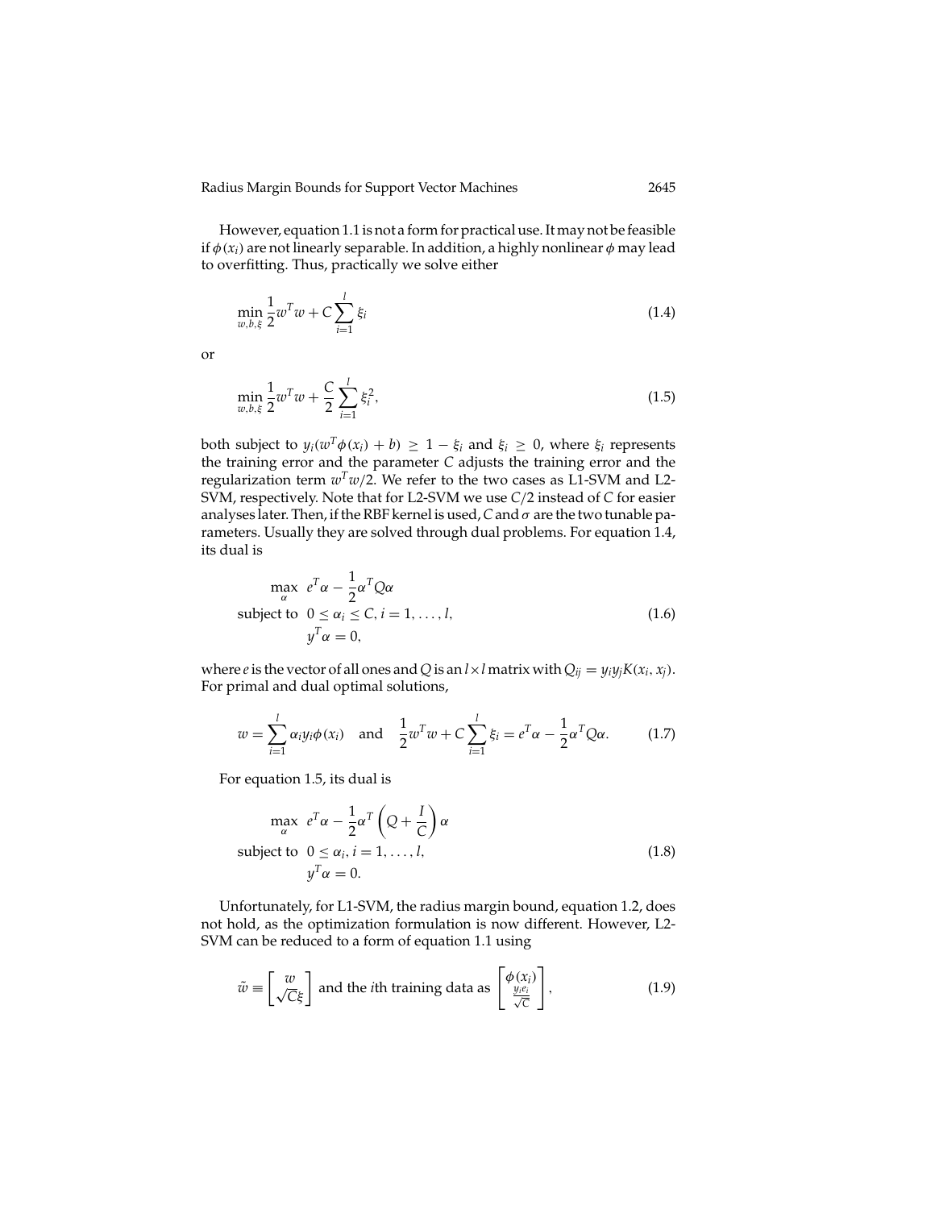However, equation 1.1 is not a form for practical use. It may not be feasible if $\phi(x_i)$ are not linearly separable. In addition, a highly nonlinear $\phi$ may lead to overfitting. Thus, practically we solve either

$$\min_{w,b,\xi} \frac{1}{2} w^T w + C \sum_{i=1}^{l} \xi_i \tag{1.4}$$

or

$$\min_{w,b,\xi} \frac{1}{2} w^T w + \frac{C}{2} \sum_{i=1}^{l} \xi_i^2, \tag{1.5}$$

both subject to $y_i(w^T\phi(x_i) + b) \geq 1 - \xi_i$ and $\xi_i \geq 0$, where $\xi_i$ represents the training error and the parameter $C$ adjusts the training error and the regularization term $w^T w/2$. We refer to the two cases as L1-SVM and L2-SVM, respectively. Note that for L2-SVM we use $C/2$ instead of $C$ for easier analyses later. Then, if the RBF kernel is used, $C$ and $\sigma$ are the two tunable parameters. Usually they are solved through dual problems. For equation 1.4, its dual is

$$\begin{aligned}
\max_{\alpha} \quad & e^T\alpha - \frac{1}{2}\alpha^T Q \alpha \\
\text{subject to} \quad & 0 \leq \alpha_i \leq C, i = 1, \ldots, l, \\
& y^T \alpha = 0,
\end{aligned} \tag{1.6}$$

where $e$ is the vector of all ones and $Q$ is an $l \times l$ matrix with $Q_{ij} = y_i y_j K(x_i, x_j)$. For primal and dual optimal solutions,

$$w = \sum_{i=1}^{l} \alpha_i y_i \phi(x_i) \quad \text{and} \quad \frac{1}{2} w^T w + C \sum_{i=1}^{l} \xi_i = e^T \alpha - \frac{1}{2} \alpha^T Q \alpha. \tag{1.7}$$

For equation 1.5, its dual is

$$\begin{aligned}
\max_{\alpha} \quad & e^T\alpha - \frac{1}{2}\alpha^T \left(Q + \frac{I}{C}\right) \alpha \\
\text{subject to} \quad & 0 \leq \alpha_i, i = 1, \ldots, l, \\
& y^T \alpha = 0.
\end{aligned} \tag{1.8}$$

Unfortunately, for L1-SVM, the radius margin bound, equation 1.2, does not hold, as the optimization formulation is now different. However, L2-SVM can be reduced to a form of equation 1.1 using

$$\tilde{w} \equiv \begin{bmatrix} w \\ \sqrt{C}\xi \end{bmatrix} \text{ and the } i\text{th training data as } \begin{bmatrix} \phi(x_i) \\ \frac{y_i e_i}{\sqrt{C}} \end{bmatrix}, \tag{1.9}$$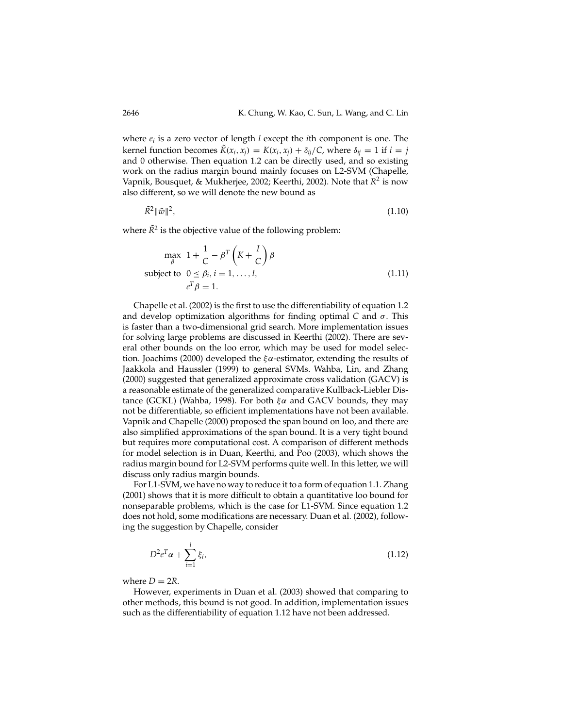where $e_i$ is a zero vector of length $l$ except the $i$th component is one. The kernel function becomes $\tilde{K}(x_i, x_j) = K(x_i, x_j) + \delta_{ij}/C$, where $\delta_{ij} = 1$ if $i = j$ and 0 otherwise. Then equation 1.2 can be directly used, and so existing work on the radius margin bound mainly focuses on L2-SVM (Chapelle, Vapnik, Bousquet, & Mukherjee, 2002; Keerthi, 2002). Note that $R^2$ is now also different, so we will denote the new bound as

$$\tilde{R}^2 \|\tilde{w}\|^2, \tag{1.10}$$

where $\tilde{R}^2$ is the objective value of the following problem:

$$\begin{aligned}
\max_{\beta} \quad & 1 + \frac{1}{C} - \beta^T \left( K + \frac{I}{C} \right) \beta \\
\text{subject to} \quad & 0 \leq \beta_i, i = 1, \ldots, l, \\
& e^T \beta = 1.
\end{aligned} \tag{1.11}$$

Chapelle et al. (2002) is the first to use the differentiability of equation 1.2 and develop optimization algorithms for finding optimal $C$ and $\sigma$. This is faster than a two-dimensional grid search. More implementation issues for solving large problems are discussed in Keerthi (2002). There are several other bounds on the loo error, which may be used for model selection. Joachims (2000) developed the $\xi\alpha$-estimator, extending the results of Jaakkola and Haussler (1999) to general SVMs. Wahba, Lin, and Zhang (2000) suggested that generalized approximate cross validation (GACV) is a reasonable estimate of the generalized comparative Kullback-Liebler Distance (GCKL) (Wahba, 1998). For both $\xi\alpha$ and GACV bounds, they may not be differentiable, so efficient implementations have not been available. Vapnik and Chapelle (2000) proposed the span bound on loo, and there are also simplified approximations of the span bound. It is a very tight bound but requires more computational cost. A comparison of different methods for model selection is in Duan, Keerthi, and Poo (2003), which shows the radius margin bound for L2-SVM performs quite well. In this letter, we will discuss only radius margin bounds.

For L1-SVM, we have no way to reduce it to a form of equation 1.1. Zhang (2001) shows that it is more difficult to obtain a quantitative loo bound for nonseparable problems, which is the case for L1-SVM. Since equation 1.2 does not hold, some modifications are necessary. Duan et al. (2002), following the suggestion by Chapelle, consider

$$D^2 e^T \alpha + \sum_{i=1}^{l} \xi_i, \tag{1.12}$$

where $D = 2R$.

However, experiments in Duan et al. (2003) showed that comparing to other methods, this bound is not good. In addition, implementation issues such as the differentiability of equation 1.12 have not been addressed.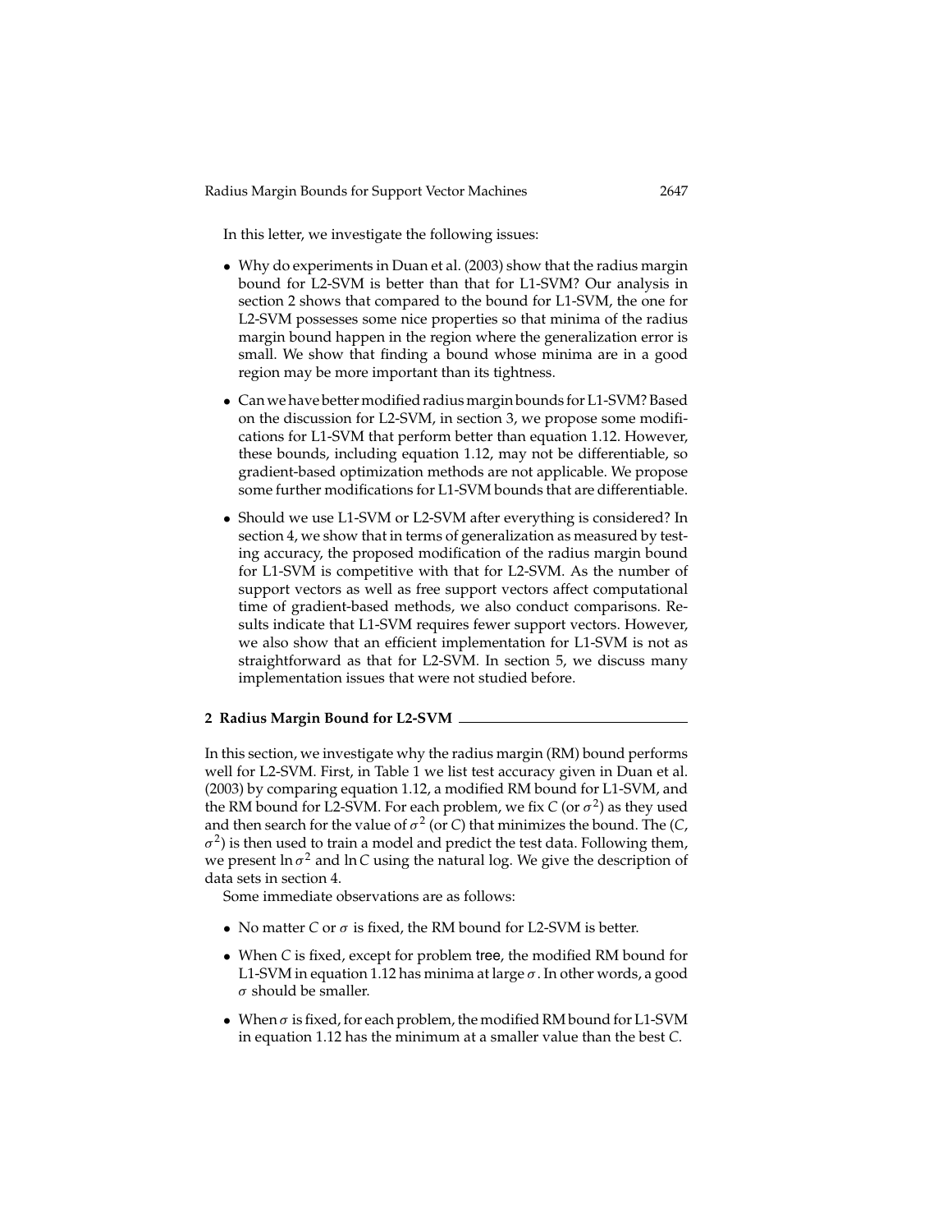In this letter, we investigate the following issues:

- Why do experiments in Duan et al. (2003) show that the radius margin bound for L2-SVM is better than that for L1-SVM? Our analysis in section 2 shows that compared to the bound for L1-SVM, the one for L2-SVM possesses some nice properties so that minima of the radius margin bound happen in the region where the generalization error is small. We show that finding a bound whose minima are in a good region may be more important than its tightness.
- Can we have better modified radius margin bounds for L1-SVM? Based on the discussion for L2-SVM, in section 3, we propose some modifications for L1-SVM that perform better than equation 1.12. However, these bounds, including equation 1.12, may not be differentiable, so gradient-based optimization methods are not applicable. We propose some further modifications for L1-SVM bounds that are differentiable.
- Should we use L1-SVM or L2-SVM after everything is considered? In section 4, we show that in terms of generalization as measured by testing accuracy, the proposed modification of the radius margin bound for L1-SVM is competitive with that for L2-SVM. As the number of support vectors as well as free support vectors affect computational time of gradient-based methods, we also conduct comparisons. Results indicate that L1-SVM requires fewer support vectors. However, we also show that an efficient implementation for L1-SVM is not as straightforward as that for L2-SVM. In section 5, we discuss many implementation issues that were not studied before.

## 2 Radius Margin Bound for L2-SVM

In this section, we investigate why the radius margin (RM) bound performs well for L2-SVM. First, in Table 1 we list test accuracy given in Duan et al. (2003) by comparing equation 1.12, a modified RM bound for L1-SVM, and the RM bound for L2-SVM. For each problem, we fix $C$ (or $\sigma^2$) as they used and then search for the value of $\sigma^2$ (or $C$) that minimizes the bound. The ($C$, $\sigma^2$) is then used to train a model and predict the test data. Following them, we present $\ln \sigma^2$ and $\ln C$ using the natural log. We give the description of data sets in section 4.

Some immediate observations are as follows:

- No matter $C$ or $\sigma$ is fixed, the RM bound for L2-SVM is better.
- When $C$ is fixed, except for problem tree, the modified RM bound for L1-SVM in equation 1.12 has minima at large $\sigma$. In other words, a good $\sigma$ should be smaller.
- When $\sigma$ is fixed, for each problem, the modified RM bound for L1-SVM in equation 1.12 has the minimum at a smaller value than the best $C$.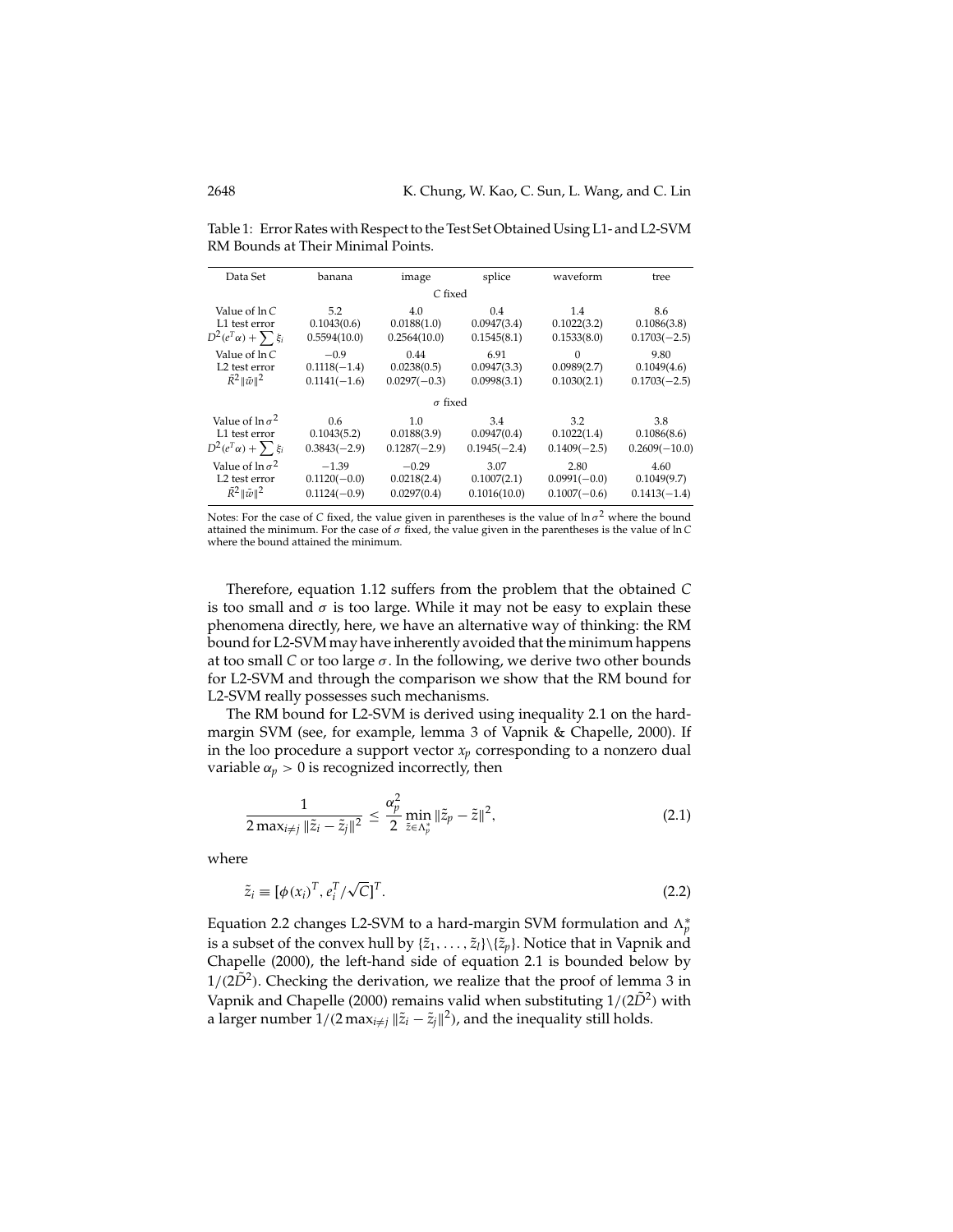Table 1: Error Rates with Respect to the Test Set Obtained Using L1- and L2-SVM RM Bounds at Their Minimal Points.

| Data Set | banana | image | splice | waveform | tree |
|---|---|---|---|---|---|
| | | | $C$ fixed | | |
| Value of $\ln C$ | 5.2 | 4.0 | 0.4 | 1.4 | 8.6 |
| L1 test error | 0.1043(0.6) | 0.0188(1.0) | 0.0947(3.4) | 0.1022(3.2) | 0.1086(3.8) |
| $D^2(e^T\alpha) + \sum \xi_i$ | 0.5594(10.0) | 0.2564(10.0) | 0.1545(8.1) | 0.1533(8.0) | 0.1703(−2.5) |
| Value of $\ln C$ | −0.9 | 0.44 | 6.91 | 0 | 9.80 |
| L2 test error | 0.1118(−1.4) | 0.0238(0.5) | 0.0947(3.3) | 0.0989(2.7) | 0.1049(4.6) |
| $\tilde{R}^2\|\tilde{w}\|^2$ | 0.1141(−1.6) | 0.0297(−0.3) | 0.0998(3.1) | 0.1030(2.1) | 0.1703(−2.5) |
| | | | $\sigma$ fixed | | |
| Value of $\ln \sigma^2$ | 0.6 | 1.0 | 3.4 | 3.2 | 3.8 |
| L1 test error | 0.1043(5.2) | 0.0188(3.9) | 0.0947(0.4) | 0.1022(1.4) | 0.1086(8.6) |
| $D^2(e^T\alpha) + \sum \xi_i$ | 0.3843(−2.9) | 0.1287(−2.9) | 0.1945(−2.4) | 0.1409(−2.5) | 0.2609(−10.0) |
| Value of $\ln \sigma^2$ | −1.39 | −0.29 | 3.07 | 2.80 | 4.60 |
| L2 test error | 0.1120(−0.0) | 0.0218(2.4) | 0.1007(2.1) | 0.0991(−0.0) | 0.1049(9.7) |
| $\tilde{R}^2\|\tilde{w}\|^2$ | 0.1124(−0.9) | 0.0297(0.4) | 0.1016(10.0) | 0.1007(−0.6) | 0.1413(−1.4) |

Notes: For the case of $C$ fixed, the value given in parentheses is the value of $\ln \sigma^2$ where the bound attained the minimum. For the case of $\sigma$ fixed, the value given in the parentheses is the value of $\ln C$ where the bound attained the minimum.

Therefore, equation 1.12 suffers from the problem that the obtained $C$ is too small and $\sigma$ is too large. While it may not be easy to explain these phenomena directly, here, we have an alternative way of thinking: the RM bound for L2-SVM may have inherently avoided that the minimum happens at too small $C$ or too large $\sigma$. In the following, we derive two other bounds for L2-SVM and through the comparison we show that the RM bound for L2-SVM really possesses such mechanisms.

The RM bound for L2-SVM is derived using inequality 2.1 on the hard-margin SVM (see, for example, lemma 3 of Vapnik & Chapelle, 2000). If in the loo procedure a support vector $x_p$ corresponding to a nonzero dual variable $\alpha_p > 0$ is recognized incorrectly, then

$$\frac{1}{2\max_{i\neq j}\|\tilde{z}_i - \tilde{z}_j\|^2} \leq \frac{\alpha_p^2}{2}\min_{\tilde{z}\in\Lambda_p^*}\|\tilde{z}_p - \tilde{z}\|^2, \tag{2.1}$$

where

$$\tilde{z}_i \equiv [\phi(x_i)^T, e_i^T/\sqrt{C}]^T. \tag{2.2}$$

Equation 2.2 changes L2-SVM to a hard-margin SVM formulation and $\Lambda_p^*$ is a subset of the convex hull by $\{\tilde{z}_1, \ldots, \tilde{z}_l\}\backslash\{\tilde{z}_p\}$. Notice that in Vapnik and Chapelle (2000), the left-hand side of equation 2.1 is bounded below by $1/(2\tilde{D}^2)$. Checking the derivation, we realize that the proof of lemma 3 in Vapnik and Chapelle (2000) remains valid when substituting $1/(2\tilde{D}^2)$ with a larger number $1/(2\max_{i\neq j}\|\tilde{z}_i - \tilde{z}_j\|^2)$, and the inequality still holds.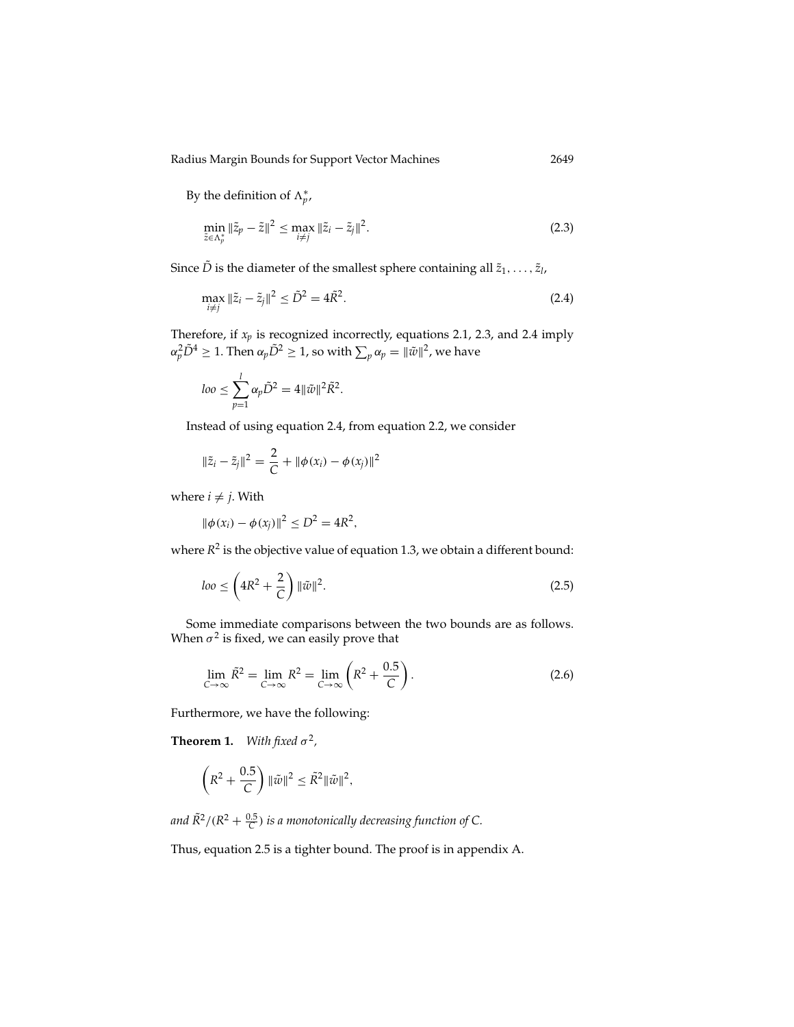By the definition of $\Lambda_p^*$,

$$\min_{\tilde{z} \in \Lambda_p^*} \|\tilde{z}_p - \tilde{z}\|^2 \leq \max_{i \neq j} \|\tilde{z}_i - \tilde{z}_j\|^2. \tag{2.3}$$

Since $\tilde{D}$ is the diameter of the smallest sphere containing all $\tilde{z}_1, \ldots, \tilde{z}_l$,

$$\max_{i \neq j} \|\tilde{z}_i - \tilde{z}_j\|^2 \leq \tilde{D}^2 = 4\tilde{R}^2. \tag{2.4}$$

Therefore, if $x_p$ is recognized incorrectly, equations 2.1, 2.3, and 2.4 imply $\alpha_p^2 \tilde{D}^4 \geq 1$. Then $\alpha_p \tilde{D}^2 \geq 1$, so with $\sum_p \alpha_p = \|\tilde{w}\|^2$, we have

$$loo \leq \sum_{p=1}^{l} \alpha_p \tilde{D}^2 = 4\|\tilde{w}\|^2 \tilde{R}^2.$$

Instead of using equation 2.4, from equation 2.2, we consider

$$\|\tilde{z}_i - \tilde{z}_j\|^2 = \frac{2}{C} + \|\phi(x_i) - \phi(x_j)\|^2$$

where $i \neq j$. With

$$\|\phi(x_i) - \phi(x_j)\|^2 \leq D^2 = 4R^2,$$

where $R^2$ is the objective value of equation 1.3, we obtain a different bound:

$$loo \leq \left(4R^2 + \frac{2}{C}\right) \|\tilde{w}\|^2. \tag{2.5}$$

Some immediate comparisons between the two bounds are as follows. When $\sigma^2$ is fixed, we can easily prove that

$$\lim_{C \to \infty} \tilde{R}^2 = \lim_{C \to \infty} R^2 = \lim_{C \to \infty} \left(R^2 + \frac{0.5}{C}\right). \tag{2.6}$$

Furthermore, we have the following:

**Theorem 1.** *With fixed $\sigma^2$,*

$$\left(R^2 + \frac{0.5}{C}\right) \|\tilde{w}\|^2 \leq \tilde{R}^2 \|\tilde{w}\|^2,$$

*and $\tilde{R}^2 / (R^2 + \frac{0.5}{C})$ is a monotonically decreasing function of $C$.*

Thus, equation 2.5 is a tighter bound. The proof is in appendix A.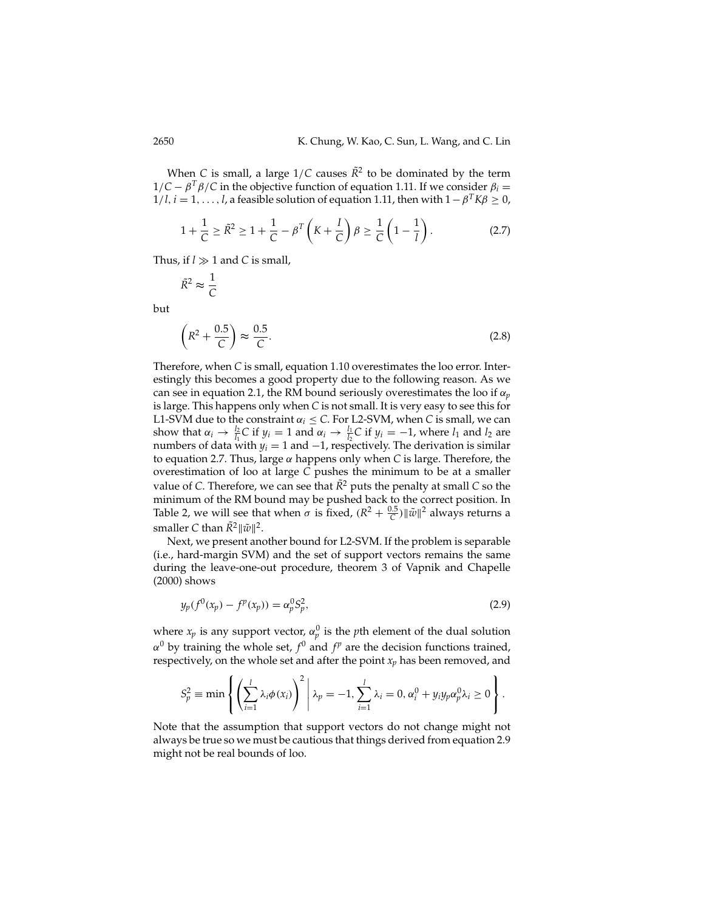When $C$ is small, a large $1/C$ causes $\tilde{R}^2$ to be dominated by the term $1/C - \beta^T\beta/C$ in the objective function of equation 1.11. If we consider $\beta_i = 1/l$, $i = 1, \ldots, l$, a feasible solution of equation 1.11, then with $1 - \beta^T K\beta \geq 0$,

$$1 + \frac{1}{C} \geq \tilde{R}^2 \geq 1 + \frac{1}{C} - \beta^T\left(K + \frac{I}{C}\right)\beta \geq \frac{1}{C}\left(1 - \frac{1}{l}\right). \tag{2.7}$$

Thus, if $l \gg 1$ and $C$ is small,

$$\tilde{R}^2 \approx \frac{1}{C}$$

but

$$\left(R^2 + \frac{0.5}{C}\right) \approx \frac{0.5}{C}. \tag{2.8}$$

Therefore, when $C$ is small, equation 1.10 overestimates the loo error. Interestingly this becomes a good property due to the following reason. As we can see in equation 2.1, the RM bound seriously overestimates the loo if $\alpha_p$ is large. This happens only when $C$ is not small. It is very easy to see this for L1-SVM due to the constraint $\alpha_i \leq C$. For L2-SVM, when $C$ is small, we can show that $\alpha_i \to \frac{l_2}{l_1}C$ if $y_i = 1$ and $\alpha_i \to \frac{l_1}{l_2}C$ if $y_i = -1$, where $l_1$ and $l_2$ are numbers of data with $y_i = 1$ and $-1$, respectively. The derivation is similar to equation 2.7. Thus, large $\alpha$ happens only when $C$ is large. Therefore, the overestimation of loo at large $C$ pushes the minimum to be at a smaller value of $C$. Therefore, we can see that $\tilde{R}^2$ puts the penalty at small $C$ so the minimum of the RM bound may be pushed back to the correct position. In Table 2, we will see that when $\sigma$ is fixed, $(R^2 + \frac{0.5}{C})\|\tilde{w}\|^2$ always returns a smaller $C$ than $\tilde{R}^2\|\tilde{w}\|^2$.

Next, we present another bound for L2-SVM. If the problem is separable (i.e., hard-margin SVM) and the set of support vectors remains the same during the leave-one-out procedure, theorem 3 of Vapnik and Chapelle (2000) shows

$$y_p(f^0(x_p) - f^p(x_p)) = \alpha_p^0 S_p^2, \tag{2.9}$$

where $x_p$ is any support vector, $\alpha_p^0$ is the $p$th element of the dual solution $\alpha^0$ by training the whole set, $f^0$ and $f^p$ are the decision functions trained, respectively, on the whole set and after the point $x_p$ has been removed, and

$$S_p^2 \equiv \min\left\{\left(\sum_{i=1}^{l}\lambda_i\phi(x_i)\right)^2 \,\middle|\, \lambda_p = -1, \sum_{i=1}^{l}\lambda_i = 0, \alpha_i^0 + y_i y_p \alpha_p^0 \lambda_i \geq 0\right\}.$$

Note that the assumption that support vectors do not change might not always be true so we must be cautious that things derived from equation 2.9 might not be real bounds of loo.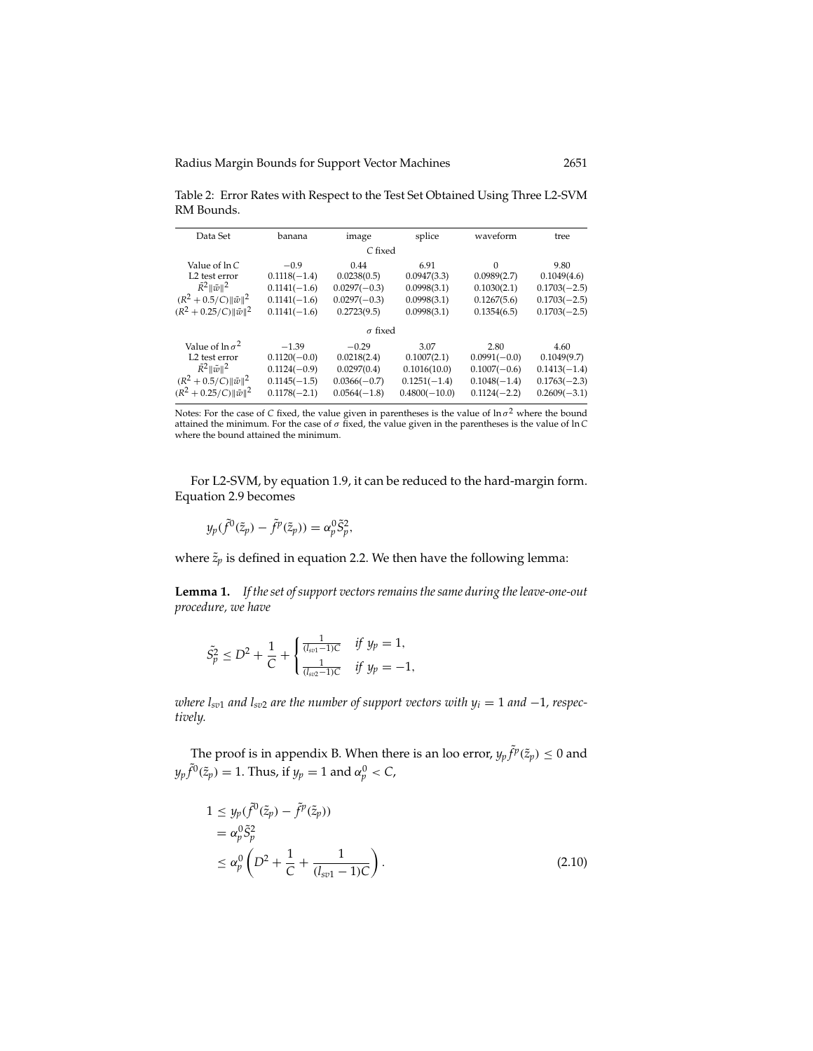Table 2: Error Rates with Respect to the Test Set Obtained Using Three L2-SVM RM Bounds.

| Data Set | banana | image | splice | waveform | tree |
|---|---|---|---|---|---|
| | | $C$ fixed | | | |
| Value of $\ln C$ | $-0.9$ | 0.44 | 6.91 | 0 | 9.80 |
| L2 test error | 0.1118(−1.4) | 0.0238(0.5) | 0.0947(3.3) | 0.0989(2.7) | 0.1049(4.6) |
| $\tilde{R}^2\|\tilde{w}\|^2$ | 0.1141(−1.6) | 0.0297(−0.3) | 0.0998(3.1) | 0.1030(2.1) | 0.1703(−2.5) |
| $(R^2+0.5/C)\|\tilde{w}\|^2$ | 0.1141(−1.6) | 0.0297(−0.3) | 0.0998(3.1) | 0.1267(5.6) | 0.1703(−2.5) |
| $(R^2+0.25/C)\|\tilde{w}\|^2$ | 0.1141(−1.6) | 0.2723(9.5) | 0.0998(3.1) | 0.1354(6.5) | 0.1703(−2.5) |
| | | $\sigma$ fixed | | | |
| Value of $\ln \sigma^2$ | $-1.39$ | $-0.29$ | 3.07 | 2.80 | 4.60 |
| L2 test error | 0.1120(−0.0) | 0.0218(2.4) | 0.1007(2.1) | 0.0991(−0.0) | 0.1049(9.7) |
| $\tilde{R}^2\|\tilde{w}\|^2$ | 0.1124(−0.9) | 0.0297(0.4) | 0.1016(10.0) | 0.1007(−0.6) | 0.1413(−1.4) |
| $(R^2+0.5/C)\|\tilde{w}\|^2$ | 0.1145(−1.5) | 0.0366(−0.7) | 0.1251(−1.4) | 0.1048(−1.4) | 0.1763(−2.3) |
| $(R^2+0.25/C)\|\tilde{w}\|^2$ | 0.1178(−2.1) | 0.0564(−1.8) | 0.4800(−10.0) | 0.1124(−2.2) | 0.2609(−3.1) |

Notes: For the case of $C$ fixed, the value given in parentheses is the value of $\ln \sigma^2$ where the bound attained the minimum. For the case of $\sigma$ fixed, the value given in the parentheses is the value of $\ln C$ where the bound attained the minimum.

For L2-SVM, by equation 1.9, it can be reduced to the hard-margin form. Equation 2.9 becomes

$$y_p(\tilde{f}^0(\tilde{z}_p) - \tilde{f}^p(\tilde{z}_p)) = \alpha_p^0 \tilde{S}_p^2,$$

where $\tilde{z}_p$ is defined in equation 2.2. We then have the following lemma:

**Lemma 1.** *If the set of support vectors remains the same during the leave-one-out procedure, we have*

$$\tilde{S}_p^2 \leq D^2 + \frac{1}{C} + \begin{cases} \frac{1}{(l_{sv1}-1)C} & \text{if } y_p = 1, \\ \frac{1}{(l_{sv2}-1)C} & \text{if } y_p = -1, \end{cases}$$

*where $l_{sv1}$ and $l_{sv2}$ are the number of support vectors with $y_i = 1$ and $-1$, respectively.*

The proof is in appendix B. When there is an loo error, $y_p \tilde{f}^p(\tilde{z}_p) \leq 0$ and $y_p \tilde{f}^0(\tilde{z}_p) = 1$. Thus, if $y_p = 1$ and $\alpha_p^0 < C$,

$$\begin{aligned} 1 &\leq y_p(\tilde{f}^0(\tilde{z}_p) - \tilde{f}^p(\tilde{z}_p)) \\ &= \alpha_p^0 \tilde{S}_p^2 \\ &\leq \alpha_p^0 \left( D^2 + \frac{1}{C} + \frac{1}{(l_{sv1}-1)C} \right). \end{aligned} \tag{2.10}$$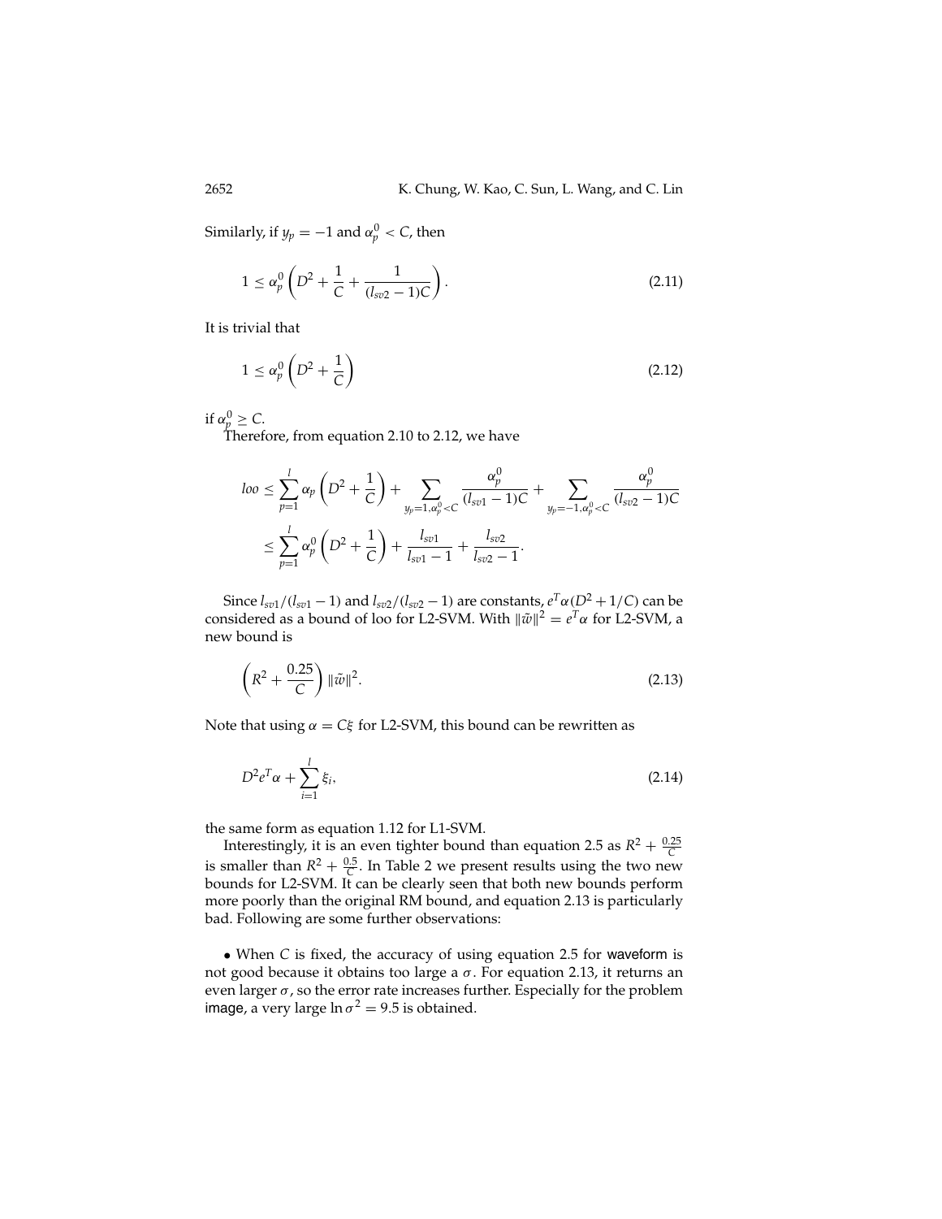Similarly, if $y_p = -1$ and $\alpha_p^0 < C$, then

$$1 \leq \alpha_p^0 \left( D^2 + \frac{1}{C} + \frac{1}{(l_{sv2} - 1)C} \right). \tag{2.11}$$

It is trivial that

$$1 \leq \alpha_p^0 \left( D^2 + \frac{1}{C} \right) \tag{2.12}$$

if $\alpha_p^0 \geq C$.

Therefore, from equation 2.10 to 2.12, we have

$$\begin{aligned} loo &\leq \sum_{p=1}^{l} \alpha_p \left( D^2 + \frac{1}{C} \right) + \sum_{y_p=1, \alpha_p^0 < C} \frac{\alpha_p^0}{(l_{sv1} - 1)C} + \sum_{y_p=-1, \alpha_p^0 < C} \frac{\alpha_p^0}{(l_{sv2} - 1)C} \\ &\leq \sum_{p=1}^{l} \alpha_p^0 \left( D^2 + \frac{1}{C} \right) + \frac{l_{sv1}}{l_{sv1} - 1} + \frac{l_{sv2}}{l_{sv2} - 1}. \end{aligned}$$

Since $l_{sv1}/(l_{sv1} - 1)$ and $l_{sv2}/(l_{sv2} - 1)$ are constants, $e^T\alpha(D^2 + 1/C)$ can be considered as a bound of loo for L2-SVM. With $\|\tilde{w}\|^2 = e^T\alpha$ for L2-SVM, a new bound is

$$\left( R^2 + \frac{0.25}{C} \right) \|\tilde{w}\|^2. \tag{2.13}$$

Note that using $\alpha = C\xi$ for L2-SVM, this bound can be rewritten as

$$D^2 e^T \alpha + \sum_{i=1}^{l} \xi_i, \tag{2.14}$$

the same form as equation 1.12 for L1-SVM.

Interestingly, it is an even tighter bound than equation 2.5 as $R^2 + \frac{0.25}{C}$ is smaller than $R^2 + \frac{0.5}{C}$. In Table 2 we present results using the two new bounds for L2-SVM. It can be clearly seen that both new bounds perform more poorly than the original RM bound, and equation 2.13 is particularly bad. Following are some further observations:

- When $C$ is fixed, the accuracy of using equation 2.5 for waveform is not good because it obtains too large a $\sigma$. For equation 2.13, it returns an even larger $\sigma$, so the error rate increases further. Especially for the problem image, a very large $\ln \sigma^2 = 9.5$ is obtained.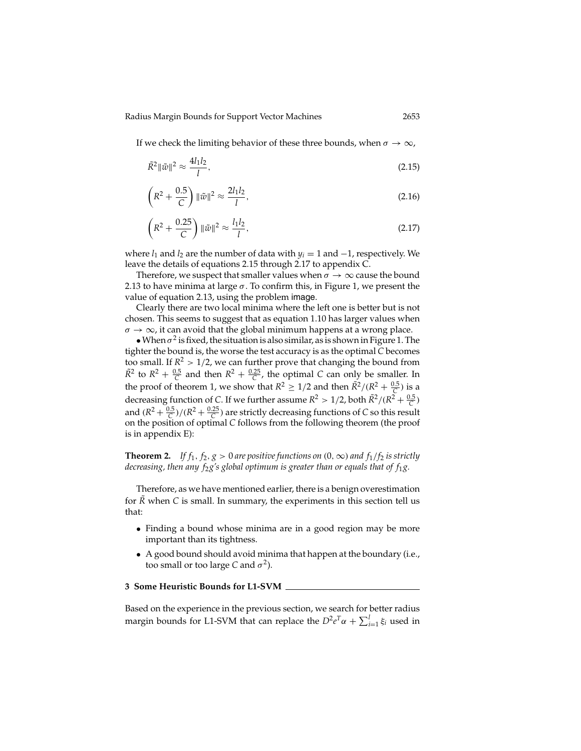If we check the limiting behavior of these three bounds, when $\sigma \to \infty$,

$$\tilde{R}^2 \|\tilde{w}\|^2 \approx \frac{4 l_1 l_2}{l}, \tag{2.15}$$

$$\left(R^2 + \frac{0.5}{C}\right) \|\tilde{w}\|^2 \approx \frac{2 l_1 l_2}{l}, \tag{2.16}$$

$$\left(R^2 + \frac{0.25}{C}\right) \|\tilde{w}\|^2 \approx \frac{l_1 l_2}{l}, \tag{2.17}$$

where $l_1$ and $l_2$ are the number of data with $y_i = 1$ and $-1$, respectively. We leave the details of equations 2.15 through 2.17 to appendix C.

Therefore, we suspect that smaller values when $\sigma \to \infty$ cause the bound 2.13 to have minima at large $\sigma$. To confirm this, in Figure 1, we present the value of equation 2.13, using the problem image.

Clearly there are two local minima where the left one is better but is not chosen. This seems to suggest that as equation 1.10 has larger values when $\sigma \to \infty$, it can avoid that the global minimum happens at a wrong place.

• When $\sigma^2$ is fixed, the situation is also similar, as is shown in Figure 1. The tighter the bound is, the worse the test accuracy is as the optimal $C$ becomes too small. If $R^2 > 1/2$, we can further prove that changing the bound from $\tilde{R}^2$ to $R^2 + \frac{0.5}{C}$ and then $R^2 + \frac{0.25}{C}$, the optimal $C$ can only be smaller. In the proof of theorem 1, we show that $R^2 \geq 1/2$ and then $\tilde{R}^2/(R^2 + \frac{0.5}{C})$ is a decreasing function of $C$. If we further assume $R^2 > 1/2$, both $\tilde{R}^2/(R^2 + \frac{0.5}{C})$ and $(R^2 + \frac{0.5}{C})/(R^2 + \frac{0.25}{C})$ are strictly decreasing functions of $C$ so this result on the position of optimal $C$ follows from the following theorem (the proof is in appendix E):

**Theorem 2.** *If $f_1, f_2, g > 0$ are positive functions on $(0, \infty)$ and $f_1/f_2$ is strictly decreasing, then any $f_2 g$'s global optimum is greater than or equals that of $f_1 g$.*

Therefore, as we have mentioned earlier, there is a benign overestimation for $\tilde{R}$ when $C$ is small. In summary, the experiments in this section tell us that:

- Finding a bound whose minima are in a good region may be more important than its tightness.
- A good bound should avoid minima that happen at the boundary (i.e., too small or too large $C$ and $\sigma^2$).

## 3 Some Heuristic Bounds for L1-SVM

Based on the experience in the previous section, we search for better radius margin bounds for L1-SVM that can replace the $D^2 e^T \alpha + \sum_{i=1}^{l} \xi_i$ used in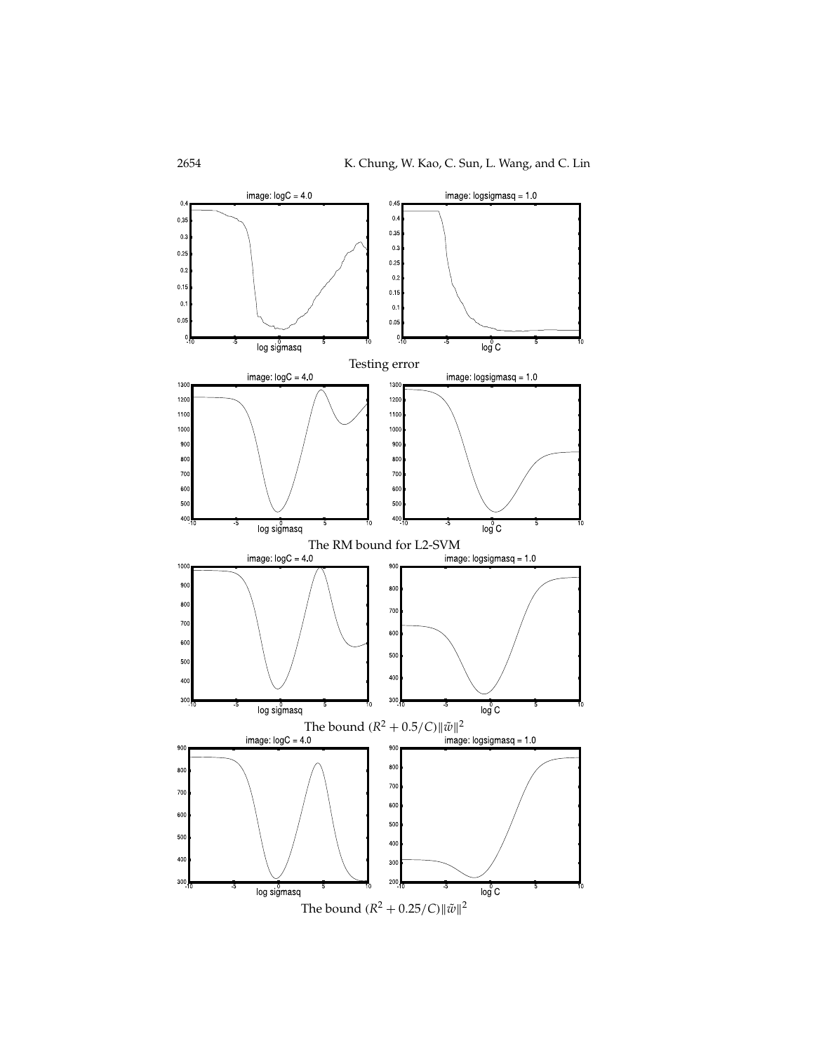Testing error

The RM bound for L2-SVM

The bound $(R^2 + 0.5/C)\|\tilde{w}\|^2$

The bound $(R^2 + 0.25/C)\|\tilde{w}\|^2$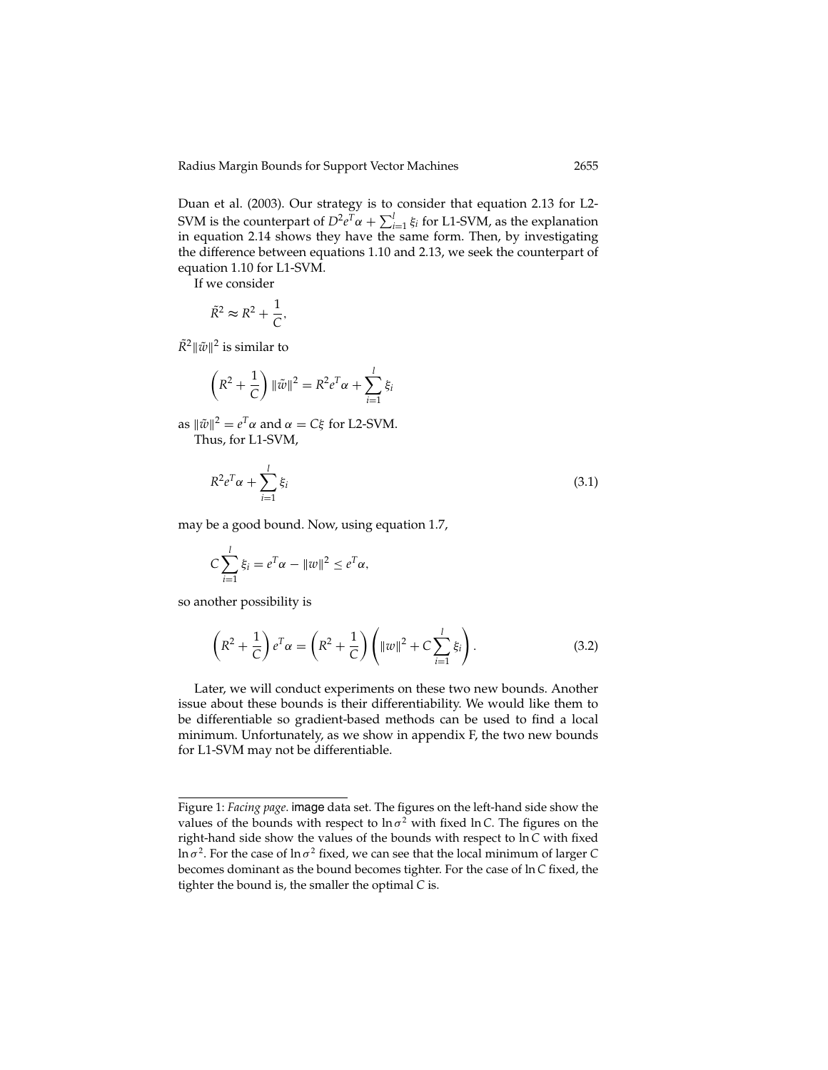Duan et al. (2003). Our strategy is to consider that equation 2.13 for L2-SVM is the counterpart of $D^2 e^T \alpha + \sum_{i=1}^{l} \xi_i$ for L1-SVM, as the explanation in equation 2.14 shows they have the same form. Then, by investigating the difference between equations 1.10 and 2.13, we seek the counterpart of equation 1.10 for L1-SVM.

If we consider

$$\tilde{R}^2 \approx R^2 + \frac{1}{C},$$

$\tilde{R}^2 \|\tilde{w}\|^2$ is similar to

$$\left(R^2 + \frac{1}{C}\right) \|\tilde{w}\|^2 = R^2 e^T \alpha + \sum_{i=1}^{l} \xi_i$$

as $\|\tilde{w}\|^2 = e^T \alpha$ and $\alpha = C\xi$ for L2-SVM.

Thus, for L1-SVM,

$$R^2 e^T \alpha + \sum_{i=1}^{l} \xi_i \tag{3.1}$$

may be a good bound. Now, using equation 1.7,

$$C \sum_{i=1}^{l} \xi_i = e^T \alpha - \|w\|^2 \leq e^T \alpha,$$

so another possibility is

$$\left(R^2 + \frac{1}{C}\right) e^T \alpha = \left(R^2 + \frac{1}{C}\right) \left(\|w\|^2 + C \sum_{i=1}^{l} \xi_i\right). \tag{3.2}$$

Later, we will conduct experiments on these two new bounds. Another issue about these bounds is their differentiability. We would like them to be differentiable so gradient-based methods can be used to find a local minimum. Unfortunately, as we show in appendix F, the two new bounds for L1-SVM may not be differentiable.

---

Figure 1: *Facing page.* image data set. The figures on the left-hand side show the values of the bounds with respect to $\ln \sigma^2$ with fixed $\ln C$. The figures on the right-hand side show the values of the bounds with respect to $\ln C$ with fixed $\ln \sigma^2$. For the case of $\ln \sigma^2$ fixed, we can see that the local minimum of larger $C$ becomes dominant as the bound becomes tighter. For the case of $\ln C$ fixed, the tighter the bound is, the smaller the optimal $C$ is.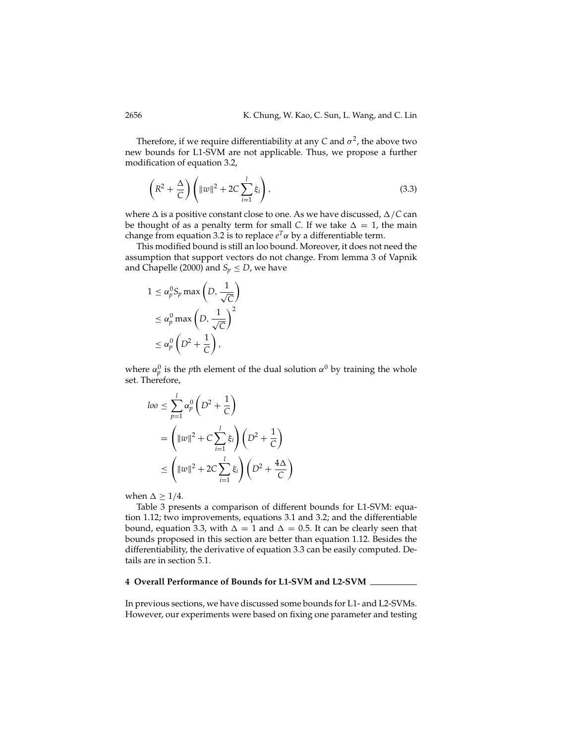Therefore, if we require differentiability at any $C$ and $\sigma^2$, the above two new bounds for L1-SVM are not applicable. Thus, we propose a further modification of equation 3.2,

$$\left(R^2 + \frac{\Delta}{C}\right)\left(\|w\|^2 + 2C\sum_{i=1}^{l}\xi_i\right), \tag{3.3}$$

where $\Delta$ is a positive constant close to one. As we have discussed, $\Delta/C$ can be thought of as a penalty term for small $C$. If we take $\Delta = 1$, the main change from equation 3.2 is to replace $e^T\alpha$ by a differentiable term.

This modified bound is still an loo bound. Moreover, it does not need the assumption that support vectors do not change. From lemma 3 of Vapnik and Chapelle (2000) and $S_p \leq D$, we have

$$\begin{aligned}
1 &\leq \alpha_p^0 S_p \max\left(D, \frac{1}{\sqrt{C}}\right) \\
&\leq \alpha_p^0 \max\left(D, \frac{1}{\sqrt{C}}\right)^2 \\
&\leq \alpha_p^0 \left(D^2 + \frac{1}{C}\right),
\end{aligned}$$

where $\alpha_p^0$ is the $p$th element of the dual solution $\alpha^0$ by training the whole set. Therefore,

$$\begin{aligned}
loo &\leq \sum_{p=1}^{l}\alpha_p^0\left(D^2 + \frac{1}{C}\right) \\
&= \left(\|w\|^2 + C\sum_{i=1}^{l}\xi_i\right)\left(D^2 + \frac{1}{C}\right) \\
&\leq \left(\|w\|^2 + 2C\sum_{i=1}^{l}\xi_i\right)\left(D^2 + \frac{4\Delta}{C}\right)
\end{aligned}$$

when $\Delta \geq 1/4$.

Table 3 presents a comparison of different bounds for L1-SVM: equation 1.12; two improvements, equations 3.1 and 3.2; and the differentiable bound, equation 3.3, with $\Delta = 1$ and $\Delta = 0.5$. It can be clearly seen that bounds proposed in this section are better than equation 1.12. Besides the differentiability, the derivative of equation 3.3 can be easily computed. Details are in section 5.1.

## 4 Overall Performance of Bounds for L1-SVM and L2-SVM

In previous sections, we have discussed some bounds for L1- and L2-SVMs. However, our experiments were based on fixing one parameter and testing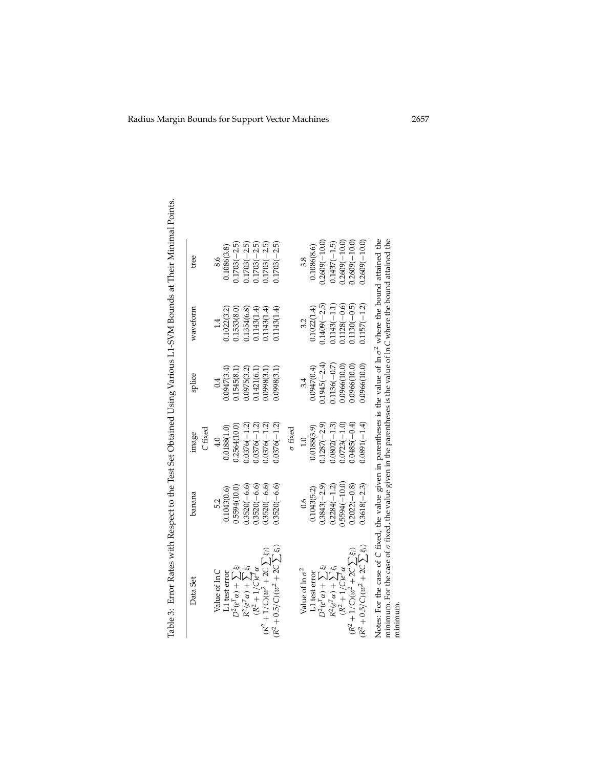Table 3: Error Rates with Respect to the Test Set Obtained Using Various L1-SVM Bounds at Their Minimal Points.

| Data Set | banana | image | splice | waveform | tree |
|---|---|---|---|---|---|
| | | $C$ fixed | | | |
| Value of $\ln C$ | 5.2 | 4.0 | 0.4 | 1.4 | 8.6 |
| L1 test error | 0.1043(0.6) | 0.0188(1.0) | 0.0947(3.4) | 0.1022(3.2) | 0.1086(3.8) |
| $D^2(e^T\alpha) + \sum \xi_i$ | 0.5594(10.0) | 0.2564(10.0) | 0.1545(8.1) | 0.1533(8.0) | 0.1703(−2.5) |
| $R^2(e^T\alpha) + \sum \xi_i$ | 0.3520(−6.6) | 0.0376(−1.2) | 0.0975(3.2) | 0.1354(6.8) | 0.1703(−2.5) |
| $(R^2 + 1/C)e^T\alpha$ | 0.3520(−6.6) | 0.0376(−1.2) | 0.1421(6.1) | 0.1143(1.4) | 0.1703(−2.5) |
| $(R^2 + 1/C)(w^2 + 2C\sum \xi_i)$ | 0.3520(−6.6) | 0.0376(−1.2) | 0.0998(3.1) | 0.1143(1.4) | 0.1703(−2.5) |
| $(R^2 + 0.5/C)(w^2 + 2C\sum \xi_i)$ | 0.3520(−6.6) | 0.0376(−1.2) | 0.0998(3.1) | 0.1143(1.4) | 0.1703(−2.5) |
| | | $\sigma$ fixed | | | |
| Value of $\ln \sigma^2$ | 0.6 | 1.0 | 3.4 | 3.2 | 3.8 |
| L1 test error | 0.1043(5.2) | 0.0188(3.9) | 0.0947(0.4) | 0.1022(1.4) | 0.1086(8.6) |
| $D^2(e^T\alpha) + \sum \xi_i$ | 0.3843(−2.9) | 0.1287(−2.9) | 0.1945(−2.4) | 0.1409(−2.5) | 0.2609(−10.0) |
| $R^2(e^T\alpha) + \sum \xi_i$ | 0.2284(−1.2) | 0.0802(−1.3) | 0.1136(−0.7) | 0.1143(−1.1) | 0.1437(−1.5) |
| $(R^2 + 1/C)e^T\alpha$ | 0.5594(−10.0) | 0.0723(−1.0) | 0.0966(10.0) | 0.1128(−0.6) | 0.2609(−10.0) |
| $(R^2 + 1/C)(w^2 + 2C\sum \xi_i)$ | 0.2022(−0.8) | 0.0485(−0.4) | 0.0966(10.0) | 0.1130(−0.5) | 0.2609(−10.0) |
| $(R^2 + 0.5/C)(w^2 + 2C\sum \xi_i)$ | 0.3618(−2.3) | 0.0891(−1.4) | 0.0966(10.0) | 0.1157(−1.2) | 0.2609(−10.0) |

Notes: For the case of $C$ fixed, the value given in parentheses is the value of $\ln \sigma^2$ where the bound attained the minimum. For the case of $\sigma$ fixed, the value given in the parentheses is the value of $\ln C$ where the bound attained the minimum.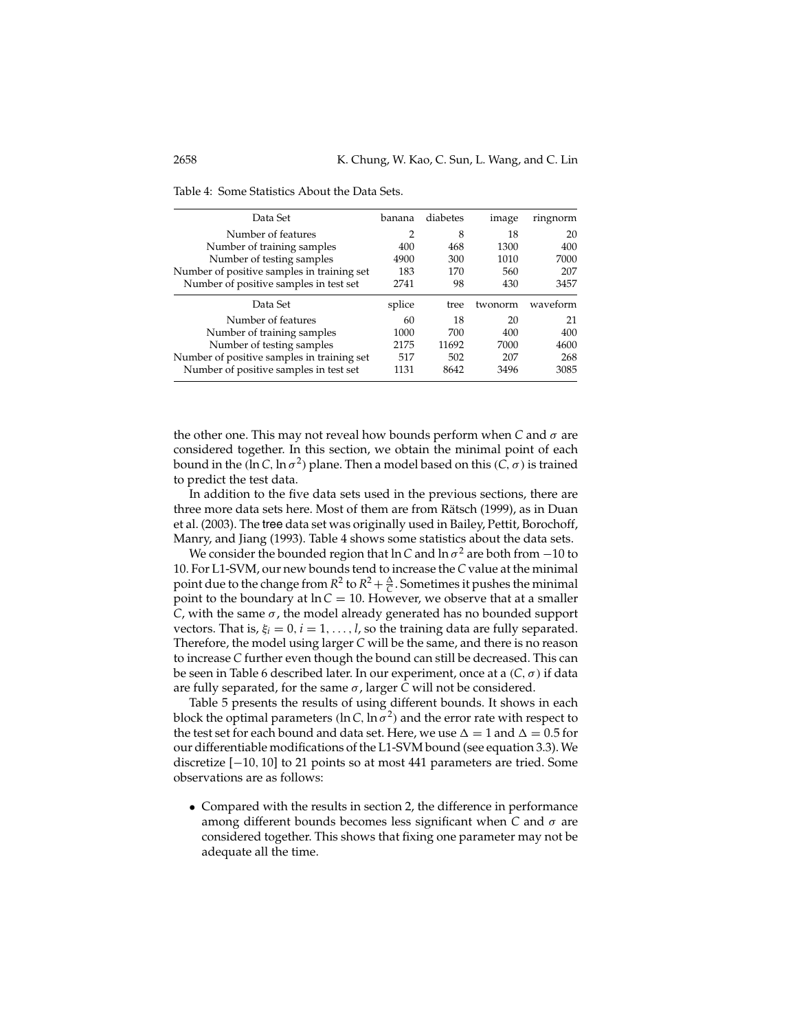Table 4: Some Statistics About the Data Sets.

| Data Set | banana | diabetes | image | ringnorm |
|---|---|---|---|---|
| Number of features | 2 | 8 | 18 | 20 |
| Number of training samples | 400 | 468 | 1300 | 400 |
| Number of testing samples | 4900 | 300 | 1010 | 7000 |
| Number of positive samples in training set | 183 | 170 | 560 | 207 |
| Number of positive samples in test set | 2741 | 98 | 430 | 3457 |
| **Data Set** | **splice** | **tree** | **twonorm** | **waveform** |
| Number of features | 60 | 18 | 20 | 21 |
| Number of training samples | 1000 | 700 | 400 | 400 |
| Number of testing samples | 2175 | 11692 | 7000 | 4600 |
| Number of positive samples in training set | 517 | 502 | 207 | 268 |
| Number of positive samples in test set | 1131 | 8642 | 3496 | 3085 |

the other one. This may not reveal how bounds perform when $C$ and $\sigma$ are considered together. In this section, we obtain the minimal point of each bound in the $(\ln C, \ln \sigma^2)$ plane. Then a model based on this $(C, \sigma)$ is trained to predict the test data.

In addition to the five data sets used in the previous sections, there are three more data sets here. Most of them are from Rätsch (1999), as in Duan et al. (2003). The tree data set was originally used in Bailey, Pettit, Borochoff, Manry, and Jiang (1993). Table 4 shows some statistics about the data sets.

We consider the bounded region that $\ln C$ and $\ln \sigma^2$ are both from $-10$ to 10. For L1-SVM, our new bounds tend to increase the $C$ value at the minimal point due to the change from $R^2$ to $R^2 + \frac{\Delta}{C}$. Sometimes it pushes the minimal point to the boundary at $\ln C = 10$. However, we observe that at a smaller $C$, with the same $\sigma$, the model already generated has no bounded support vectors. That is, $\xi_i = 0, i = 1, \ldots, l$, so the training data are fully separated. Therefore, the model using larger $C$ will be the same, and there is no reason to increase $C$ further even though the bound can still be decreased. This can be seen in Table 6 described later. In our experiment, once at a $(C, \sigma)$ if data are fully separated, for the same $\sigma$, larger $C$ will not be considered.

Table 5 presents the results of using different bounds. It shows in each block the optimal parameters $(\ln C, \ln \sigma^2)$ and the error rate with respect to the test set for each bound and data set. Here, we use $\Delta = 1$ and $\Delta = 0.5$ for our differentiable modifications of the L1-SVM bound (see equation 3.3). We discretize $[-10, 10]$ to 21 points so at most 441 parameters are tried. Some observations are as follows:

- Compared with the results in section 2, the difference in performance among different bounds becomes less significant when $C$ and $\sigma$ are considered together. This shows that fixing one parameter may not be adequate all the time.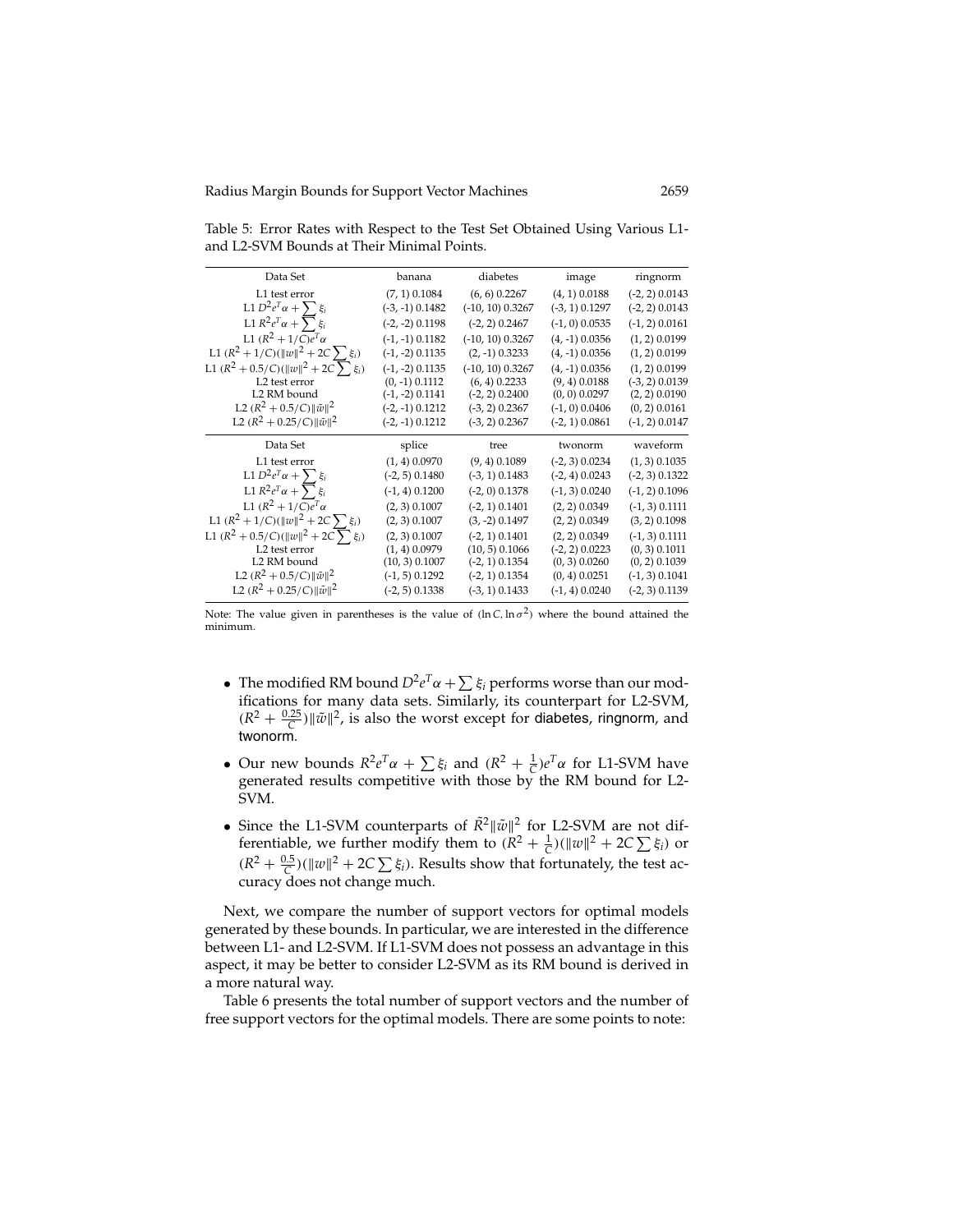Table 5: Error Rates with Respect to the Test Set Obtained Using Various L1- and L2-SVM Bounds at Their Minimal Points.

| Data Set | banana | diabetes | image | ringnorm |
|---|---|---|---|---|
| L1 test error | (7, 1) 0.1084 | (6, 6) 0.2267 | (4, 1) 0.0188 | (-2, 2) 0.0143 |
| L1 $D^2e^T\alpha + \sum \xi_i$ | (-3, -1) 0.1482 | (-10, 10) 0.3267 | (-3, 1) 0.1297 | (-2, 2) 0.0143 |
| L1 $R^2e^T\alpha + \sum \xi_i$ | (-2, -2) 0.1198 | (-2, 2) 0.2467 | (-1, 0) 0.0535 | (-1, 2) 0.0161 |
| L1 $(R^2 + 1/C)e^T\alpha$ | (-1, -1) 0.1182 | (-10, 10) 0.3267 | (4, -1) 0.0356 | (1, 2) 0.0199 |
| L1 $(R^2 + 1/C)(\|w\|^2 + 2C \sum \xi_i)$ | (-1, -2) 0.1135 | (2, -1) 0.3233 | (4, -1) 0.0356 | (1, 2) 0.0199 |
| L1 $(R^2 + 0.5/C)(\|w\|^2 + 2C \sum \xi_i)$ | (-1, -2) 0.1135 | (-10, 10) 0.3267 | (4, -1) 0.0356 | (1, 2) 0.0199 |
| L2 test error | (0, -1) 0.1112 | (6, 4) 0.2233 | (9, 4) 0.0188 | (-3, 2) 0.0139 |
| L2 RM bound | (-1, -2) 0.1141 | (-2, 2) 0.2400 | (0, 0) 0.0297 | (2, 2) 0.0190 |
| L2 $(R^2 + 0.5/C)\|\tilde{w}\|^2$ | (-2, -1) 0.1212 | (-3, 2) 0.2367 | (-1, 0) 0.0406 | (0, 2) 0.0161 |
| L2 $(R^2 + 0.25/C)\|\tilde{w}\|^2$ | (-2, -1) 0.1212 | (-3, 2) 0.2367 | (-2, 1) 0.0861 | (-1, 2) 0.0147 |
| **Data Set** | **splice** | **tree** | **twonorm** | **waveform** |
| L1 test error | (1, 4) 0.0970 | (9, 4) 0.1089 | (-2, 3) 0.0234 | (1, 3) 0.1035 |
| L1 $D^2e^T\alpha + \sum \xi_i$ | (-2, 5) 0.1480 | (-3, 1) 0.1483 | (-2, 4) 0.0243 | (-2, 3) 0.1322 |
| L1 $R^2e^T\alpha + \sum \xi_i$ | (-1, 4) 0.1200 | (-2, 0) 0.1378 | (-1, 3) 0.0240 | (-1, 2) 0.1096 |
| L1 $(R^2 + 1/C)e^T\alpha$ | (2, 3) 0.1007 | (-2, 1) 0.1401 | (2, 2) 0.0349 | (-1, 3) 0.1111 |
| L1 $(R^2 + 1/C)(\|w\|^2 + 2C \sum \xi_i)$ | (2, 3) 0.1007 | (3, -2) 0.1497 | (2, 2) 0.0349 | (3, 2) 0.1098 |
| L1 $(R^2 + 0.5/C)(\|w\|^2 + 2C \sum \xi_i)$ | (2, 3) 0.1007 | (-2, 1) 0.1401 | (2, 2) 0.0349 | (-1, 3) 0.1111 |
| L2 test error | (1, 4) 0.0979 | (10, 5) 0.1066 | (-2, 2) 0.0223 | (0, 3) 0.1011 |
| L2 RM bound | (10, 3) 0.1007 | (-2, 1) 0.1354 | (0, 3) 0.0260 | (0, 2) 0.1039 |
| L2 $(R^2 + 0.5/C)\|\tilde{w}\|^2$ | (-1, 5) 0.1292 | (-2, 1) 0.1354 | (0, 4) 0.0251 | (-1, 3) 0.1041 |
| L2 $(R^2 + 0.25/C)\|\tilde{w}\|^2$ | (-2, 5) 0.1338 | (-3, 1) 0.1433 | (-1, 4) 0.0240 | (-2, 3) 0.1139 |

Note: The value given in parentheses is the value of $(\ln C, \ln \sigma^2)$ where the bound attained the minimum.

- The modified RM bound $D^2e^T\alpha + \sum \xi_i$ performs worse than our modifications for many data sets. Similarly, its counterpart for L2-SVM, $(R^2 + \frac{0.25}{C})\|\tilde{w}\|^2$, is also the worst except for diabetes, ringnorm, and twonorm.
- Our new bounds $R^2e^T\alpha + \sum \xi_i$ and $(R^2 + \frac{1}{C})e^T\alpha$ for L1-SVM have generated results competitive with those by the RM bound for L2-SVM.
- Since the L1-SVM counterparts of $\tilde{R}^2\|\tilde{w}\|^2$ for L2-SVM are not differentiable, we further modify them to $(R^2 + \frac{1}{C})(\|w\|^2 + 2C \sum \xi_i)$ or $(R^2 + \frac{0.5}{C})(\|w\|^2 + 2C \sum \xi_i)$. Results show that fortunately, the test accuracy does not change much.

Next, we compare the number of support vectors for optimal models generated by these bounds. In particular, we are interested in the difference between L1- and L2-SVM. If L1-SVM does not possess an advantage in this aspect, it may be better to consider L2-SVM as its RM bound is derived in a more natural way.

Table 6 presents the total number of support vectors and the number of free support vectors for the optimal models. There are some points to note: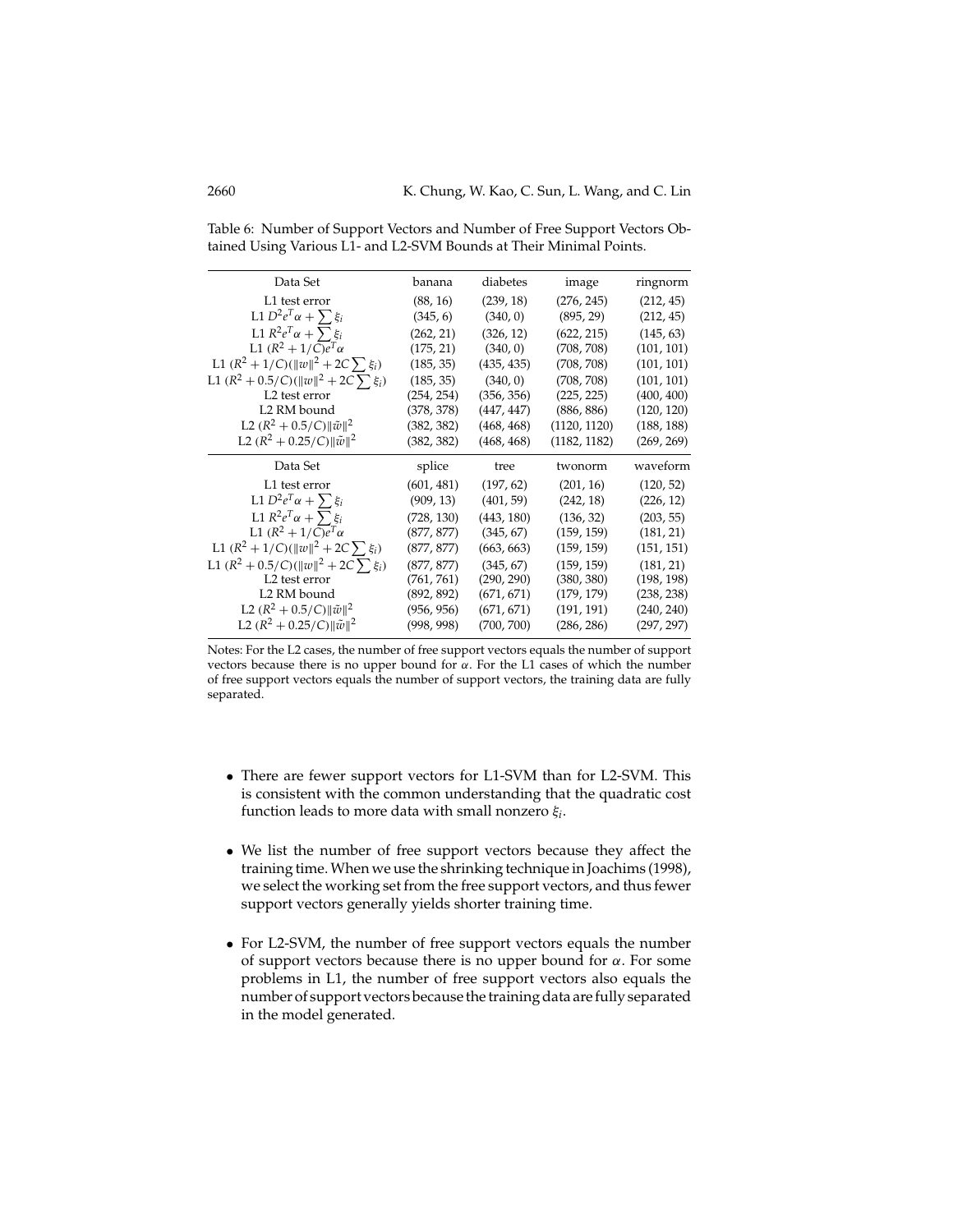Table 6: Number of Support Vectors and Number of Free Support Vectors Obtained Using Various L1- and L2-SVM Bounds at Their Minimal Points.

| Data Set | banana | diabetes | image | ringnorm |
|---|---|---|---|---|
| L1 test error | (88, 16) | (239, 18) | (276, 245) | (212, 45) |
| L1 $D^2 e^T \alpha + \sum \xi_i$ | (345, 6) | (340, 0) | (895, 29) | (212, 45) |
| L1 $R^2 e^T \alpha + \sum \xi_i$ | (262, 21) | (326, 12) | (622, 215) | (145, 63) |
| L1 $(R^2 + 1/C) e^T \alpha$ | (175, 21) | (340, 0) | (708, 708) | (101, 101) |
| L1 $(R^2 + 1/C)(\|w\|^2 + 2C \sum \xi_i)$ | (185, 35) | (435, 435) | (708, 708) | (101, 101) |
| L1 $(R^2 + 0.5/C)(\|w\|^2 + 2C \sum \xi_i)$ | (185, 35) | (340, 0) | (708, 708) | (101, 101) |
| L2 test error | (254, 254) | (356, 356) | (225, 225) | (400, 400) |
| L2 RM bound | (378, 378) | (447, 447) | (886, 886) | (120, 120) |
| L2 $(R^2 + 0.5/C)\|\tilde{w}\|^2$ | (382, 382) | (468, 468) | (1120, 1120) | (188, 188) |
| L2 $(R^2 + 0.25/C)\|\tilde{w}\|^2$ | (382, 382) | (468, 468) | (1182, 1182) | (269, 269) |
| **Data Set** | **splice** | **tree** | **twonorm** | **waveform** |
| L1 test error | (601, 481) | (197, 62) | (201, 16) | (120, 52) |
| L1 $D^2 e^T \alpha + \sum \xi_i$ | (909, 13) | (401, 59) | (242, 18) | (226, 12) |
| L1 $R^2 e^T \alpha + \sum \xi_i$ | (728, 130) | (443, 180) | (136, 32) | (203, 55) |
| L1 $(R^2 + 1/C) e^T \alpha$ | (877, 877) | (345, 67) | (159, 159) | (181, 21) |
| L1 $(R^2 + 1/C)(\|w\|^2 + 2C \sum \xi_i)$ | (877, 877) | (663, 663) | (159, 159) | (151, 151) |
| L1 $(R^2 + 0.5/C)(\|w\|^2 + 2C \sum \xi_i)$ | (877, 877) | (345, 67) | (159, 159) | (181, 21) |
| L2 test error | (761, 761) | (290, 290) | (380, 380) | (198, 198) |
| L2 RM bound | (892, 892) | (671, 671) | (179, 179) | (238, 238) |
| L2 $(R^2 + 0.5/C)\|\tilde{w}\|^2$ | (956, 956) | (671, 671) | (191, 191) | (240, 240) |
| L2 $(R^2 + 0.25/C)\|\tilde{w}\|^2$ | (998, 998) | (700, 700) | (286, 286) | (297, 297) |

Notes: For the L2 cases, the number of free support vectors equals the number of support vectors because there is no upper bound for $\alpha$. For the L1 cases of which the number of free support vectors equals the number of support vectors, the training data are fully separated.

- There are fewer support vectors for L1-SVM than for L2-SVM. This is consistent with the common understanding that the quadratic cost function leads to more data with small nonzero $\xi_i$.

- We list the number of free support vectors because they affect the training time. When we use the shrinking technique in Joachims (1998), we select the working set from the free support vectors, and thus fewer support vectors generally yields shorter training time.

- For L2-SVM, the number of free support vectors equals the number of support vectors because there is no upper bound for $\alpha$. For some problems in L1, the number of free support vectors also equals the number of support vectors because the training data are fully separated in the model generated.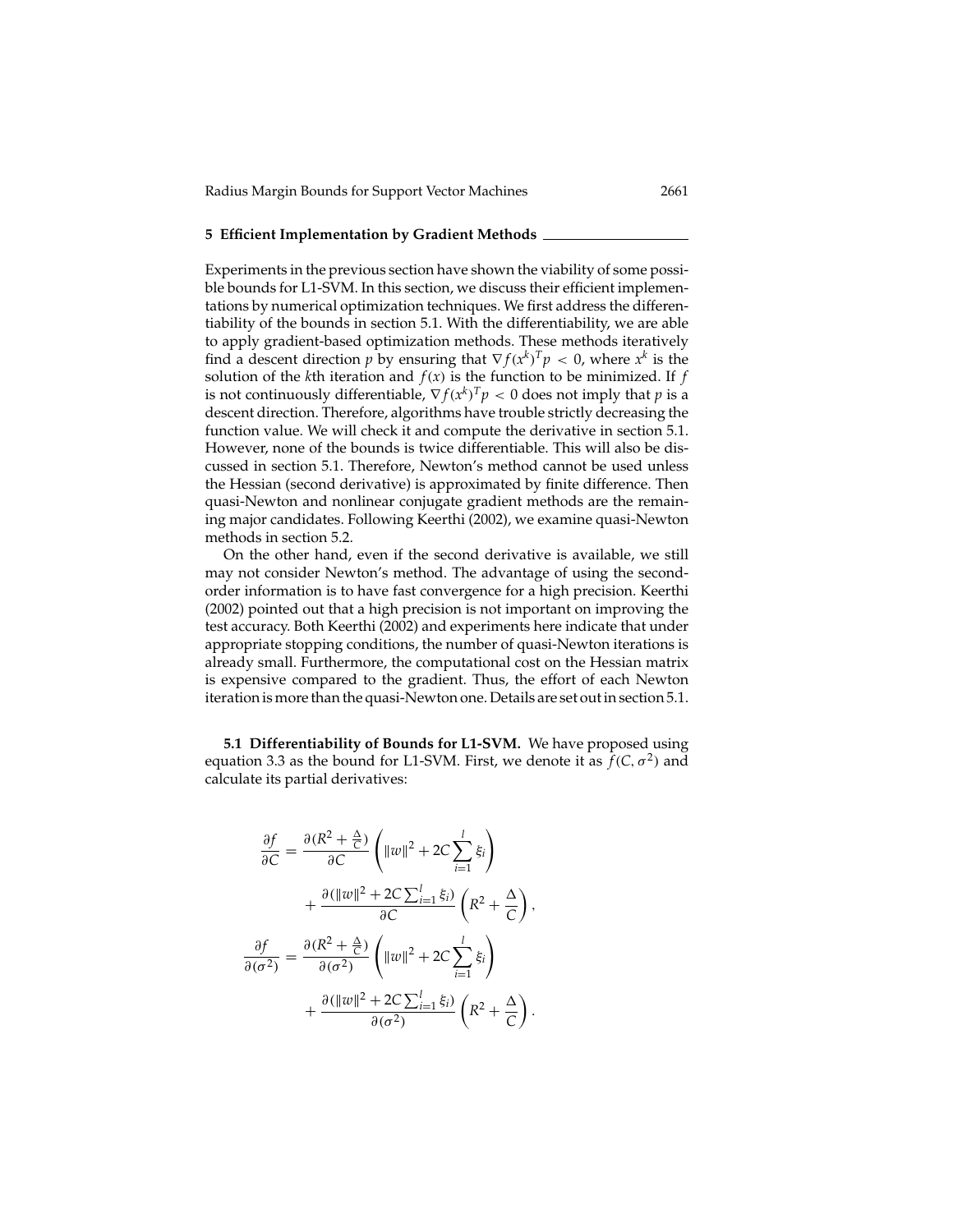## 5 Efficient Implementation by Gradient Methods

Experiments in the previous section have shown the viability of some possible bounds for L1-SVM. In this section, we discuss their efficient implementations by numerical optimization techniques. We first address the differentiability of the bounds in section 5.1. With the differentiability, we are able to apply gradient-based optimization methods. These methods iteratively find a descent direction $p$ by ensuring that $\nabla f(x^k)^T p < 0$, where $x^k$ is the solution of the $k$th iteration and $f(x)$ is the function to be minimized. If $f$ is not continuously differentiable, $\nabla f(x^k)^T p < 0$ does not imply that $p$ is a descent direction. Therefore, algorithms have trouble strictly decreasing the function value. We will check it and compute the derivative in section 5.1. However, none of the bounds is twice differentiable. This will also be discussed in section 5.1. Therefore, Newton's method cannot be used unless the Hessian (second derivative) is approximated by finite difference. Then quasi-Newton and nonlinear conjugate gradient methods are the remaining major candidates. Following Keerthi (2002), we examine quasi-Newton methods in section 5.2.

On the other hand, even if the second derivative is available, we still may not consider Newton's method. The advantage of using the second-order information is to have fast convergence for a high precision. Keerthi (2002) pointed out that a high precision is not important on improving the test accuracy. Both Keerthi (2002) and experiments here indicate that under appropriate stopping conditions, the number of quasi-Newton iterations is already small. Furthermore, the computational cost on the Hessian matrix is expensive compared to the gradient. Thus, the effort of each Newton iteration is more than the quasi-Newton one. Details are set out in section 5.1.

### 5.1 Differentiability of Bounds for L1-SVM.

We have proposed using equation 3.3 as the bound for L1-SVM. First, we denote it as $f(C, \sigma^2)$ and calculate its partial derivatives:

$$
\begin{aligned}
\frac{\partial f}{\partial C} &= \frac{\partial (R^2 + \frac{\Delta}{C})}{\partial C} \left( \|w\|^2 + 2C \sum_{i=1}^{l} \xi_i \right) \\
&\quad + \frac{\partial (\|w\|^2 + 2C \sum_{i=1}^{l} \xi_i)}{\partial C} \left( R^2 + \frac{\Delta}{C} \right), \\
\frac{\partial f}{\partial (\sigma^2)} &= \frac{\partial (R^2 + \frac{\Delta}{C})}{\partial (\sigma^2)} \left( \|w\|^2 + 2C \sum_{i=1}^{l} \xi_i \right) \\
&\quad + \frac{\partial (\|w\|^2 + 2C \sum_{i=1}^{l} \xi_i)}{\partial (\sigma^2)} \left( R^2 + \frac{\Delta}{C} \right).
\end{aligned}
$$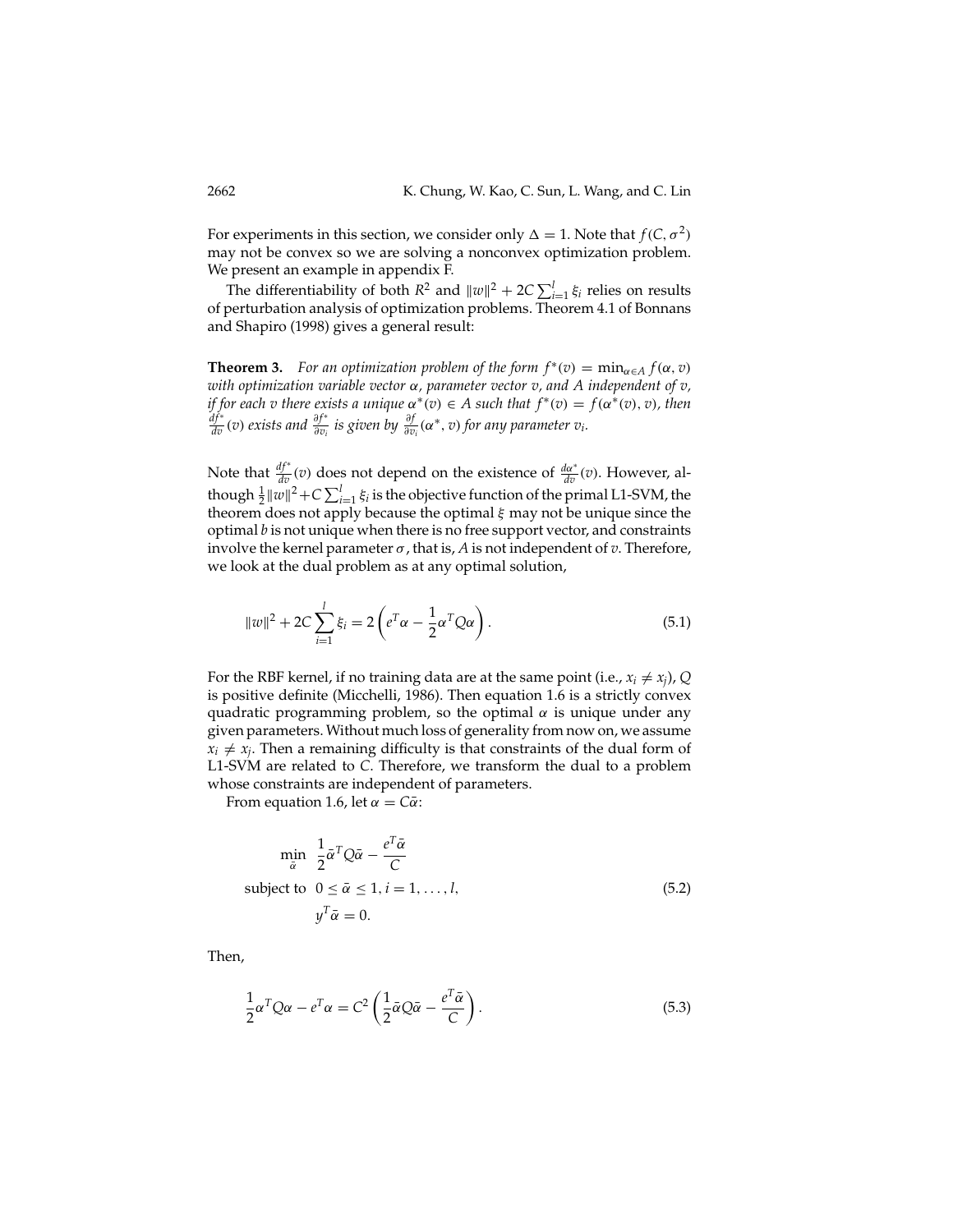For experiments in this section, we consider only $\Delta = 1$. Note that $f(C, \sigma^2)$ may not be convex so we are solving a nonconvex optimization problem. We present an example in appendix F.

The differentiability of both $R^2$ and $\|w\|^2 + 2C\sum_{i=1}^{l}\xi_i$ relies on results of perturbation analysis of optimization problems. Theorem 4.1 of Bonnans and Shapiro (1998) gives a general result:

**Theorem 3.** *For an optimization problem of the form $f^*(v) = \min_{\alpha \in A} f(\alpha, v)$ with optimization variable vector $\alpha$, parameter vector $v$, and $A$ independent of $v$, if for each $v$ there exists a unique $\alpha^*(v) \in A$ such that $f^*(v) = f(\alpha^*(v), v)$, then $\frac{df^*}{dv}(v)$ exists and $\frac{\partial f^*}{\partial v_i}$ is given by $\frac{\partial f}{\partial v_i}(\alpha^*, v)$ for any parameter $v_i$.*

Note that $\frac{df^*}{dv}(v)$ does not depend on the existence of $\frac{d\alpha^*}{dv}(v)$. However, although $\frac{1}{2}\|w\|^2 + C\sum_{i=1}^{l}\xi_i$ is the objective function of the primal L1-SVM, the theorem does not apply because the optimal $\xi$ may not be unique since the optimal $b$ is not unique when there is no free support vector, and constraints involve the kernel parameter $\sigma$, that is, $A$ is not independent of $v$. Therefore, we look at the dual problem as at any optimal solution,

$$\|w\|^2 + 2C\sum_{i=1}^{l}\xi_i = 2\left(e^T\alpha - \frac{1}{2}\alpha^T Q\alpha\right). \tag{5.1}$$

For the RBF kernel, if no training data are at the same point (i.e., $x_i \neq x_j$), $Q$ is positive definite (Micchelli, 1986). Then equation 1.6 is a strictly convex quadratic programming problem, so the optimal $\alpha$ is unique under any given parameters. Without much loss of generality from now on, we assume $x_i \neq x_j$. Then a remaining difficulty is that constraints of the dual form of L1-SVM are related to $C$. Therefore, we transform the dual to a problem whose constraints are independent of parameters.

From equation 1.6, let $\alpha = C\bar{\alpha}$:

$$\begin{aligned} \min_{\bar{\alpha}} \quad & \frac{1}{2}\bar{\alpha}^T Q\bar{\alpha} - \frac{e^T\bar{\alpha}}{C} \\ \text{subject to} \quad & 0 \leq \bar{\alpha} \leq 1, i = 1, \ldots, l, \\ & y^T\bar{\alpha} = 0. \end{aligned} \tag{5.2}$$

Then,

$$\frac{1}{2}\alpha^T Q\alpha - e^T\alpha = C^2\left(\frac{1}{2}\bar{\alpha} Q\bar{\alpha} - \frac{e^T\bar{\alpha}}{C}\right). \tag{5.3}$$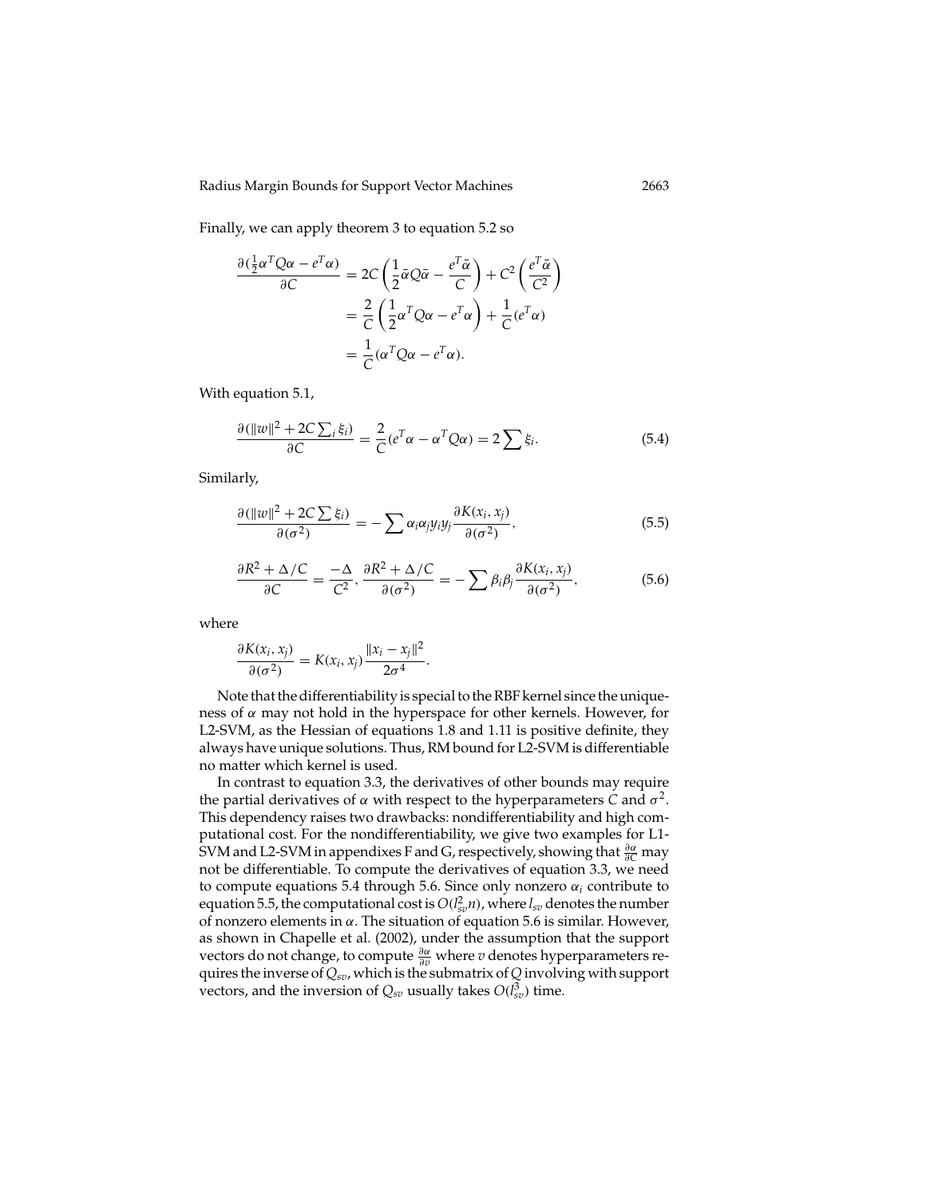Finally, we can apply theorem 3 to equation 5.2 so

$$
\begin{aligned}
\frac{\partial(\frac{1}{2}\alpha^T Q\alpha - e^T\alpha)}{\partial C} &= 2C\left(\frac{1}{2}\bar{\alpha}Q\bar{\alpha} - \frac{e^T\bar{\alpha}}{C}\right) + C^2\left(\frac{e^T\bar{\alpha}}{C^2}\right) \\
&= \frac{2}{C}\left(\frac{1}{2}\alpha^T Q\alpha - e^T\alpha\right) + \frac{1}{C}(e^T\alpha) \\
&= \frac{1}{C}(\alpha^T Q\alpha - e^T\alpha).
\end{aligned}
$$

With equation 5.1,

$$
\frac{\partial(\|w\|^2 + 2C\sum_i \xi_i)}{\partial C} = \frac{2}{C}(e^T\alpha - \alpha^T Q\alpha) = 2\sum \xi_i. \tag{5.4}
$$

Similarly,

$$
\frac{\partial(\|w\|^2 + 2C\sum \xi_i)}{\partial(\sigma^2)} = -\sum \alpha_i\alpha_j y_i y_j \frac{\partial K(x_i, x_j)}{\partial(\sigma^2)}, \tag{5.5}
$$

$$
\frac{\partial R^2 + \Delta/C}{\partial C} = \frac{-\Delta}{C^2}, \; \frac{\partial R^2 + \Delta/C}{\partial(\sigma^2)} = -\sum \beta_i\beta_j \frac{\partial K(x_i, x_j)}{\partial(\sigma^2)}, \tag{5.6}
$$

where

$$
\frac{\partial K(x_i, x_j)}{\partial(\sigma^2)} = K(x_i, x_j)\frac{\|x_i - x_j\|^2}{2\sigma^4}.
$$

Note that the differentiability is special to the RBF kernel since the uniqueness of $\alpha$ may not hold in the hyperspace for other kernels. However, for L2-SVM, as the Hessian of equations 1.8 and 1.11 is positive definite, they always have unique solutions. Thus, RM bound for L2-SVM is differentiable no matter which kernel is used.

In contrast to equation 3.3, the derivatives of other bounds may require the partial derivatives of $\alpha$ with respect to the hyperparameters $C$ and $\sigma^2$. This dependency raises two drawbacks: nondifferentiability and high computational cost. For the nondifferentiability, we give two examples for L1-SVM and L2-SVM in appendixes F and G, respectively, showing that $\frac{\partial\alpha}{\partial C}$ may not be differentiable. To compute the derivatives of equation 3.3, we need to compute equations 5.4 through 5.6. Since only nonzero $\alpha_i$ contribute to equation 5.5, the computational cost is $O(l_{sv}^2 n)$, where $l_{sv}$ denotes the number of nonzero elements in $\alpha$. The situation of equation 5.6 is similar. However, as shown in Chapelle et al. (2002), under the assumption that the support vectors do not change, to compute $\frac{\partial\alpha}{\partial v}$ where $v$ denotes hyperparameters requires the inverse of $Q_{sv}$, which is the submatrix of $Q$ involving with support vectors, and the inversion of $Q_{sv}$ usually takes $O(l_{sv}^3)$ time.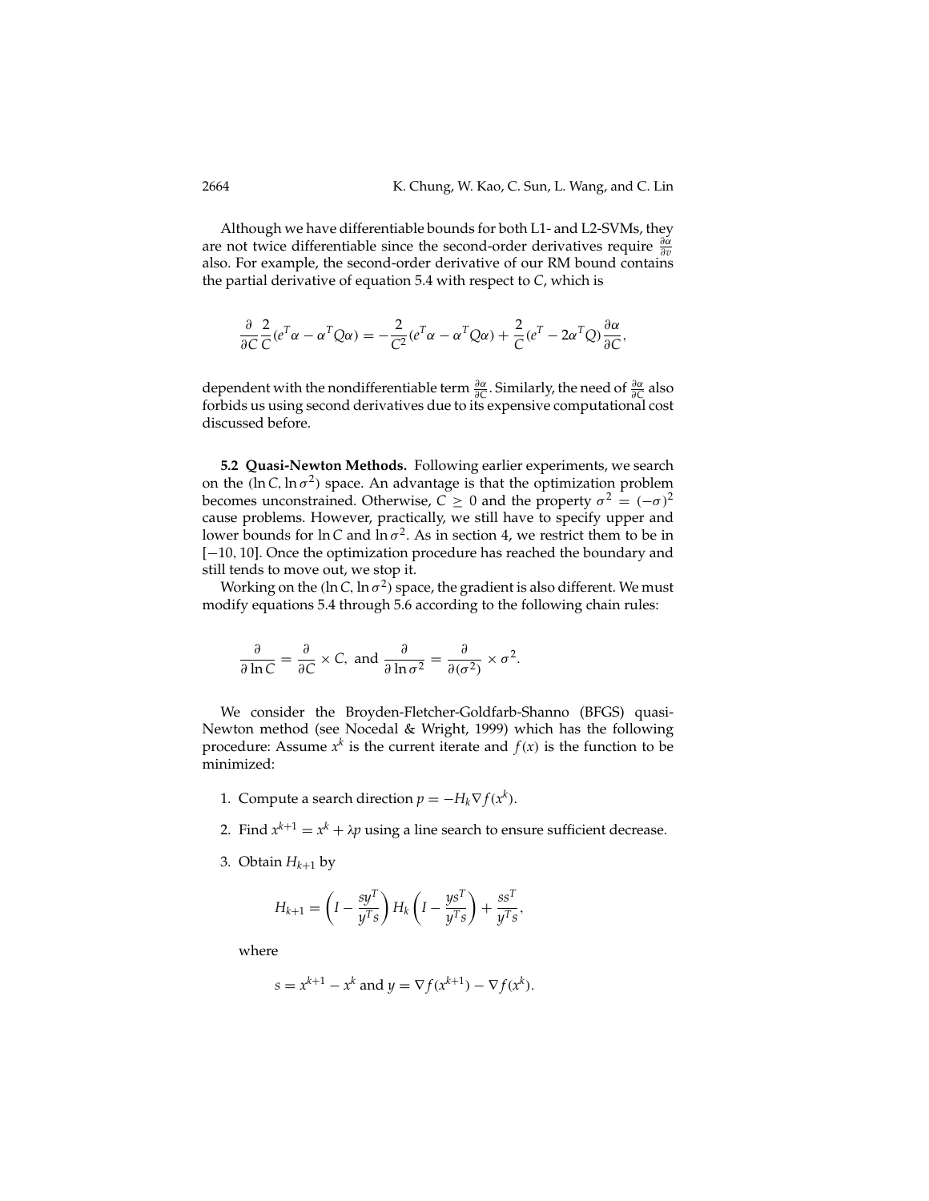Although we have differentiable bounds for both L1- and L2-SVMs, they are not twice differentiable since the second-order derivatives require $\frac{\partial \alpha}{\partial v}$ also. For example, the second-order derivative of our RM bound contains the partial derivative of equation 5.4 with respect to $C$, which is

$$\frac{\partial}{\partial C}\frac{2}{C}(e^T\alpha - \alpha^T Q\alpha) = -\frac{2}{C^2}(e^T\alpha - \alpha^T Q\alpha) + \frac{2}{C}(e^T - 2\alpha^T Q)\frac{\partial \alpha}{\partial C},$$

dependent with the nondifferentiable term $\frac{\partial \alpha}{\partial C}$. Similarly, the need of $\frac{\partial \alpha}{\partial C}$ also forbids us using second derivatives due to its expensive computational cost discussed before.

**5.2 Quasi-Newton Methods.** Following earlier experiments, we search on the $(\ln C, \ln \sigma^2)$ space. An advantage is that the optimization problem becomes unconstrained. Otherwise, $C \geq 0$ and the property $\sigma^2 = (-\sigma)^2$ cause problems. However, practically, we still have to specify upper and lower bounds for $\ln C$ and $\ln \sigma^2$. As in section 4, we restrict them to be in $[-10, 10]$. Once the optimization procedure has reached the boundary and still tends to move out, we stop it.

Working on the $(\ln C, \ln \sigma^2)$ space, the gradient is also different. We must modify equations 5.4 through 5.6 according to the following chain rules:

$$\frac{\partial}{\partial \ln C} = \frac{\partial}{\partial C} \times C, \text{ and } \frac{\partial}{\partial \ln \sigma^2} = \frac{\partial}{\partial (\sigma^2)} \times \sigma^2.$$

We consider the Broyden-Fletcher-Goldfarb-Shanno (BFGS) quasi-Newton method (see Nocedal & Wright, 1999) which has the following procedure: Assume $x^k$ is the current iterate and $f(x)$ is the function to be minimized:

1. Compute a search direction $p = -H_k \nabla f(x^k)$.
2. Find $x^{k+1} = x^k + \lambda p$ using a line search to ensure sufficient decrease.
3. Obtain $H_{k+1}$ by

$$H_{k+1} = \left(I - \frac{sy^T}{y^T s}\right) H_k \left(I - \frac{ys^T}{y^T s}\right) + \frac{ss^T}{y^T s},$$

where

$$s = x^{k+1} - x^k \text{ and } y = \nabla f(x^{k+1}) - \nabla f(x^k).$$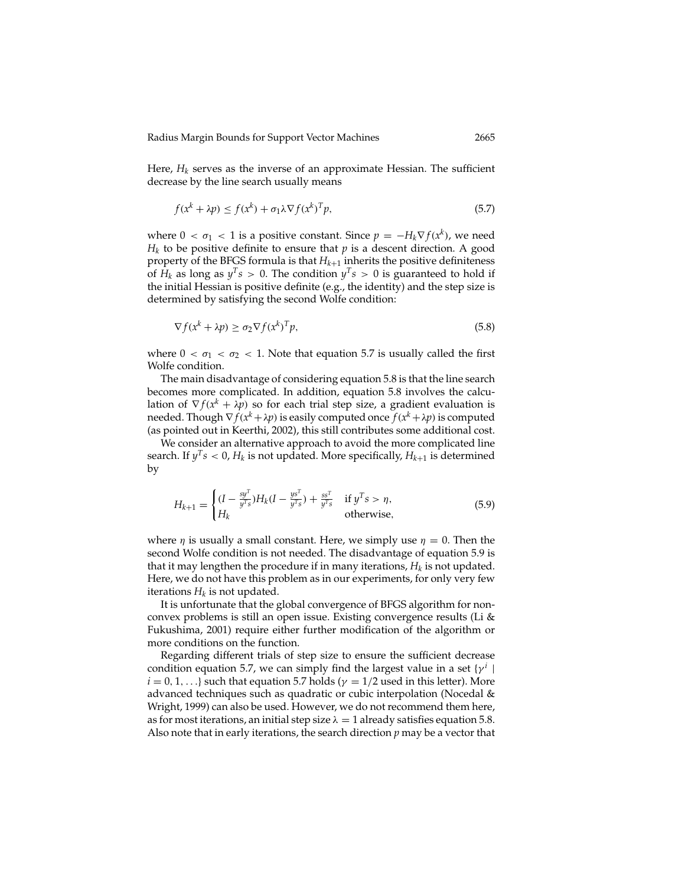Here, $H_k$ serves as the inverse of an approximate Hessian. The sufficient decrease by the line search usually means

$$f(x^k + \lambda p) \leq f(x^k) + \sigma_1 \lambda \nabla f(x^k)^T p, \tag{5.7}$$

where $0 < \sigma_1 < 1$ is a positive constant. Since $p = -H_k \nabla f(x^k)$, we need $H_k$ to be positive definite to ensure that $p$ is a descent direction. A good property of the BFGS formula is that $H_{k+1}$ inherits the positive definiteness of $H_k$ as long as $y^T s > 0$. The condition $y^T s > 0$ is guaranteed to hold if the initial Hessian is positive definite (e.g., the identity) and the step size is determined by satisfying the second Wolfe condition:

$$\nabla f(x^k + \lambda p) \geq \sigma_2 \nabla f(x^k)^T p, \tag{5.8}$$

where $0 < \sigma_1 < \sigma_2 < 1$. Note that equation 5.7 is usually called the first Wolfe condition.

The main disadvantage of considering equation 5.8 is that the line search becomes more complicated. In addition, equation 5.8 involves the calculation of $\nabla f(x^k + \lambda p)$ so for each trial step size, a gradient evaluation is needed. Though $\nabla f(x^k + \lambda p)$ is easily computed once $f(x^k + \lambda p)$ is computed (as pointed out in Keerthi, 2002), this still contributes some additional cost.

We consider an alternative approach to avoid the more complicated line search. If $y^T s < 0$, $H_k$ is not updated. More specifically, $H_{k+1}$ is determined by

$$H_{k+1} = \begin{cases} (I - \frac{sy^T}{y^T s}) H_k (I - \frac{ys^T}{y^T s}) + \frac{ss^T}{y^T s} & \text{if } y^T s > \eta, \\ H_k & \text{otherwise}, \end{cases} \tag{5.9}$$

where $\eta$ is usually a small constant. Here, we simply use $\eta = 0$. Then the second Wolfe condition is not needed. The disadvantage of equation 5.9 is that it may lengthen the procedure if in many iterations, $H_k$ is not updated. Here, we do not have this problem as in our experiments, for only very few iterations $H_k$ is not updated.

It is unfortunate that the global convergence of BFGS algorithm for nonconvex problems is still an open issue. Existing convergence results (Li & Fukushima, 2001) require either further modification of the algorithm or more conditions on the function.

Regarding different trials of step size to ensure the sufficient decrease condition equation 5.7, we can simply find the largest value in a set $\{\gamma^i \mid i = 0, 1, \ldots\}$ such that equation 5.7 holds ($\gamma = 1/2$ used in this letter). More advanced techniques such as quadratic or cubic interpolation (Nocedal & Wright, 1999) can also be used. However, we do not recommend them here, as for most iterations, an initial step size $\lambda = 1$ already satisfies equation 5.8. Also note that in early iterations, the search direction $p$ may be a vector that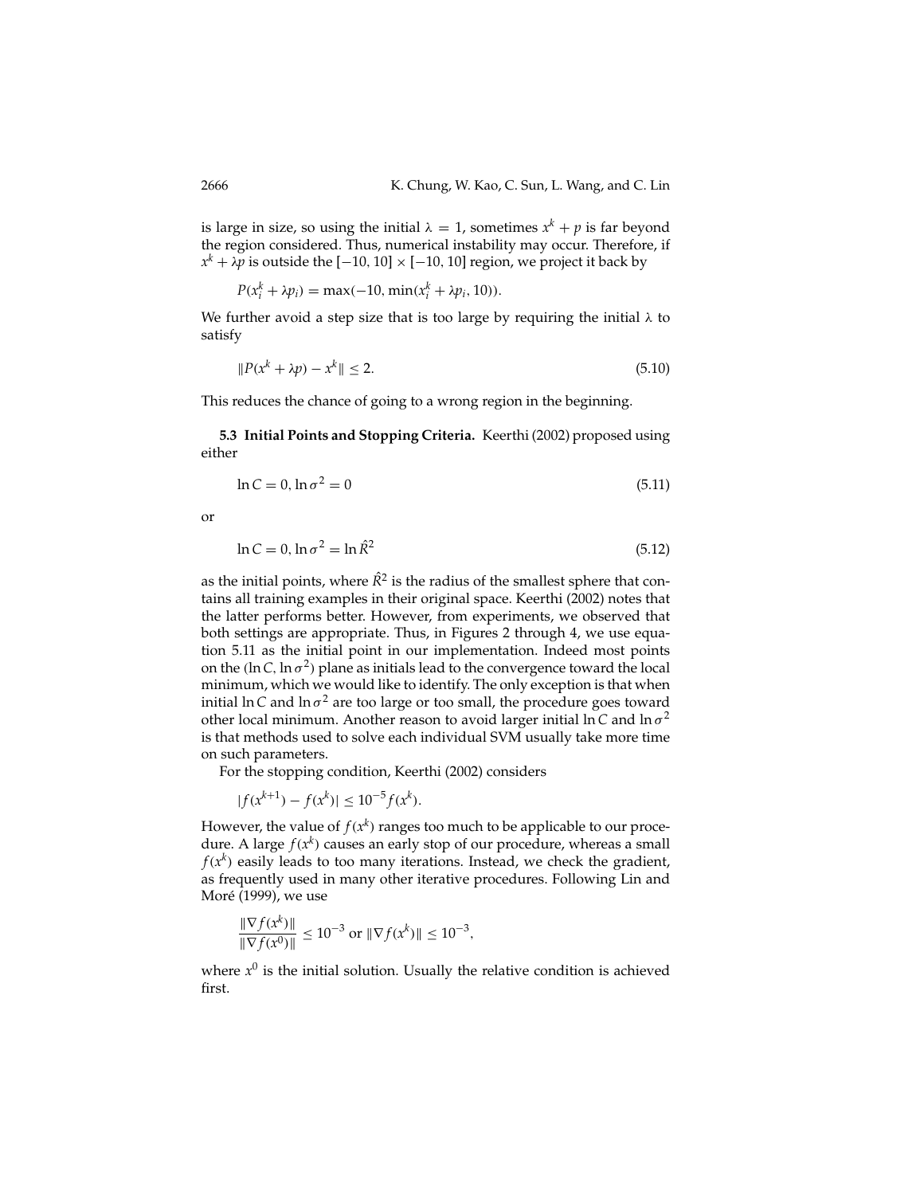is large in size, so using the initial $\lambda = 1$, sometimes $x^k + p$ is far beyond the region considered. Thus, numerical instability may occur. Therefore, if $x^k + \lambda p$ is outside the $[-10, 10] \times [-10, 10]$ region, we project it back by

$$P(x_i^k + \lambda p_i) = \max(-10, \min(x_i^k + \lambda p_i, 10)).$$

We further avoid a step size that is too large by requiring the initial $\lambda$ to satisfy

$$\|P(x^k + \lambda p) - x^k\| \leq 2. \tag{5.10}$$

This reduces the chance of going to a wrong region in the beginning.

### 5.3 Initial Points and Stopping Criteria.

Keerthi (2002) proposed using either

$$\ln C = 0, \ln \sigma^2 = 0 \tag{5.11}$$

or

$$\ln C = 0, \ln \sigma^2 = \ln \hat{R}^2 \tag{5.12}$$

as the initial points, where $\hat{R}^2$ is the radius of the smallest sphere that contains all training examples in their original space. Keerthi (2002) notes that the latter performs better. However, from experiments, we observed that both settings are appropriate. Thus, in Figures 2 through 4, we use equation 5.11 as the initial point in our implementation. Indeed most points on the $(\ln C, \ln \sigma^2)$ plane as initials lead to the convergence toward the local minimum, which we would like to identify. The only exception is that when initial $\ln C$ and $\ln \sigma^2$ are too large or too small, the procedure goes toward other local minimum. Another reason to avoid larger initial $\ln C$ and $\ln \sigma^2$ is that methods used to solve each individual SVM usually take more time on such parameters.

For the stopping condition, Keerthi (2002) considers

$$|f(x^{k+1}) - f(x^k)| \leq 10^{-5} f(x^k).$$

However, the value of $f(x^k)$ ranges too much to be applicable to our procedure. A large $f(x^k)$ causes an early stop of our procedure, whereas a small $f(x^k)$ easily leads to too many iterations. Instead, we check the gradient, as frequently used in many other iterative procedures. Following Lin and Moré (1999), we use

$$\frac{\|\nabla f(x^k)\|}{\|\nabla f(x^0)\|} \leq 10^{-3} \text{ or } \|\nabla f(x^k)\| \leq 10^{-3},$$

where $x^0$ is the initial solution. Usually the relative condition is achieved first.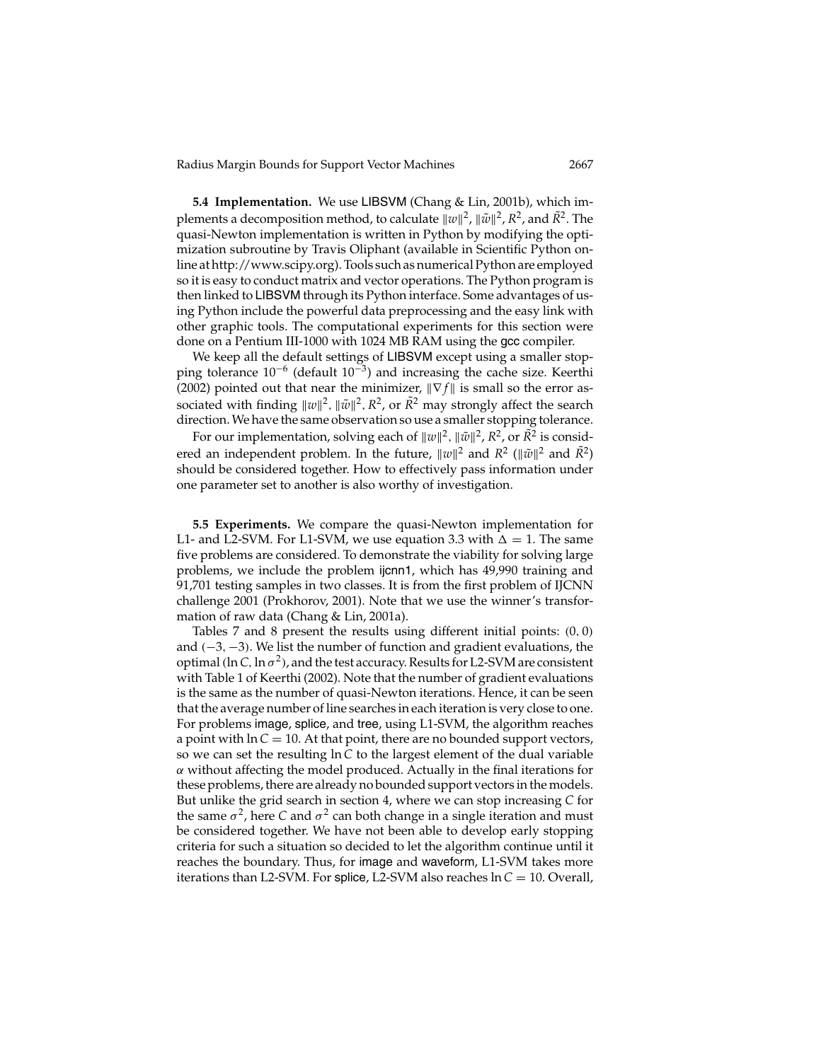**5.4 Implementation.** We use LIBSVM (Chang & Lin, 2001b), which implements a decomposition method, to calculate $\|w\|^2$, $\|\tilde{w}\|^2$, $R^2$, and $\tilde{R}^2$. The quasi-Newton implementation is written in Python by modifying the optimization subroutine by Travis Oliphant (available in Scientific Python online at http://www.scipy.org). Tools such as numerical Python are employed so it is easy to conduct matrix and vector operations. The Python program is then linked to LIBSVM through its Python interface. Some advantages of using Python include the powerful data preprocessing and the easy link with other graphic tools. The computational experiments for this section were done on a Pentium III-1000 with 1024 MB RAM using the gcc compiler.

We keep all the default settings of LIBSVM except using a smaller stopping tolerance $10^{-6}$ (default $10^{-3}$) and increasing the cache size. Keerthi (2002) pointed out that near the minimizer, $\|\nabla f\|$ is small so the error associated with finding $\|w\|^2$, $\|\tilde{w}\|^2$, $R^2$, or $\tilde{R}^2$ may strongly affect the search direction. We have the same observation so use a smaller stopping tolerance.

For our implementation, solving each of $\|w\|^2$, $\|\tilde{w}\|^2$, $R^2$, or $\tilde{R}^2$ is considered an independent problem. In the future, $\|w\|^2$ and $R^2$ ($\|\tilde{w}\|^2$ and $\tilde{R}^2$) should be considered together. How to effectively pass information under one parameter set to another is also worthy of investigation.

**5.5 Experiments.** We compare the quasi-Newton implementation for L1- and L2-SVM. For L1-SVM, we use equation 3.3 with $\Delta = 1$. The same five problems are considered. To demonstrate the viability for solving large problems, we include the problem ijcnn1, which has 49,990 training and 91,701 testing samples in two classes. It is from the first problem of IJCNN challenge 2001 (Prokhorov, 2001). Note that we use the winner's transformation of raw data (Chang & Lin, 2001a).

Tables 7 and 8 present the results using different initial points: $(0, 0)$ and $(-3, -3)$. We list the number of function and gradient evaluations, the optimal $(\ln C, \ln \sigma^2)$, and the test accuracy. Results for L2-SVM are consistent with Table 1 of Keerthi (2002). Note that the number of gradient evaluations is the same as the number of quasi-Newton iterations. Hence, it can be seen that the average number of line searches in each iteration is very close to one. For problems image, splice, and tree, using L1-SVM, the algorithm reaches a point with $\ln C = 10$. At that point, there are no bounded support vectors, so we can set the resulting $\ln C$ to the largest element of the dual variable $\alpha$ without affecting the model produced. Actually in the final iterations for these problems, there are already no bounded support vectors in the models. But unlike the grid search in section 4, where we can stop increasing $C$ for the same $\sigma^2$, here $C$ and $\sigma^2$ can both change in a single iteration and must be considered together. We have not been able to develop early stopping criteria for such a situation so decided to let the algorithm continue until it reaches the boundary. Thus, for image and waveform, L1-SVM takes more iterations than L2-SVM. For splice, L2-SVM also reaches $\ln C = 10$. Overall,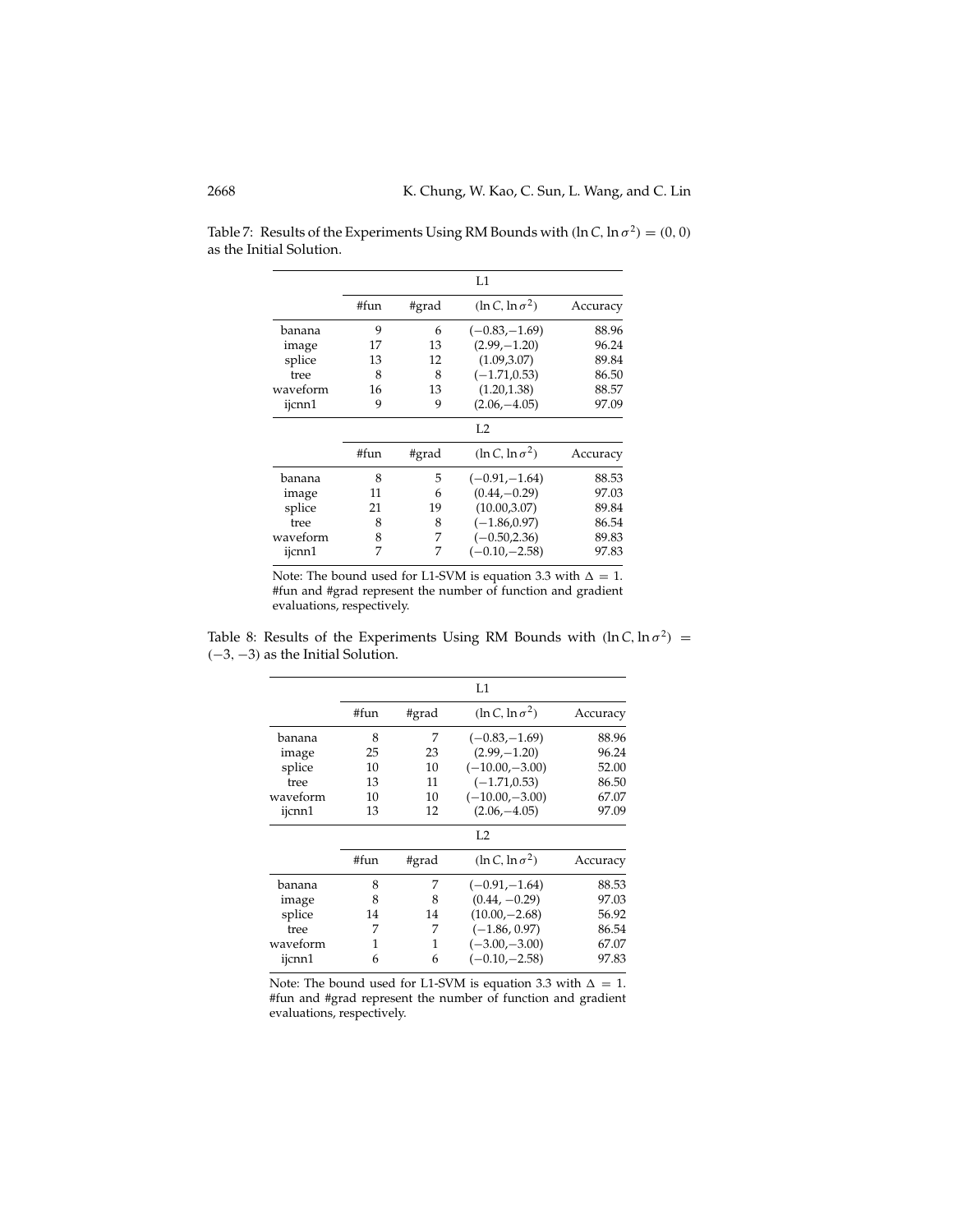Table 7: Results of the Experiments Using RM Bounds with $(\ln C, \ln \sigma^2) = (0, 0)$ as the Initial Solution.

| | L1 | | | |
|---|---|---|---|---|
| | #fun | #grad | $(\ln C, \ln \sigma^2)$ | Accuracy |
| banana | 9 | 6 | $(-0.83, -1.69)$ | 88.96 |
| image | 17 | 13 | $(2.99, -1.20)$ | 96.24 |
| splice | 13 | 12 | $(1.09, 3.07)$ | 89.84 |
| tree | 8 | 8 | $(-1.71, 0.53)$ | 86.50 |
| waveform | 16 | 13 | $(1.20, 1.38)$ | 88.57 |
| ijcnn1 | 9 | 9 | $(2.06, -4.05)$ | 97.09 |
| | L2 | | | |
| | #fun | #grad | $(\ln C, \ln \sigma^2)$ | Accuracy |
| banana | 8 | 5 | $(-0.91, -1.64)$ | 88.53 |
| image | 11 | 6 | $(0.44, -0.29)$ | 97.03 |
| splice | 21 | 19 | $(10.00, 3.07)$ | 89.84 |
| tree | 8 | 8 | $(-1.86, 0.97)$ | 86.54 |
| waveform | 8 | 7 | $(-0.50, 2.36)$ | 89.83 |
| ijcnn1 | 7 | 7 | $(-0.10, -2.58)$ | 97.83 |

Note: The bound used for L1-SVM is equation 3.3 with $\Delta = 1$. #fun and #grad represent the number of function and gradient evaluations, respectively.

Table 8: Results of the Experiments Using RM Bounds with $(\ln C, \ln \sigma^2) = (-3, -3)$ as the Initial Solution.

| | L1 | | | |
|---|---|---|---|---|
| | #fun | #grad | $(\ln C, \ln \sigma^2)$ | Accuracy |
| banana | 8 | 7 | $(-0.83, -1.69)$ | 88.96 |
| image | 25 | 23 | $(2.99, -1.20)$ | 96.24 |
| splice | 10 | 10 | $(-10.00, -3.00)$ | 52.00 |
| tree | 13 | 11 | $(-1.71, 0.53)$ | 86.50 |
| waveform | 10 | 10 | $(-10.00, -3.00)$ | 67.07 |
| ijcnn1 | 13 | 12 | $(2.06, -4.05)$ | 97.09 |
| | L2 | | | |
| | #fun | #grad | $(\ln C, \ln \sigma^2)$ | Accuracy |
| banana | 8 | 7 | $(-0.91, -1.64)$ | 88.53 |
| image | 8 | 8 | $(0.44, -0.29)$ | 97.03 |
| splice | 14 | 14 | $(10.00, -2.68)$ | 56.92 |
| tree | 7 | 7 | $(-1.86, 0.97)$ | 86.54 |
| waveform | 1 | 1 | $(-3.00, -3.00)$ | 67.07 |
| ijcnn1 | 6 | 6 | $(-0.10, -2.58)$ | 97.83 |

Note: The bound used for L1-SVM is equation 3.3 with $\Delta = 1$. #fun and #grad represent the number of function and gradient evaluations, respectively.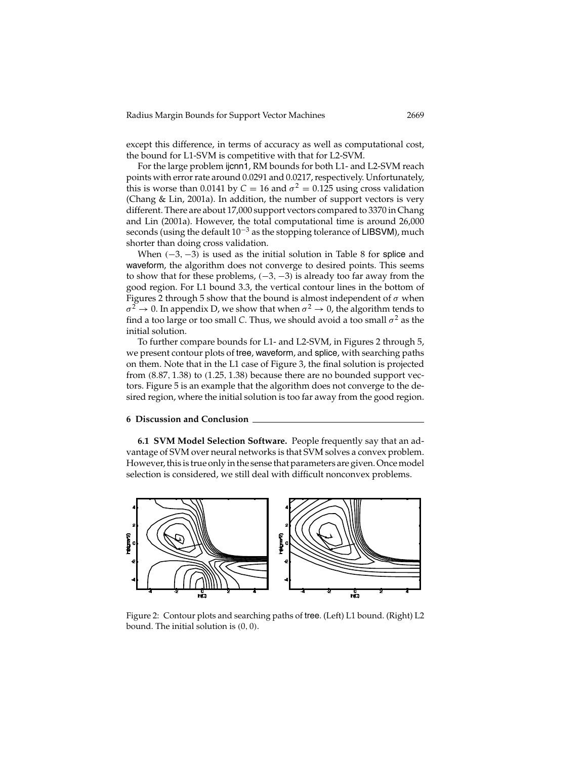except this difference, in terms of accuracy as well as computational cost, the bound for L1-SVM is competitive with that for L2-SVM.

For the large problem ijcnn1, RM bounds for both L1- and L2-SVM reach points with error rate around 0.0291 and 0.0217, respectively. Unfortunately, this is worse than 0.0141 by $C = 16$ and $\sigma^2 = 0.125$ using cross validation (Chang & Lin, 2001a). In addition, the number of support vectors is very different. There are about 17,000 support vectors compared to 3370 in Chang and Lin (2001a). However, the total computational time is around 26,000 seconds (using the default $10^{-3}$ as the stopping tolerance of LIBSVM), much shorter than doing cross validation.

When $(-3, -3)$ is used as the initial solution in Table 8 for splice and waveform, the algorithm does not converge to desired points. This seems to show that for these problems, $(-3, -3)$ is already too far away from the good region. For L1 bound 3.3, the vertical contour lines in the bottom of Figures 2 through 5 show that the bound is almost independent of $\sigma$ when $\sigma^2 \to 0$. In appendix D, we show that when $\sigma^2 \to 0$, the algorithm tends to find a too large or too small $C$. Thus, we should avoid a too small $\sigma^2$ as the initial solution.

To further compare bounds for L1- and L2-SVM, in Figures 2 through 5, we present contour plots of tree, waveform, and splice, with searching paths on them. Note that in the L1 case of Figure 3, the final solution is projected from $(8.87, 1.38)$ to $(1.25, 1.38)$ because there are no bounded support vectors. Figure 5 is an example that the algorithm does not converge to the desired region, where the initial solution is too far away from the good region.

## 6 Discussion and Conclusion

**6.1 SVM Model Selection Software.** People frequently say that an advantage of SVM over neural networks is that SVM solves a convex problem. However, this is true only in the sense that parameters are given. Once model selection is considered, we still deal with difficult nonconvex problems.

Figure 2: Contour plots and searching paths of tree. (Left) L1 bound. (Right) L2 bound. The initial solution is $(0, 0)$.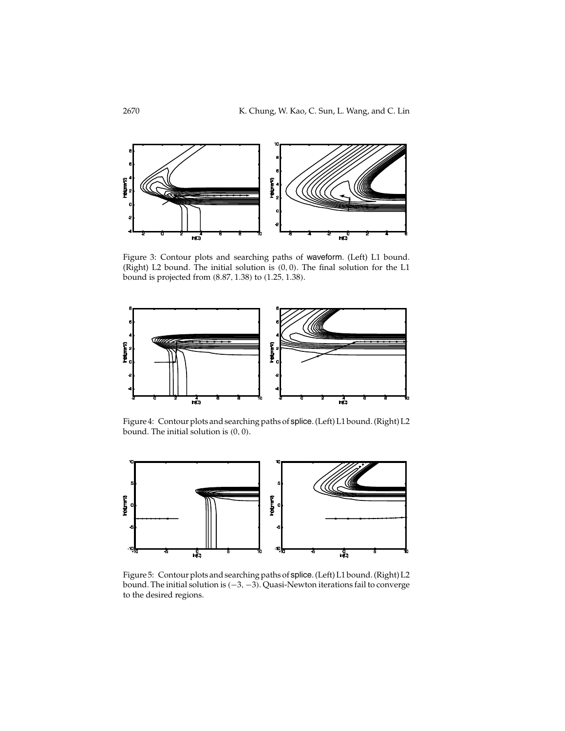Figure 3: Contour plots and searching paths of waveform. (Left) L1 bound. (Right) L2 bound. The initial solution is $(0, 0)$. The final solution for the L1 bound is projected from $(8.87, 1.38)$ to $(1.25, 1.38)$.

Figure 4: Contour plots and searching paths of splice. (Left) L1 bound. (Right) L2 bound. The initial solution is $(0, 0)$.

Figure 5: Contour plots and searching paths of splice. (Left) L1 bound. (Right) L2 bound. The initial solution is $(-3, -3)$. Quasi-Newton iterations fail to converge to the desired regions.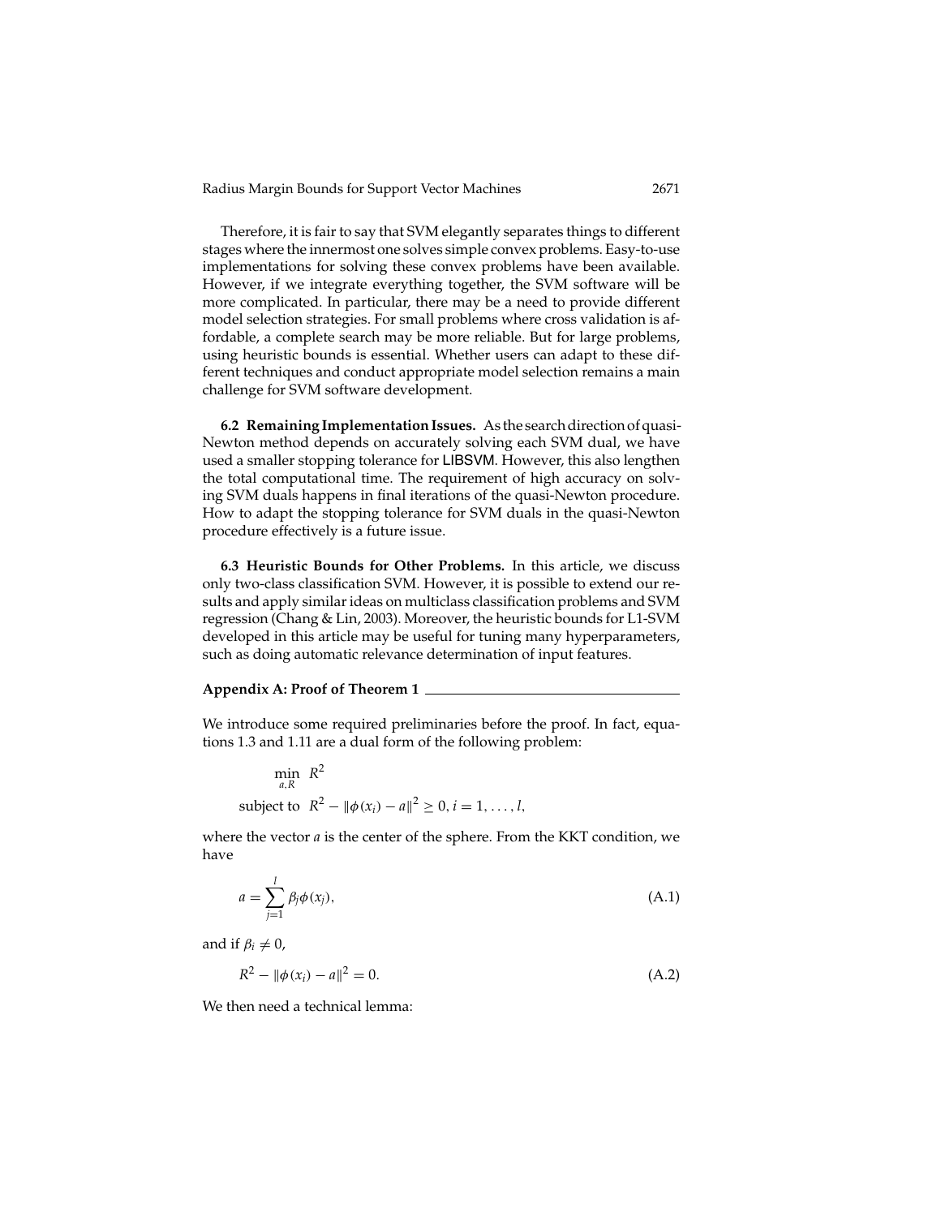Therefore, it is fair to say that SVM elegantly separates things to different stages where the innermost one solves simple convex problems. Easy-to-use implementations for solving these convex problems have been available. However, if we integrate everything together, the SVM software will be more complicated. In particular, there may be a need to provide different model selection strategies. For small problems where cross validation is affordable, a complete search may be more reliable. But for large problems, using heuristic bounds is essential. Whether users can adapt to these different techniques and conduct appropriate model selection remains a main challenge for SVM software development.

**6.2 Remaining Implementation Issues.** As the search direction of quasi-Newton method depends on accurately solving each SVM dual, we have used a smaller stopping tolerance for LIBSVM. However, this also lengthen the total computational time. The requirement of high accuracy on solving SVM duals happens in final iterations of the quasi-Newton procedure. How to adapt the stopping tolerance for SVM duals in the quasi-Newton procedure effectively is a future issue.

**6.3 Heuristic Bounds for Other Problems.** In this article, we discuss only two-class classification SVM. However, it is possible to extend our results and apply similar ideas on multiclass classification problems and SVM regression (Chang & Lin, 2003). Moreover, the heuristic bounds for L1-SVM developed in this article may be useful for tuning many hyperparameters, such as doing automatic relevance determination of input features.

## Appendix A: Proof of Theorem 1

We introduce some required preliminaries before the proof. In fact, equations 1.3 and 1.11 are a dual form of the following problem:

$$\min_{a,R} \; R^2$$

$$\text{subject to} \;\; R^2 - \|\phi(x_i) - a\|^2 \geq 0, i = 1, \ldots, l,$$

where the vector $a$ is the center of the sphere. From the KKT condition, we have

$$a = \sum_{j=1}^{l} \beta_j \phi(x_j), \tag{A.1}$$

and if $\beta_i \neq 0$,

$$R^2 - \|\phi(x_i) - a\|^2 = 0. \tag{A.2}$$

We then need a technical lemma: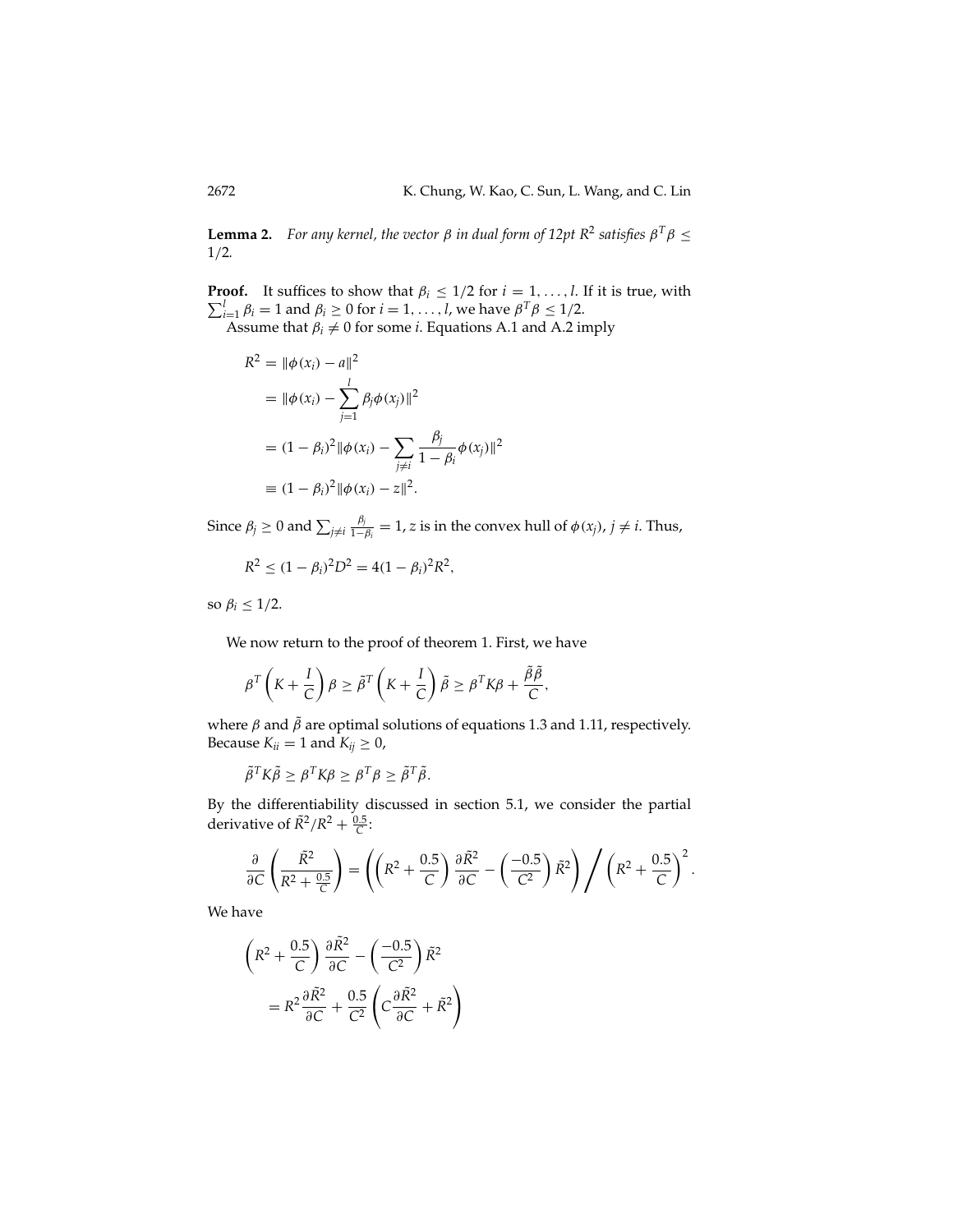**Lemma 2.** *For any kernel, the vector $\beta$ in dual form of 12pt $R^2$ satisfies $\beta^T\beta \leq 1/2$.*

**Proof.** It suffices to show that $\beta_i \leq 1/2$ for $i = 1, \ldots, l$. If it is true, with $\sum_{i=1}^{l} \beta_i = 1$ and $\beta_i \geq 0$ for $i = 1, \ldots, l$, we have $\beta^T\beta \leq 1/2$.

Assume that $\beta_i \neq 0$ for some $i$. Equations A.1 and A.2 imply

$$
\begin{aligned}
R^2 &= \|\phi(x_i) - a\|^2 \\
&= \|\phi(x_i) - \sum_{j=1}^{l} \beta_j \phi(x_j)\|^2 \\
&= (1-\beta_i)^2 \|\phi(x_i) - \sum_{j \neq i} \frac{\beta_j}{1-\beta_i} \phi(x_j)\|^2 \\
&\equiv (1-\beta_i)^2 \|\phi(x_i) - z\|^2.
\end{aligned}
$$

Since $\beta_j \geq 0$ and $\sum_{j \neq i} \frac{\beta_j}{1-\beta_i} = 1$, $z$ is in the convex hull of $\phi(x_j)$, $j \neq i$. Thus,

$$
R^2 \leq (1-\beta_i)^2 D^2 = 4(1-\beta_i)^2 R^2,
$$

so $\beta_i \leq 1/2$.

We now return to the proof of theorem 1. First, we have

$$
\beta^T \left(K + \frac{I}{C}\right) \beta \geq \tilde{\beta}^T \left(K + \frac{I}{C}\right) \tilde{\beta} \geq \beta^T K \beta + \frac{\tilde{\beta}\tilde{\beta}}{C},
$$

where $\beta$ and $\tilde{\beta}$ are optimal solutions of equations 1.3 and 1.11, respectively. Because $K_{ii} = 1$ and $K_{ij} \geq 0$,

$$
\tilde{\beta}^T K \tilde{\beta} \geq \beta^T K \beta \geq \beta^T \beta \geq \tilde{\beta}^T \tilde{\beta}.
$$

By the differentiability discussed in section 5.1, we consider the partial derivative of $\tilde{R}^2/R^2 + \frac{0.5}{C}$:

$$
\frac{\partial}{\partial C}\left(\frac{\tilde{R}^2}{R^2 + \frac{0.5}{C}}\right) = \left(\left(R^2 + \frac{0.5}{C}\right)\frac{\partial \tilde{R}^2}{\partial C} - \left(\frac{-0.5}{C^2}\right)\tilde{R}^2\right) \Bigg/ \left(R^2 + \frac{0.5}{C}\right)^2.
$$

We have

$$
\begin{aligned}
&\left(R^2 + \frac{0.5}{C}\right)\frac{\partial \tilde{R}^2}{\partial C} - \left(\frac{-0.5}{C^2}\right)\tilde{R}^2 \\
&\quad = R^2 \frac{\partial \tilde{R}^2}{\partial C} + \frac{0.5}{C^2}\left(C\frac{\partial \tilde{R}^2}{\partial C} + \tilde{R}^2\right)
\end{aligned}
$$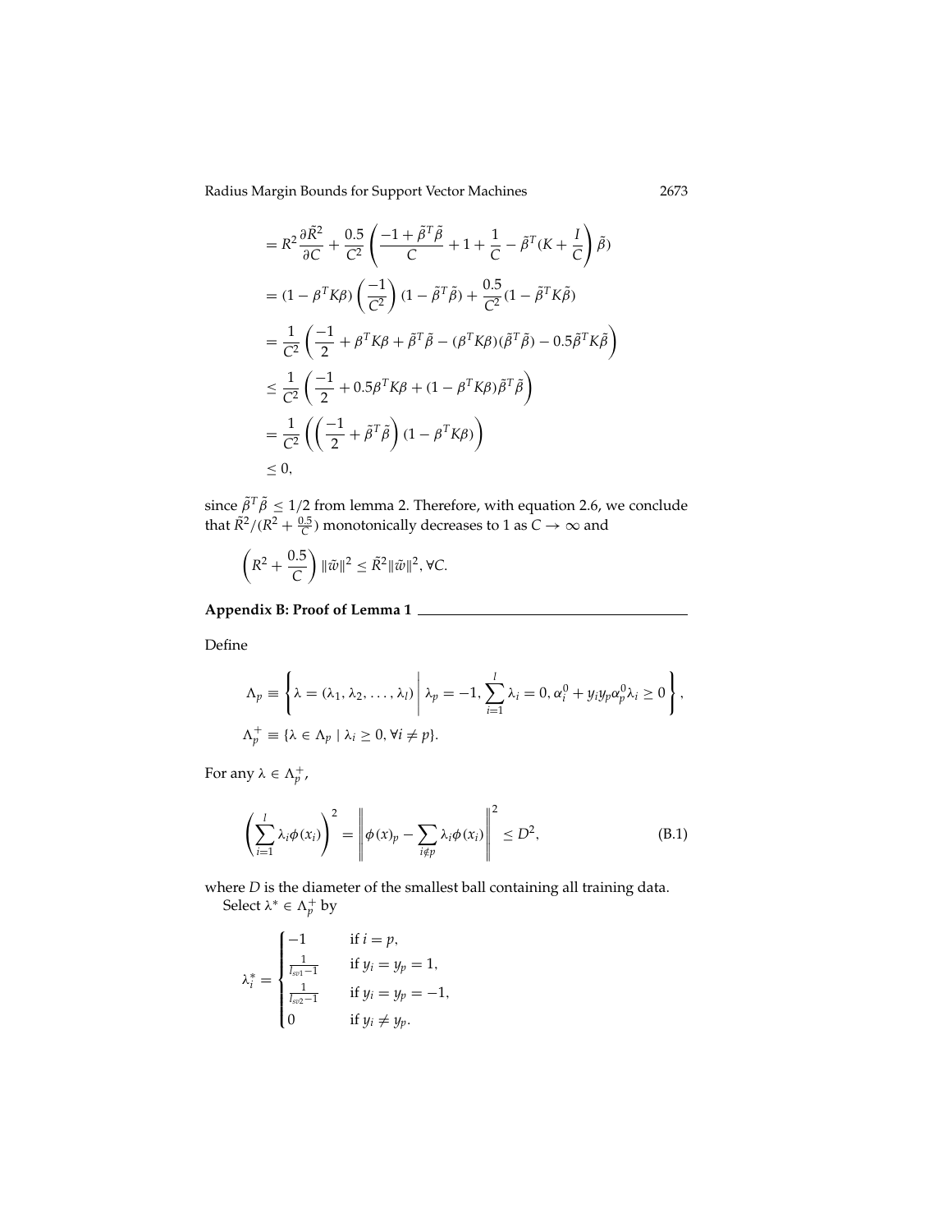$$
\begin{aligned}
&= R^2 \frac{\partial \tilde{R}^2}{\partial C} + \frac{0.5}{C^2} \left( \frac{-1 + \tilde{\beta}^T \tilde{\beta}}{C} + 1 + \frac{1}{C} - \tilde{\beta}^T (K + \frac{I}{C}) \tilde{\beta} \right) \\
&= (1 - \beta^T K \beta) \left( \frac{-1}{C^2} \right) (1 - \tilde{\beta}^T \tilde{\beta}) + \frac{0.5}{C^2} (1 - \tilde{\beta}^T K \tilde{\beta}) \\
&= \frac{1}{C^2} \left( \frac{-1}{2} + \beta^T K \beta + \tilde{\beta}^T \tilde{\beta} - (\beta^T K \beta)(\tilde{\beta}^T \tilde{\beta}) - 0.5 \tilde{\beta}^T K \tilde{\beta} \right) \\
&\leq \frac{1}{C^2} \left( \frac{-1}{2} + 0.5 \beta^T K \beta + (1 - \beta^T K \beta) \tilde{\beta}^T \tilde{\beta} \right) \\
&= \frac{1}{C^2} \left( \left( \frac{-1}{2} + \tilde{\beta}^T \tilde{\beta} \right) (1 - \beta^T K \beta) \right) \\
&\leq 0,
\end{aligned}
$$

since $\tilde{\beta}^T \tilde{\beta} \leq 1/2$ from lemma 2. Therefore, with equation 2.6, we conclude that $\tilde{R}^2 / (R^2 + \frac{0.5}{C})$ monotonically decreases to 1 as $C \to \infty$ and

$$
\left( R^2 + \frac{0.5}{C} \right) \|\tilde{w}\|^2 \leq \tilde{R}^2 \|\tilde{w}\|^2, \forall C.
$$

## Appendix B: Proof of Lemma 1

Define

$$
\Lambda_p \equiv \left\{ \lambda = (\lambda_1, \lambda_2, \ldots, \lambda_l) \,\middle|\, \lambda_p = -1, \sum_{i=1}^{l} \lambda_i = 0, \alpha_i^0 + y_i y_p \alpha_p^0 \lambda_i \geq 0 \right\},
$$

$$
\Lambda_p^+ \equiv \{ \lambda \in \Lambda_p \mid \lambda_i \geq 0, \forall i \neq p \}.
$$

For any $\lambda \in \Lambda_p^+$,

$$
\left( \sum_{i=1}^{l} \lambda_i \phi(x_i) \right)^2 = \left\| \phi(x)_p - \sum_{i \neq p} \lambda_i \phi(x_i) \right\|^2 \leq D^2, \tag{B.1}
$$

where $D$ is the diameter of the smallest ball containing all training data.

Select $\lambda^* \in \Lambda_p^+$ by

$$
\lambda_i^* = \begin{cases} -1 & \text{if } i = p, \\ \frac{1}{l_{sv1} - 1} & \text{if } y_i = y_p = 1, \\ \frac{1}{l_{sv2} - 1} & \text{if } y_i = y_p = -1, \\ 0 & \text{if } y_i \neq y_p. \end{cases}
$$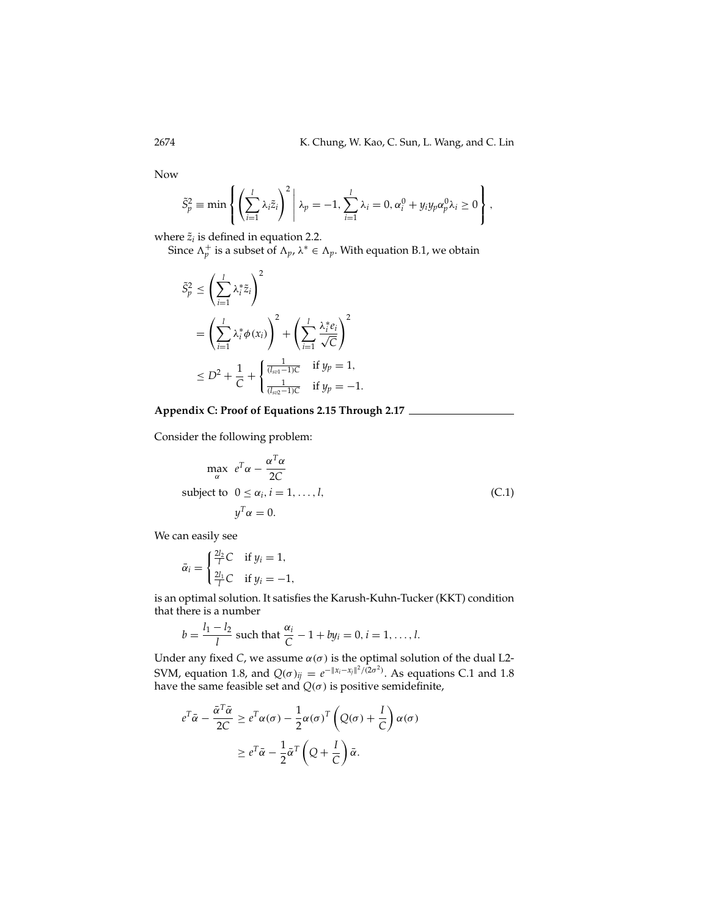Now

$$\tilde{S}_p^2 \equiv \min \left\{ \left( \sum_{i=1}^{l} \lambda_i \tilde{z}_i \right)^2 \;\middle|\; \lambda_p = -1, \sum_{i=1}^{l} \lambda_i = 0, \alpha_i^0 + y_i y_p \alpha_p^0 \lambda_i \geq 0 \right\},$$

where $\tilde{z}_i$ is defined in equation 2.2.

Since $\Lambda_p^+$ is a subset of $\Lambda_p$, $\lambda^* \in \Lambda_p$. With equation B.1, we obtain

$$\begin{aligned}
\tilde{S}_p^2 &\leq \left( \sum_{i=1}^{l} \lambda_i^* \tilde{z}_i \right)^2 \\
&= \left( \sum_{i=1}^{l} \lambda_i^* \phi(x_i) \right)^2 + \left( \sum_{i=1}^{l} \frac{\lambda_i^* e_i}{\sqrt{C}} \right)^2 \\
&\leq D^2 + \frac{1}{C} + \begin{cases} \frac{1}{(l_{sv1}-1)C} & \text{if } y_p = 1, \\ \frac{1}{(l_{sv2}-1)C} & \text{if } y_p = -1. \end{cases}
\end{aligned}$$

## Appendix C: Proof of Equations 2.15 Through 2.17

Consider the following problem:

$$\begin{aligned}
\max_{\alpha} \quad & e^T \alpha - \frac{\alpha^T \alpha}{2C} \\
\text{subject to} \quad & 0 \leq \alpha_i, i = 1, \ldots, l, \\
& y^T \alpha = 0.
\end{aligned} \tag{C.1}$$

We can easily see

$$\bar{\alpha}_i = \begin{cases} \frac{2l_2}{l} C & \text{if } y_i = 1, \\ \frac{2l_1}{l} C & \text{if } y_i = -1, \end{cases}$$

is an optimal solution. It satisfies the Karush-Kuhn-Tucker (KKT) condition that there is a number

$$b = \frac{l_1 - l_2}{l} \text{ such that } \frac{\alpha_i}{C} - 1 + b y_i = 0, i = 1, \ldots, l.$$

Under any fixed $C$, we assume $\alpha(\sigma)$ is the optimal solution of the dual L2-SVM, equation 1.8, and $Q(\sigma)_{ij} = e^{-\|x_i - x_j\|^2/(2\sigma^2)}$. As equations C.1 and 1.8 have the same feasible set and $Q(\sigma)$ is positive semidefinite,

$$\begin{aligned}
e^T \bar{\alpha} - \frac{\bar{\alpha}^T \bar{\alpha}}{2C} &\geq e^T \alpha(\sigma) - \frac{1}{2} \alpha(\sigma)^T \left( Q(\sigma) + \frac{I}{C} \right) \alpha(\sigma) \\
&\geq e^T \bar{\alpha} - \frac{1}{2} \bar{\alpha}^T \left( Q + \frac{I}{C} \right) \bar{\alpha}.
\end{aligned}$$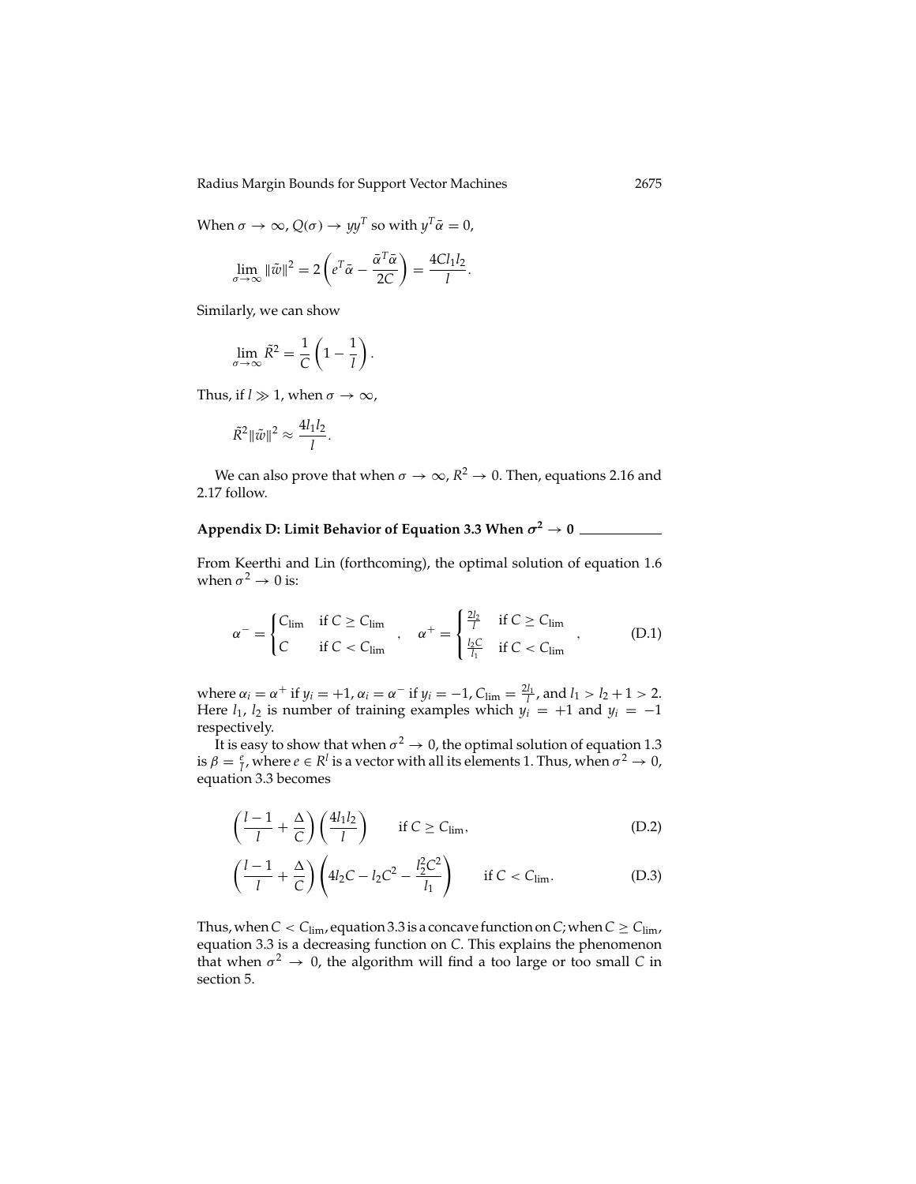When $\sigma \to \infty$, $Q(\sigma) \to yy^T$ so with $y^T\tilde{\alpha} = 0$,

$$\lim_{\sigma\to\infty} \|\tilde{w}\|^2 = 2\left(e^T\tilde{\alpha} - \frac{\tilde{\alpha}^T\tilde{\alpha}}{2C}\right) = \frac{4Cl_1l_2}{l}.$$

Similarly, we can show

$$\lim_{\sigma\to\infty} \tilde{R}^2 = \frac{1}{C}\left(1 - \frac{1}{l}\right).$$

Thus, if $l \gg 1$, when $\sigma \to \infty$,

$$\tilde{R}^2\|\tilde{w}\|^2 \approx \frac{4l_1l_2}{l}.$$

We can also prove that when $\sigma \to \infty$, $R^2 \to 0$. Then, equations 2.16 and 2.17 follow.

## Appendix D: Limit Behavior of Equation 3.3 When $\sigma^2 \to 0$

From Keerthi and Lin (forthcoming), the optimal solution of equation 1.6 when $\sigma^2 \to 0$ is:

$$\alpha^- = \begin{cases} C_{\text{lim}} & \text{if } C \geq C_{\text{lim}} \\ C & \text{if } C < C_{\text{lim}} \end{cases}, \quad \alpha^+ = \begin{cases} \frac{2l_2}{l} & \text{if } C \geq C_{\text{lim}} \\ \frac{l_2C}{l_1} & \text{if } C < C_{\text{lim}} \end{cases}, \tag{D.1}$$

where $\alpha_i = \alpha^+$ if $y_i = +1$, $\alpha_i = \alpha^-$ if $y_i = -1$, $C_{\text{lim}} = \frac{2l_1}{l}$, and $l_1 > l_2 + 1 > 2$. Here $l_1$, $l_2$ is number of training examples which $y_i = +1$ and $y_i = -1$ respectively.

It is easy to show that when $\sigma^2 \to 0$, the optimal solution of equation 1.3 is $\beta = \frac{e}{l}$, where $e \in R^l$ is a vector with all its elements 1. Thus, when $\sigma^2 \to 0$, equation 3.3 becomes

$$\left(\frac{l-1}{l} + \frac{\Delta}{C}\right)\left(\frac{4l_1l_2}{l}\right) \qquad \text{if } C \geq C_{\text{lim}}, \tag{D.2}$$

$$\left(\frac{l-1}{l} + \frac{\Delta}{C}\right)\left(4l_2C - l_2C^2 - \frac{l_2^2C^2}{l_1}\right) \qquad \text{if } C < C_{\text{lim}}. \tag{D.3}$$

Thus, when $C < C_{\text{lim}}$, equation 3.3 is a concave function on $C$; when $C \geq C_{\text{lim}}$, equation 3.3 is a decreasing function on $C$. This explains the phenomenon that when $\sigma^2 \to 0$, the algorithm will find a too large or too small $C$ in section 5.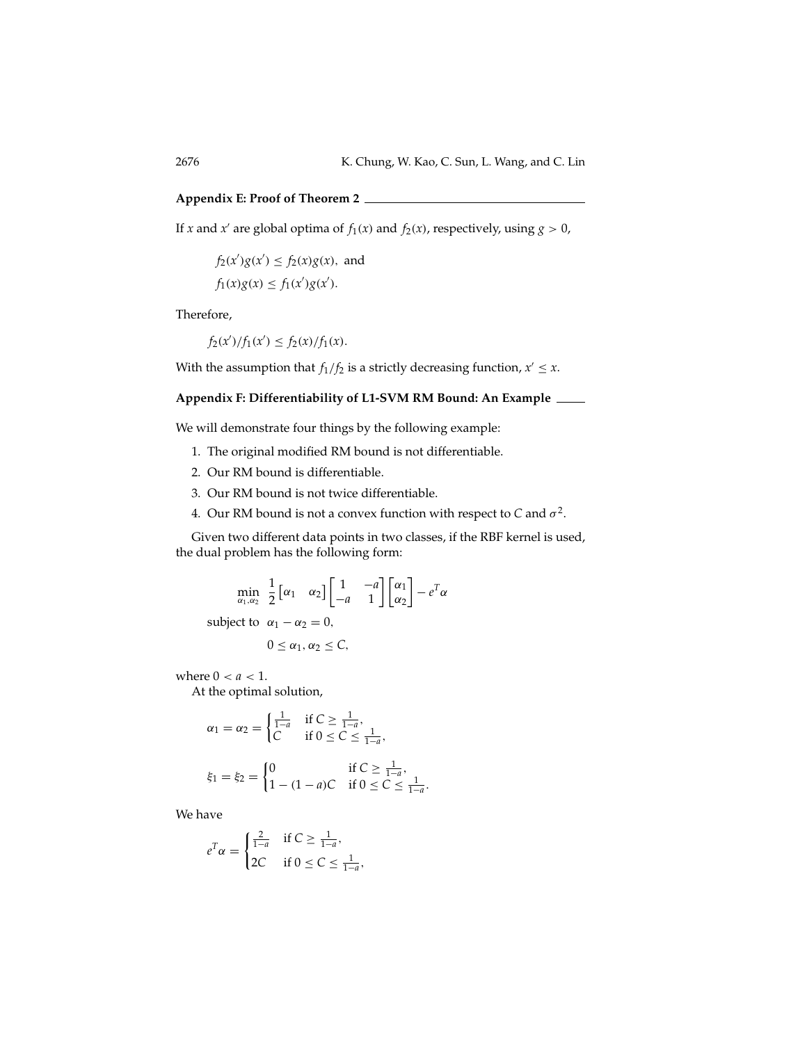## Appendix E: Proof of Theorem 2

If $x$ and $x'$ are global optima of $f_1(x)$ and $f_2(x)$, respectively, using $g > 0$,

$$f_2(x')g(x') \leq f_2(x)g(x), \text{ and}$$
$$f_1(x)g(x) \leq f_1(x')g(x').$$

Therefore,

$$f_2(x')/f_1(x') \leq f_2(x)/f_1(x).$$

With the assumption that $f_1/f_2$ is a strictly decreasing function, $x' \leq x$.

## Appendix F: Differentiability of L1-SVM RM Bound: An Example

We will demonstrate four things by the following example:

1. The original modified RM bound is not differentiable.
2. Our RM bound is differentiable.
3. Our RM bound is not twice differentiable.
4. Our RM bound is not a convex function with respect to $C$ and $\sigma^2$.

Given two different data points in two classes, if the RBF kernel is used, the dual problem has the following form:

$$\min_{\alpha_1,\alpha_2} \ \frac{1}{2}\begin{bmatrix}\alpha_1 & \alpha_2\end{bmatrix}\begin{bmatrix}1 & -a \\ -a & 1\end{bmatrix}\begin{bmatrix}\alpha_1 \\ \alpha_2\end{bmatrix} - e^T\alpha$$

$$\text{subject to } \ \alpha_1 - \alpha_2 = 0,$$
$$0 \leq \alpha_1, \alpha_2 \leq C,$$

where $0 < a < 1$.

At the optimal solution,

$$\alpha_1 = \alpha_2 = \begin{cases} \frac{1}{1-a} & \text{if } C \geq \frac{1}{1-a}, \\ C & \text{if } 0 \leq C \leq \frac{1}{1-a}, \end{cases}$$

$$\xi_1 = \xi_2 = \begin{cases} 0 & \text{if } C \geq \frac{1}{1-a}, \\ 1-(1-a)C & \text{if } 0 \leq C \leq \frac{1}{1-a}. \end{cases}$$

We have

$$e^T\alpha = \begin{cases} \frac{2}{1-a} & \text{if } C \geq \frac{1}{1-a}, \\ 2C & \text{if } 0 \leq C \leq \frac{1}{1-a}, \end{cases}$$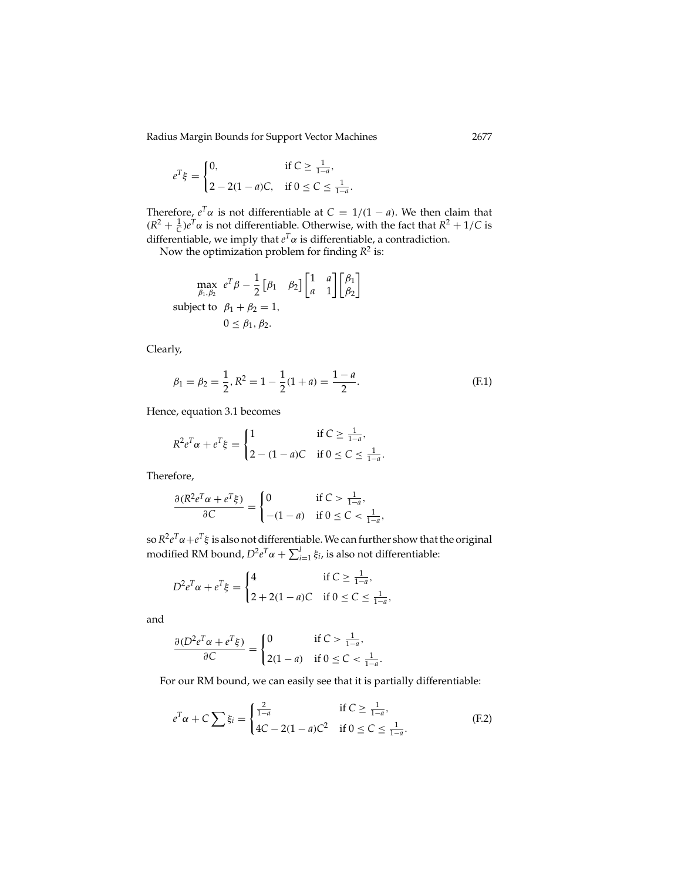$$e^T\xi = \begin{cases} 0, & \text{if } C \geq \frac{1}{1-a}, \\ 2 - 2(1-a)C, & \text{if } 0 \leq C \leq \frac{1}{1-a}. \end{cases}$$

Therefore, $e^T\alpha$ is not differentiable at $C = 1/(1-a)$. We then claim that $(R^2 + \frac{1}{C})e^T\alpha$ is not differentiable. Otherwise, with the fact that $R^2 + 1/C$ is differentiable, we imply that $e^T\alpha$ is differentiable, a contradiction.

Now the optimization problem for finding $R^2$ is:

$$\begin{aligned} \max_{\beta_1,\beta_2} \quad & e^T\beta - \frac{1}{2}\begin{bmatrix}\beta_1 & \beta_2\end{bmatrix}\begin{bmatrix}1 & a \\ a & 1\end{bmatrix}\begin{bmatrix}\beta_1 \\ \beta_2\end{bmatrix} \\ \text{subject to} \quad & \beta_1 + \beta_2 = 1, \\ & 0 \leq \beta_1, \beta_2. \end{aligned}$$

Clearly,

$$\beta_1 = \beta_2 = \frac{1}{2}, R^2 = 1 - \frac{1}{2}(1+a) = \frac{1-a}{2}. \tag{F.1}$$

Hence, equation 3.1 becomes

$$R^2 e^T\alpha + e^T\xi = \begin{cases} 1 & \text{if } C \geq \frac{1}{1-a}, \\ 2 - (1-a)C & \text{if } 0 \leq C \leq \frac{1}{1-a}. \end{cases}$$

Therefore,

$$\frac{\partial(R^2 e^T\alpha + e^T\xi)}{\partial C} = \begin{cases} 0 & \text{if } C > \frac{1}{1-a}, \\ -(1-a) & \text{if } 0 \leq C < \frac{1}{1-a}, \end{cases}$$

so $R^2 e^T\alpha + e^T\xi$ is also not differentiable. We can further show that the original modified RM bound, $D^2 e^T\alpha + \sum_{i=1}^{l}\xi_i$, is also not differentiable:

$$D^2 e^T\alpha + e^T\xi = \begin{cases} 4 & \text{if } C \geq \frac{1}{1-a}, \\ 2 + 2(1-a)C & \text{if } 0 \leq C \leq \frac{1}{1-a}, \end{cases}$$

and

$$\frac{\partial(D^2 e^T\alpha + e^T\xi)}{\partial C} = \begin{cases} 0 & \text{if } C > \frac{1}{1-a}, \\ 2(1-a) & \text{if } 0 \leq C < \frac{1}{1-a}. \end{cases}$$

For our RM bound, we can easily see that it is partially differentiable:

$$e^T\alpha + C\sum \xi_i = \begin{cases} \frac{2}{1-a} & \text{if } C \geq \frac{1}{1-a}, \\ 4C - 2(1-a)C^2 & \text{if } 0 \leq C \leq \frac{1}{1-a}. \end{cases} \tag{F.2}$$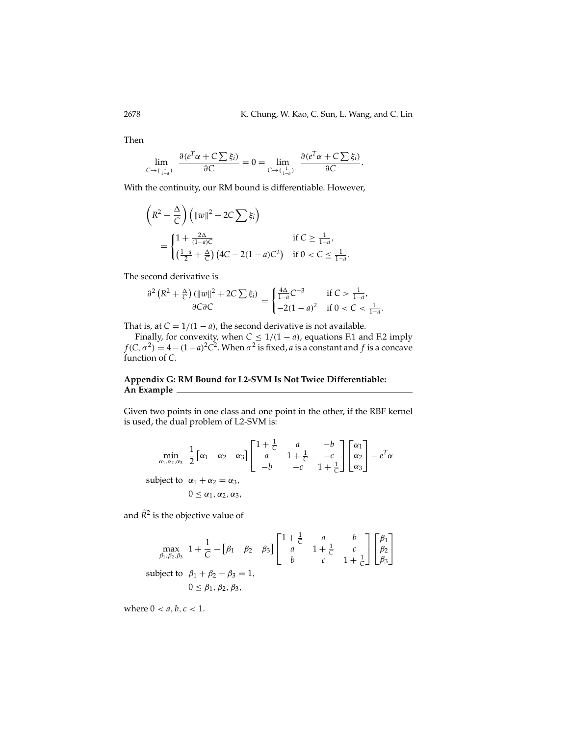Then

$$\lim_{C \to (\frac{1}{1-a})^-} \frac{\partial (e^T \alpha + C \sum \xi_i)}{\partial C} = 0 = \lim_{C \to (\frac{1}{1-a})^+} \frac{\partial (e^T \alpha + C \sum \xi_i)}{\partial C}.$$

With the continuity, our RM bound is differentiable. However,

$$\begin{aligned}
&\left(R^2 + \frac{\Delta}{C}\right)\left(\|w\|^2 + 2C \sum \xi_i\right) \\
&\quad = \begin{cases} 1 + \frac{2\Delta}{(1-a)C} & \text{if } C \geq \frac{1}{1-a}, \\ \left(\frac{1-a}{2} + \frac{\Delta}{C}\right)\left(4C - 2(1-a)C^2\right) & \text{if } 0 < C \leq \frac{1}{1-a}. \end{cases}
\end{aligned}$$

The second derivative is

$$\frac{\partial^2 \left(R^2 + \frac{\Delta}{C}\right)(\|w\|^2 + 2C \sum \xi_i)}{\partial C \partial C} = \begin{cases} \frac{4\Delta}{1-a} C^{-3} & \text{if } C > \frac{1}{1-a}, \\ -2(1-a)^2 & \text{if } 0 < C < \frac{1}{1-a}. \end{cases}$$

That is, at $C = 1/(1-a)$, the second derivative is not available.

Finally, for convexity, when $C \leq 1/(1-a)$, equations F.1 and F.2 imply $f(C, \sigma^2) = 4 - (1-a)^2 C^2$. When $\sigma^2$ is fixed, $a$ is a constant and $f$ is a concave function of $C$.

## Appendix G: RM Bound for L2-SVM Is Not Twice Differentiable: An Example

Given two points in one class and one point in the other, if the RBF kernel is used, the dual problem of L2-SVM is:

$$\begin{aligned}
\min_{\alpha_1, \alpha_2, \alpha_3} \quad & \frac{1}{2} \begin{bmatrix} \alpha_1 & \alpha_2 & \alpha_3 \end{bmatrix} \begin{bmatrix} 1 + \frac{1}{C} & a & -b \\ a & 1 + \frac{1}{C} & -c \\ -b & -c & 1 + \frac{1}{C} \end{bmatrix} \begin{bmatrix} \alpha_1 \\ \alpha_2 \\ \alpha_3 \end{bmatrix} - e^T \alpha \\
\text{subject to} \quad & \alpha_1 + \alpha_2 = \alpha_3, \\
& 0 \leq \alpha_1, \alpha_2, \alpha_3,
\end{aligned}$$

and $\tilde{R}^2$ is the objective value of

$$\begin{aligned}
\max_{\beta_1, \beta_2, \beta_3} \quad & 1 + \frac{1}{C} - \begin{bmatrix} \beta_1 & \beta_2 & \beta_3 \end{bmatrix} \begin{bmatrix} 1 + \frac{1}{C} & a & b \\ a & 1 + \frac{1}{C} & c \\ b & c & 1 + \frac{1}{C} \end{bmatrix} \begin{bmatrix} \beta_1 \\ \beta_2 \\ \beta_3 \end{bmatrix} \\
\text{subject to} \quad & \beta_1 + \beta_2 + \beta_3 = 1, \\
& 0 \leq \beta_1, \beta_2, \beta_3,
\end{aligned}$$

where $0 < a, b, c < 1$.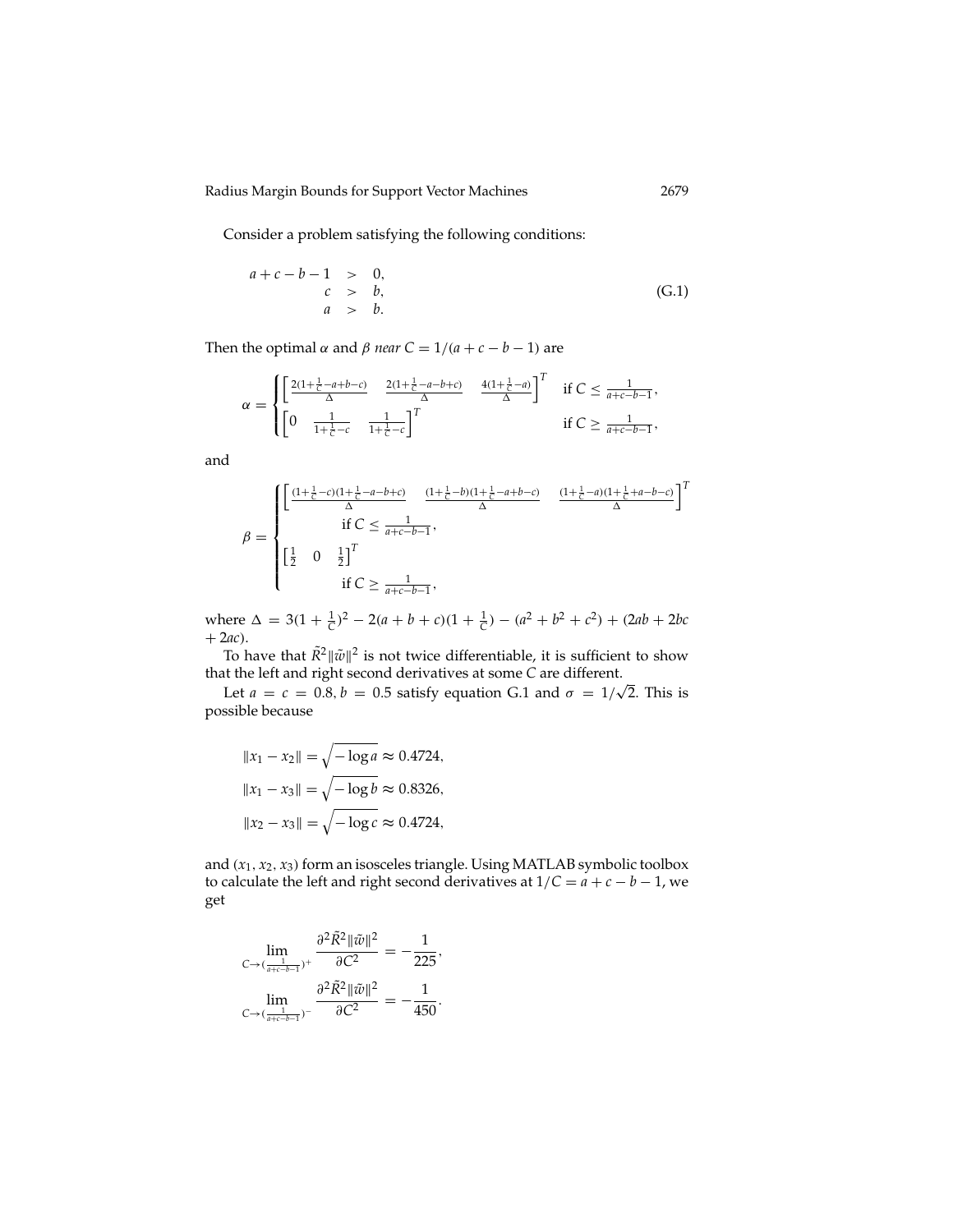Consider a problem satisfying the following conditions:

$$
\begin{aligned}
a + c - b - 1 &> 0, \\
c &> b, \\
a &> b.
\end{aligned}
\tag{G.1}
$$

Then the optimal $\alpha$ and $\beta$ *near* $C = 1/(a + c - b - 1)$ are

$$
\alpha = \begin{cases}
\left[\frac{2(1+\frac{1}{C}-a+b-c)}{\Delta} \quad \frac{2(1+\frac{1}{C}-a-b+c)}{\Delta} \quad \frac{4(1+\frac{1}{C}-a)}{\Delta}\right]^T & \text{if } C \le \frac{1}{a+c-b-1}, \\
\left[0 \quad \frac{1}{1+\frac{1}{C}-c} \quad \frac{1}{1+\frac{1}{C}-c}\right]^T & \text{if } C \ge \frac{1}{a+c-b-1},
\end{cases}
$$

and

$$
\beta = \begin{cases}
\left[\frac{(1+\frac{1}{C}-c)(1+\frac{1}{C}-a-b+c)}{\Delta} \quad \frac{(1+\frac{1}{C}-b)(1+\frac{1}{C}-a+b-c)}{\Delta} \quad \frac{(1+\frac{1}{C}-a)(1+\frac{1}{C}+a-b-c)}{\Delta}\right]^T \\
\qquad \text{if } C \le \frac{1}{a+c-b-1}, \\
\left[\frac{1}{2} \quad 0 \quad \frac{1}{2}\right]^T \\
\qquad \text{if } C \ge \frac{1}{a+c-b-1},
\end{cases}
$$

where $\Delta = 3(1 + \frac{1}{C})^2 - 2(a + b + c)(1 + \frac{1}{C}) - (a^2 + b^2 + c^2) + (2ab + 2bc + 2ac)$.

To have that $\tilde{R}^2\|\tilde{w}\|^2$ is not twice differentiable, it is sufficient to show that the left and right second derivatives at some $C$ are different.

Let $a = c = 0.8, b = 0.5$ satisfy equation G.1 and $\sigma = 1/\sqrt{2}$. This is possible because

$$
\begin{aligned}
\|x_1 - x_2\| &= \sqrt{-\log a} \approx 0.4724, \\
\|x_1 - x_3\| &= \sqrt{-\log b} \approx 0.8326, \\
\|x_2 - x_3\| &= \sqrt{-\log c} \approx 0.4724,
\end{aligned}
$$

and $(x_1, x_2, x_3)$ form an isosceles triangle. Using MATLAB symbolic toolbox to calculate the left and right second derivatives at $1/C = a + c - b - 1$, we get

$$
\begin{aligned}
\lim_{C \to (\frac{1}{a+c-b-1})^+} \frac{\partial^2 \tilde{R}^2\|\tilde{w}\|^2}{\partial C^2} &= -\frac{1}{225}, \\
\lim_{C \to (\frac{1}{a+c-b-1})^-} \frac{\partial^2 \tilde{R}^2\|\tilde{w}\|^2}{\partial C^2} &= -\frac{1}{450}.
\end{aligned}
$$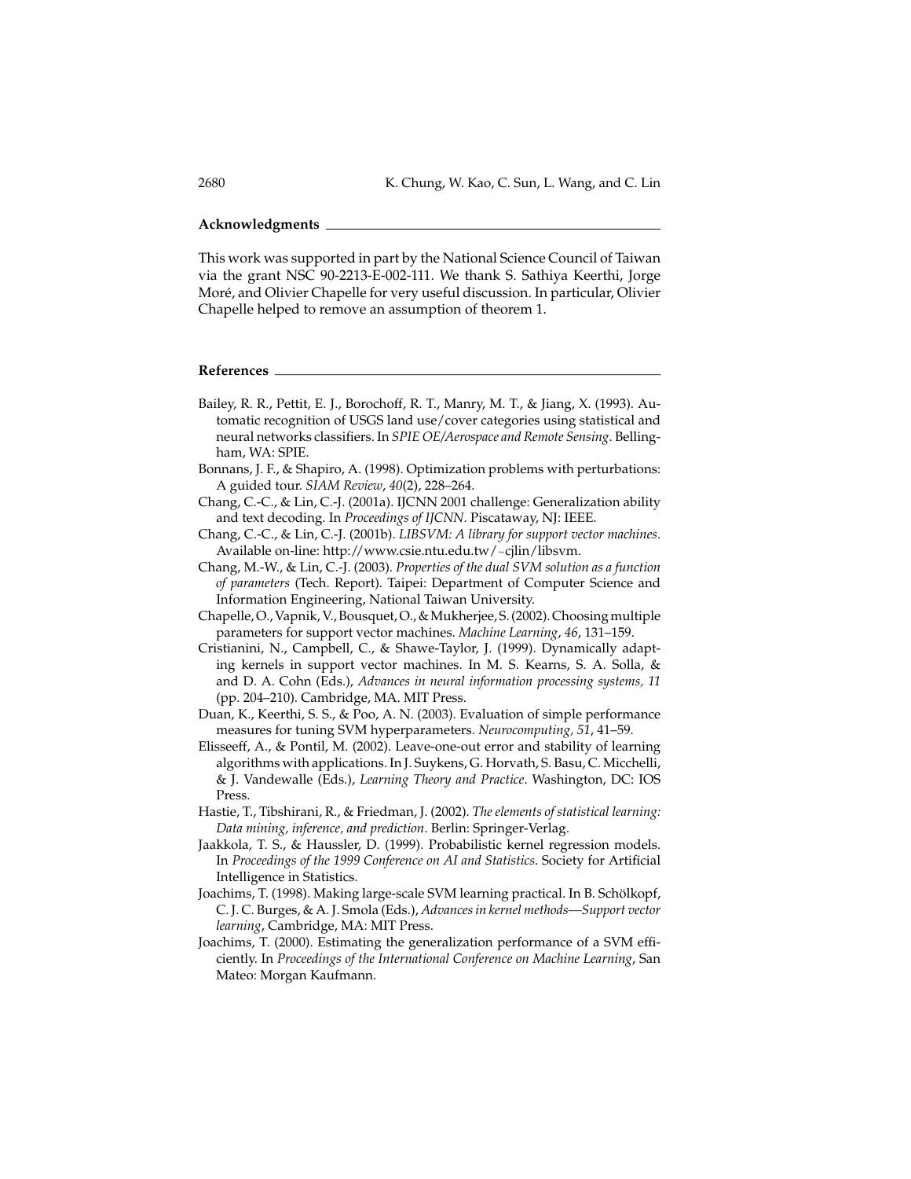## Acknowledgments

This work was supported in part by the National Science Council of Taiwan via the grant NSC 90-2213-E-002-111. We thank S. Sathiya Keerthi, Jorge Moré, and Olivier Chapelle for very useful discussion. In particular, Olivier Chapelle helped to remove an assumption of theorem 1.

## References

Bailey, R. R., Pettit, E. J., Borochoff, R. T., Manry, M. T., & Jiang, X. (1993). Automatic recognition of USGS land use/cover categories using statistical and neural networks classifiers. In *SPIE OE/Aerospace and Remote Sensing*. Bellingham, WA: SPIE.

Bonnans, J. F., & Shapiro, A. (1998). Optimization problems with perturbations: A guided tour. *SIAM Review*, *40*(2), 228–264.

Chang, C.-C., & Lin, C.-J. (2001a). IJCNN 2001 challenge: Generalization ability and text decoding. In *Proceedings of IJCNN*. Piscataway, NJ: IEEE.

Chang, C.-C., & Lin, C.-J. (2001b). *LIBSVM: A library for support vector machines*. Available on-line: http://www.csie.ntu.edu.tw/~cjlin/libsvm.

Chang, M.-W., & Lin, C.-J. (2003). *Properties of the dual SVM solution as a function of parameters* (Tech. Report). Taipei: Department of Computer Science and Information Engineering, National Taiwan University.

Chapelle, O., Vapnik, V., Bousquet, O., & Mukherjee, S. (2002). Choosing multiple parameters for support vector machines. *Machine Learning*, *46*, 131–159.

Cristianini, N., Campbell, C., & Shawe-Taylor, J. (1999). Dynamically adapting kernels in support vector machines. In M. S. Kearns, S. A. Solla, & and D. A. Cohn (Eds.), *Advances in neural information processing systems, 11* (pp. 204–210). Cambridge, MA. MIT Press.

Duan, K., Keerthi, S. S., & Poo, A. N. (2003). Evaluation of simple performance measures for tuning SVM hyperparameters. *Neurocomputing, 51*, 41–59.

Elisseeff, A., & Pontil, M. (2002). Leave-one-out error and stability of learning algorithms with applications. In J. Suykens, G. Horvath, S. Basu, C. Micchelli, & J. Vandewalle (Eds.), *Learning Theory and Practice*. Washington, DC: IOS Press.

Hastie, T., Tibshirani, R., & Friedman, J. (2002). *The elements of statistical learning: Data mining, inference, and prediction*. Berlin: Springer-Verlag.

Jaakkola, T. S., & Haussler, D. (1999). Probabilistic kernel regression models. In *Proceedings of the 1999 Conference on AI and Statistics*. Society for Artificial Intelligence in Statistics.

Joachims, T. (1998). Making large-scale SVM learning practical. In B. Schölkopf, C. J. C. Burges, & A. J. Smola (Eds.), *Advances in kernel methods—Support vector learning*, Cambridge, MA: MIT Press.

Joachims, T. (2000). Estimating the generalization performance of a SVM efficiently. In *Proceedings of the International Conference on Machine Learning*, San Mateo: Morgan Kaufmann.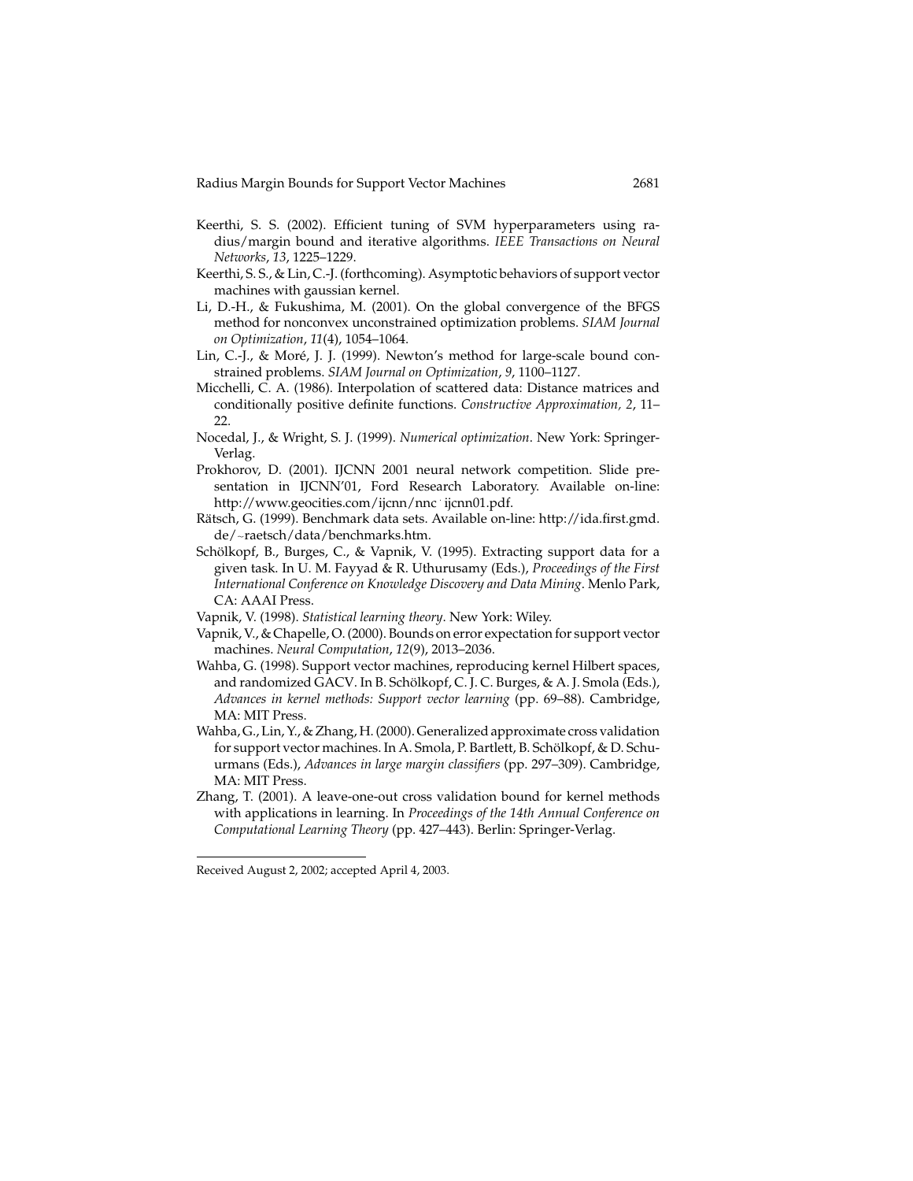Keerthi, S. S. (2002). Efficient tuning of SVM hyperparameters using radius/margin bound and iterative algorithms. *IEEE Transactions on Neural Networks*, *13*, 1225–1229.

Keerthi, S. S., & Lin, C.-J. (forthcoming). Asymptotic behaviors of support vector machines with gaussian kernel.

Li, D.-H., & Fukushima, M. (2001). On the global convergence of the BFGS method for nonconvex unconstrained optimization problems. *SIAM Journal on Optimization*, *11*(4), 1054–1064.

Lin, C.-J., & Moré, J. J. (1999). Newton's method for large-scale bound constrained problems. *SIAM Journal on Optimization*, *9*, 1100–1127.

Micchelli, C. A. (1986). Interpolation of scattered data: Distance matrices and conditionally positive definite functions. *Constructive Approximation, 2*, 11–22.

Nocedal, J., & Wright, S. J. (1999). *Numerical optimization*. New York: Springer-Verlag.

Prokhorov, D. (2001). IJCNN 2001 neural network competition. Slide presentation in IJCNN'01, Ford Research Laboratory. Available on-line: http://www.geocities.com/ijcnn/nnc ijcnn01.pdf.

Rätsch, G. (1999). Benchmark data sets. Available on-line: http://ida.first.gmd.de/~raetsch/data/benchmarks.htm.

Schölkopf, B., Burges, C., & Vapnik, V. (1995). Extracting support data for a given task. In U. M. Fayyad & R. Uthurusamy (Eds.), *Proceedings of the First International Conference on Knowledge Discovery and Data Mining*. Menlo Park, CA: AAAI Press.

Vapnik, V. (1998). *Statistical learning theory*. New York: Wiley.

Vapnik, V., & Chapelle, O. (2000). Bounds on error expectation for support vector machines. *Neural Computation*, *12*(9), 2013–2036.

Wahba, G. (1998). Support vector machines, reproducing kernel Hilbert spaces, and randomized GACV. In B. Schölkopf, C. J. C. Burges, & A. J. Smola (Eds.), *Advances in kernel methods: Support vector learning* (pp. 69–88). Cambridge, MA: MIT Press.

Wahba, G., Lin, Y., & Zhang, H. (2000). Generalized approximate cross validation for support vector machines. In A. Smola, P. Bartlett, B. Schölkopf, & D. Schuurmans (Eds.), *Advances in large margin classifiers* (pp. 297–309). Cambridge, MA: MIT Press.

Zhang, T. (2001). A leave-one-out cross validation bound for kernel methods with applications in learning. In *Proceedings of the 14th Annual Conference on Computational Learning Theory* (pp. 427–443). Berlin: Springer-Verlag.

---

Received August 2, 2002; accepted April 4, 2003.